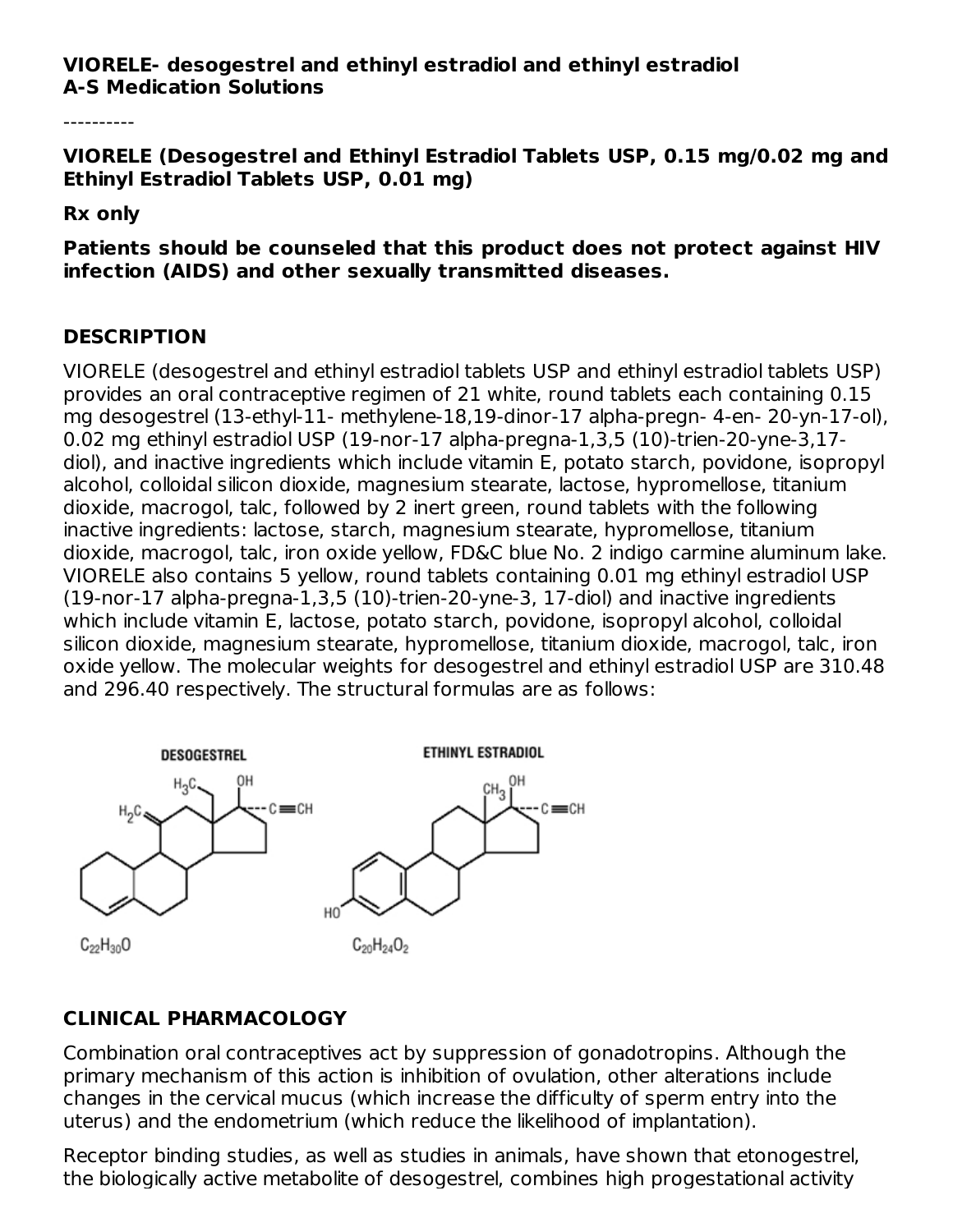**VIORELE- desogestrel and ethinyl estradiol and ethinyl estradiol**
**A-S Medication Solutions**

----------

**VIORELE (Desogestrel and Ethinyl Estradiol Tablets USP, 0.15 mg/0.02 mg and Ethinyl Estradiol Tablets USP, 0.01 mg)**

**Rx only**

**Patients should be counseled that this product does not protect against HIV infection (AIDS) and other sexually transmitted diseases.**

## DESCRIPTION

VIORELE (desogestrel and ethinyl estradiol tablets USP and ethinyl estradiol tablets USP) provides an oral contraceptive regimen of 21 white, round tablets each containing 0.15 mg desogestrel (13-ethyl-11- methylene-18,19-dinor-17 alpha-pregn- 4-en- 20-yn-17-ol), 0.02 mg ethinyl estradiol USP (19-nor-17 alpha-pregna-1,3,5 (10)-trien-20-yne-3,17-diol), and inactive ingredients which include vitamin E, potato starch, povidone, isopropyl alcohol, colloidal silicon dioxide, magnesium stearate, lactose, hypromellose, titanium dioxide, macrogol, talc, followed by 2 inert green, round tablets with the following inactive ingredients: lactose, starch, magnesium stearate, hypromellose, titanium dioxide, macrogol, talc, iron oxide yellow, FD&C blue No. 2 indigo carmine aluminum lake. VIORELE also contains 5 yellow, round tablets containing 0.01 mg ethinyl estradiol USP (19-nor-17 alpha-pregna-1,3,5 (10)-trien-20-yne-3, 17-diol) and inactive ingredients which include vitamin E, lactose, potato starch, povidone, isopropyl alcohol, colloidal silicon dioxide, magnesium stearate, hypromellose, titanium dioxide, macrogol, talc, iron oxide yellow. The molecular weights for desogestrel and ethinyl estradiol USP are 310.48 and 296.40 respectively. The structural formulas are as follows:

DESOGESTREL

$C_{22}H_{30}O$

ETHINYL ESTRADIOL

$C_{20}H_{24}O_2$

## CLINICAL PHARMACOLOGY

Combination oral contraceptives act by suppression of gonadotropins. Although the primary mechanism of this action is inhibition of ovulation, other alterations include changes in the cervical mucus (which increase the difficulty of sperm entry into the uterus) and the endometrium (which reduce the likelihood of implantation).

Receptor binding studies, as well as studies in animals, have shown that etonogestrel, the biologically active metabolite of desogestrel, combines high progestational activity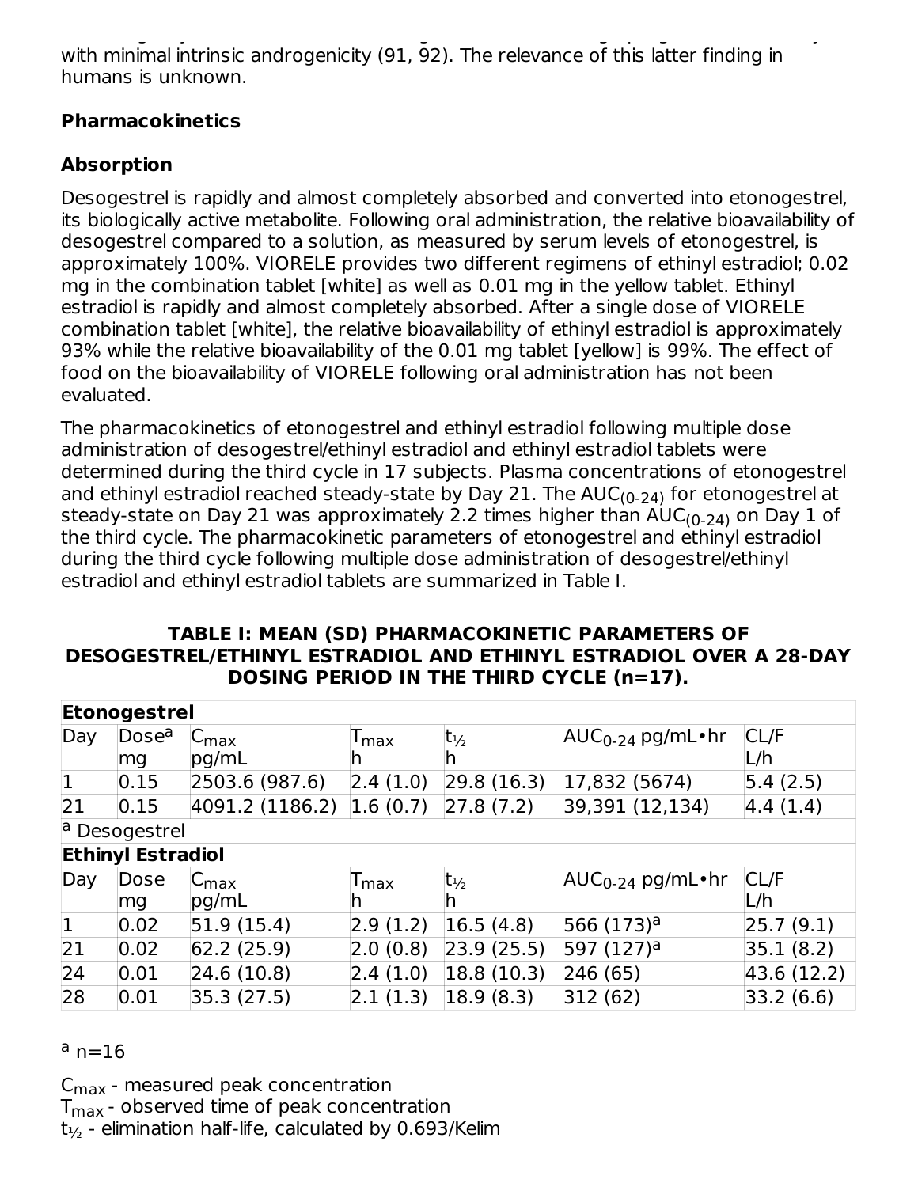with minimal intrinsic androgenicity (91, 92). The relevance of this latter finding in humans is unknown.

## Pharmacokinetics

### Absorption

Desogestrel is rapidly and almost completely absorbed and converted into etonogestrel, its biologically active metabolite. Following oral administration, the relative bioavailability of desogestrel compared to a solution, as measured by serum levels of etonogestrel, is approximately 100%. VIORELE provides two different regimens of ethinyl estradiol; 0.02 mg in the combination tablet [white] as well as 0.01 mg in the yellow tablet. Ethinyl estradiol is rapidly and almost completely absorbed. After a single dose of VIORELE combination tablet [white], the relative bioavailability of ethinyl estradiol is approximately 93% while the relative bioavailability of the 0.01 mg tablet [yellow] is 99%. The effect of food on the bioavailability of VIORELE following oral administration has not been evaluated.

The pharmacokinetics of etonogestrel and ethinyl estradiol following multiple dose administration of desogestrel/ethinyl estradiol and ethinyl estradiol tablets were determined during the third cycle in 17 subjects. Plasma concentrations of etonogestrel and ethinyl estradiol reached steady-state by Day 21. The $AUC_{(0\text{-}24)}$ for etonogestrel at steady-state on Day 21 was approximately 2.2 times higher than $AUC_{(0\text{-}24)}$ on Day 1 of the third cycle. The pharmacokinetic parameters of etonogestrel and ethinyl estradiol during the third cycle following multiple dose administration of desogestrel/ethinyl estradiol and ethinyl estradiol tablets are summarized in Table I.

**TABLE I: MEAN (SD) PHARMACOKINETIC PARAMETERS OF DESOGESTREL/ETHINYL ESTRADIOL AND ETHINYL ESTRADIOL OVER A 28-DAY DOSING PERIOD IN THE THIRD CYCLE (n=17).**

| **Etonogestrel** | | | | | | |
|---|---|---|---|---|---|---|
| Day | Dose[a] mg | $C_{max}$ pg/mL | $T_{max}$ h | $t_{½}$ h | $AUC_{0\text{-}24}$ pg/mL•hr | CL/F L/h |
| 1 | 0.15 | 2503.6 (987.6) | 2.4 (1.0) | 29.8 (16.3) | 17,832 (5674) | 5.4 (2.5) |
| 21 | 0.15 | 4091.2 (1186.2) | 1.6 (0.7) | 27.8 (7.2) | 39,391 (12,134) | 4.4 (1.4) |
| [a] Desogestrel | | | | | | |
| **Ethinyl Estradiol** | | | | | | |
| Day | Dose mg | $C_{max}$ pg/mL | $T_{max}$ h | $t_{½}$ h | $AUC_{0\text{-}24}$ pg/mL•hr | CL/F L/h |
| 1 | 0.02 | 51.9 (15.4) | 2.9 (1.2) | 16.5 (4.8) | 566 (173)[a] | 25.7 (9.1) |
| 21 | 0.02 | 62.2 (25.9) | 2.0 (0.8) | 23.9 (25.5) | 597 (127)[a] | 35.1 (8.2) |
| 24 | 0.01 | 24.6 (10.8) | 2.4 (1.0) | 18.8 (10.3) | 246 (65) | 43.6 (12.2) |
| 28 | 0.01 | 35.3 (27.5) | 2.1 (1.3) | 18.9 (8.3) | 312 (62) | 33.2 (6.6) |

[a] n=16

$C_{max}$ - measured peak concentration
$T_{max}$ - observed time of peak concentration
$t_{½}$ - elimination half-life, calculated by 0.693/Kelim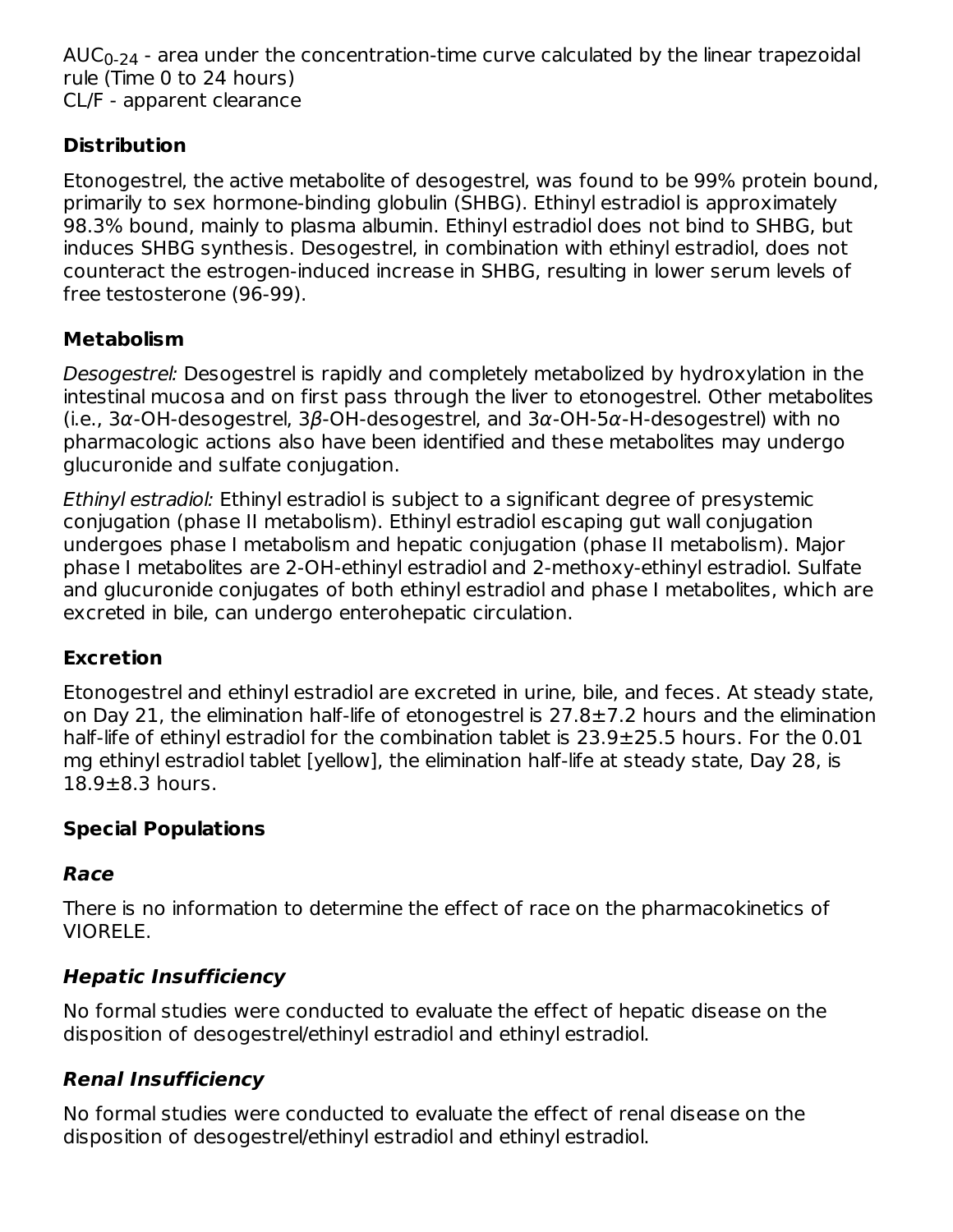$AUC_{0-24}$ - area under the concentration-time curve calculated by the linear trapezoidal rule (Time 0 to 24 hours)
CL/F - apparent clearance

**Distribution**

Etonogestrel, the active metabolite of desogestrel, was found to be 99% protein bound, primarily to sex hormone-binding globulin (SHBG). Ethinyl estradiol is approximately 98.3% bound, mainly to plasma albumin. Ethinyl estradiol does not bind to SHBG, but induces SHBG synthesis. Desogestrel, in combination with ethinyl estradiol, does not counteract the estrogen-induced increase in SHBG, resulting in lower serum levels of free testosterone (96-99).

**Metabolism**

*Desogestrel:* Desogestrel is rapidly and completely metabolized by hydroxylation in the intestinal mucosa and on first pass through the liver to etonogestrel. Other metabolites (i.e., 3$\alpha$-OH-desogestrel, 3$\beta$-OH-desogestrel, and 3$\alpha$-OH-5$\alpha$-H-desogestrel) with no pharmacologic actions also have been identified and these metabolites may undergo glucuronide and sulfate conjugation.

*Ethinyl estradiol:* Ethinyl estradiol is subject to a significant degree of presystemic conjugation (phase II metabolism). Ethinyl estradiol escaping gut wall conjugation undergoes phase I metabolism and hepatic conjugation (phase II metabolism). Major phase I metabolites are 2-OH-ethinyl estradiol and 2-methoxy-ethinyl estradiol. Sulfate and glucuronide conjugates of both ethinyl estradiol and phase I metabolites, which are excreted in bile, can undergo enterohepatic circulation.

**Excretion**

Etonogestrel and ethinyl estradiol are excreted in urine, bile, and feces. At steady state, on Day 21, the elimination half-life of etonogestrel is 27.8±7.2 hours and the elimination half-life of ethinyl estradiol for the combination tablet is 23.9±25.5 hours. For the 0.01 mg ethinyl estradiol tablet [yellow], the elimination half-life at steady state, Day 28, is 18.9±8.3 hours.

**Special Populations**

***Race***

There is no information to determine the effect of race on the pharmacokinetics of VIORELE.

***Hepatic Insufficiency***

No formal studies were conducted to evaluate the effect of hepatic disease on the disposition of desogestrel/ethinyl estradiol and ethinyl estradiol.

***Renal Insufficiency***

No formal studies were conducted to evaluate the effect of renal disease on the disposition of desogestrel/ethinyl estradiol and ethinyl estradiol.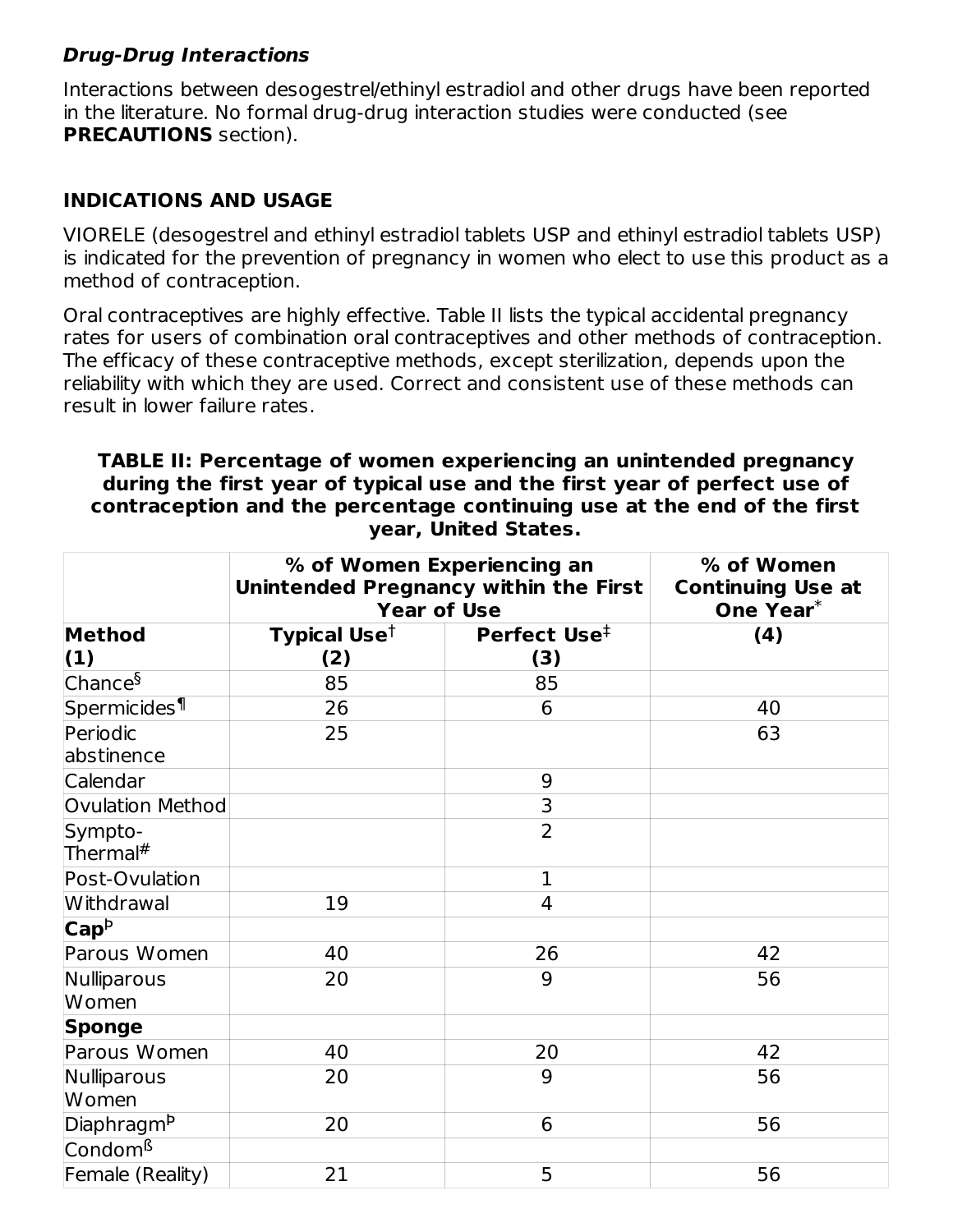***Drug-Drug Interactions***

Interactions between desogestrel/ethinyl estradiol and other drugs have been reported in the literature. No formal drug-drug interaction studies were conducted (see **PRECAUTIONS** section).

## INDICATIONS AND USAGE

VIORELE (desogestrel and ethinyl estradiol tablets USP and ethinyl estradiol tablets USP) is indicated for the prevention of pregnancy in women who elect to use this product as a method of contraception.

Oral contraceptives are highly effective. Table II lists the typical accidental pregnancy rates for users of combination oral contraceptives and other methods of contraception. The efficacy of these contraceptive methods, except sterilization, depends upon the reliability with which they are used. Correct and consistent use of these methods can result in lower failure rates.

**TABLE II: Percentage of women experiencing an unintended pregnancy during the first year of typical use and the first year of perfect use of contraception and the percentage continuing use at the end of the first year, United States.**

| | % of Women Experiencing an Unintended Pregnancy within the First Year of Use | | % of Women Continuing Use at One Year* |
|---|---|---|---|
| **Method (1)** | **Typical Use† (2)** | **Perfect Use‡ (3)** | **(4)** |
| Chance§ | 85 | 85 | |
| Spermicides¶ | 26 | 6 | 40 |
| Periodic abstinence | 25 | | 63 |
| Calendar | | 9 | |
| Ovulation Method | | 3 | |
| Sympto-Thermal# | | 2 | |
| Post-Ovulation | | 1 | |
| Withdrawal | 19 | 4 | |
| **Cap**Þ | | | |
| Parous Women | 40 | 26 | 42 |
| Nulliparous Women | 20 | 9 | 56 |
| **Sponge** | | | |
| Parous Women | 40 | 20 | 42 |
| Nulliparous Women | 20 | 9 | 56 |
| DiaphragmÞ | 20 | 6 | 56 |
| Condomß | | | |
| Female (Reality) | 21 | 5 | 56 |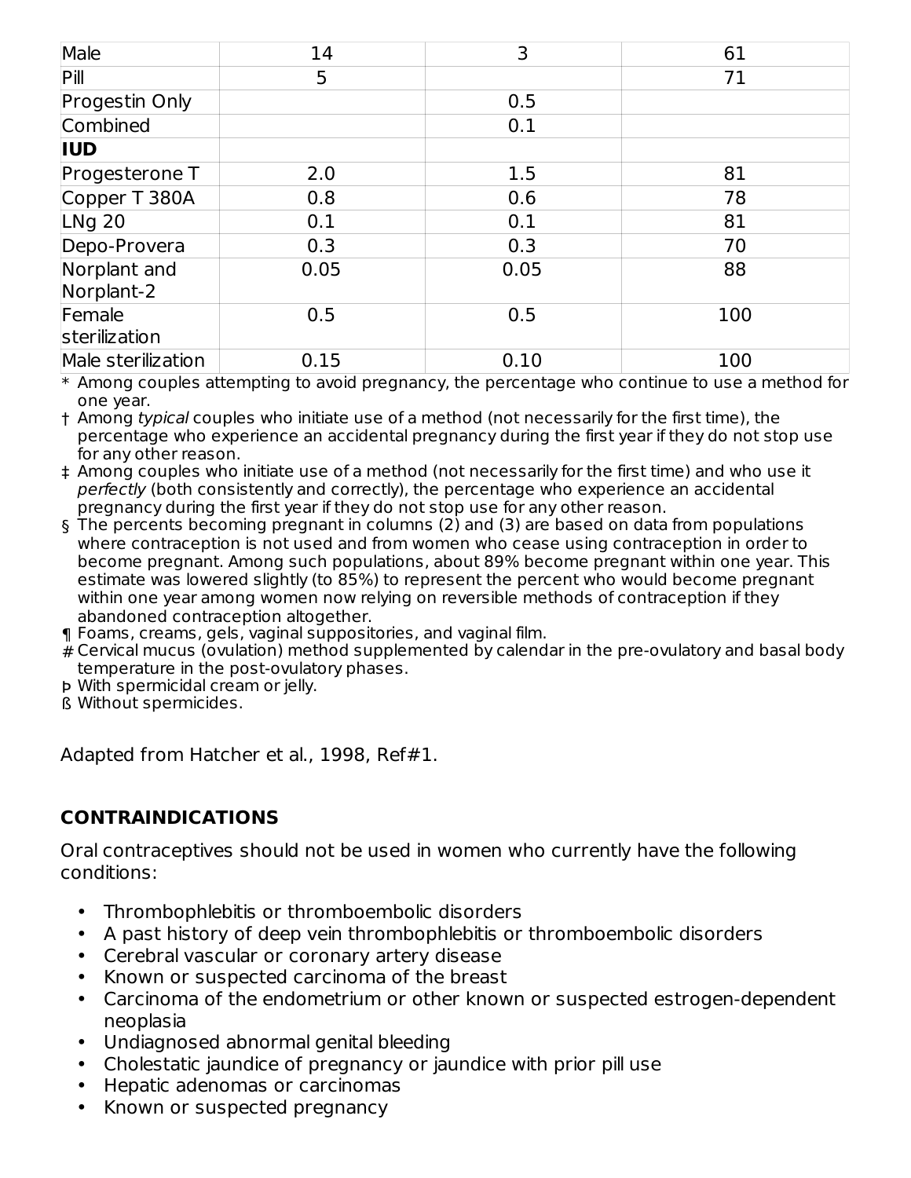| | | | |
|---|---|---|---|
| Male | 14 | 3 | 61 |
| Pill | 5 | | 71 |
| Progestin Only | | 0.5 | |
| Combined | | 0.1 | |
| **IUD** | | | |
| Progesterone T | 2.0 | 1.5 | 81 |
| Copper T 380A | 0.8 | 0.6 | 78 |
| LNg 20 | 0.1 | 0.1 | 81 |
| Depo-Provera | 0.3 | 0.3 | 70 |
| Norplant and Norplant-2 | 0.05 | 0.05 | 88 |
| Female sterilization | 0.5 | 0.5 | 100 |
| Male sterilization | 0.15 | 0.10 | 100 |

\* Among couples attempting to avoid pregnancy, the percentage who continue to use a method for one year.

† Among *typical* couples who initiate use of a method (not necessarily for the first time), the percentage who experience an accidental pregnancy during the first year if they do not stop use for any other reason.

‡ Among couples who initiate use of a method (not necessarily for the first time) and who use it *perfectly* (both consistently and correctly), the percentage who experience an accidental pregnancy during the first year if they do not stop use for any other reason.

§ The percents becoming pregnant in columns (2) and (3) are based on data from populations where contraception is not used and from women who cease using contraception in order to become pregnant. Among such populations, about 89% become pregnant within one year. This estimate was lowered slightly (to 85%) to represent the percent who would become pregnant within one year among women now relying on reversible methods of contraception if they abandoned contraception altogether.

¶ Foams, creams, gels, vaginal suppositories, and vaginal film.

# Cervical mucus (ovulation) method supplemented by calendar in the pre-ovulatory and basal body temperature in the post-ovulatory phases.

Þ With spermicidal cream or jelly.

ß Without spermicides.

Adapted from Hatcher et al., 1998, Ref#1.

## CONTRAINDICATIONS

Oral contraceptives should not be used in women who currently have the following conditions:

- Thrombophlebitis or thromboembolic disorders
- A past history of deep vein thrombophlebitis or thromboembolic disorders
- Cerebral vascular or coronary artery disease
- Known or suspected carcinoma of the breast
- Carcinoma of the endometrium or other known or suspected estrogen-dependent neoplasia
- Undiagnosed abnormal genital bleeding
- Cholestatic jaundice of pregnancy or jaundice with prior pill use
- Hepatic adenomas or carcinomas
- Known or suspected pregnancy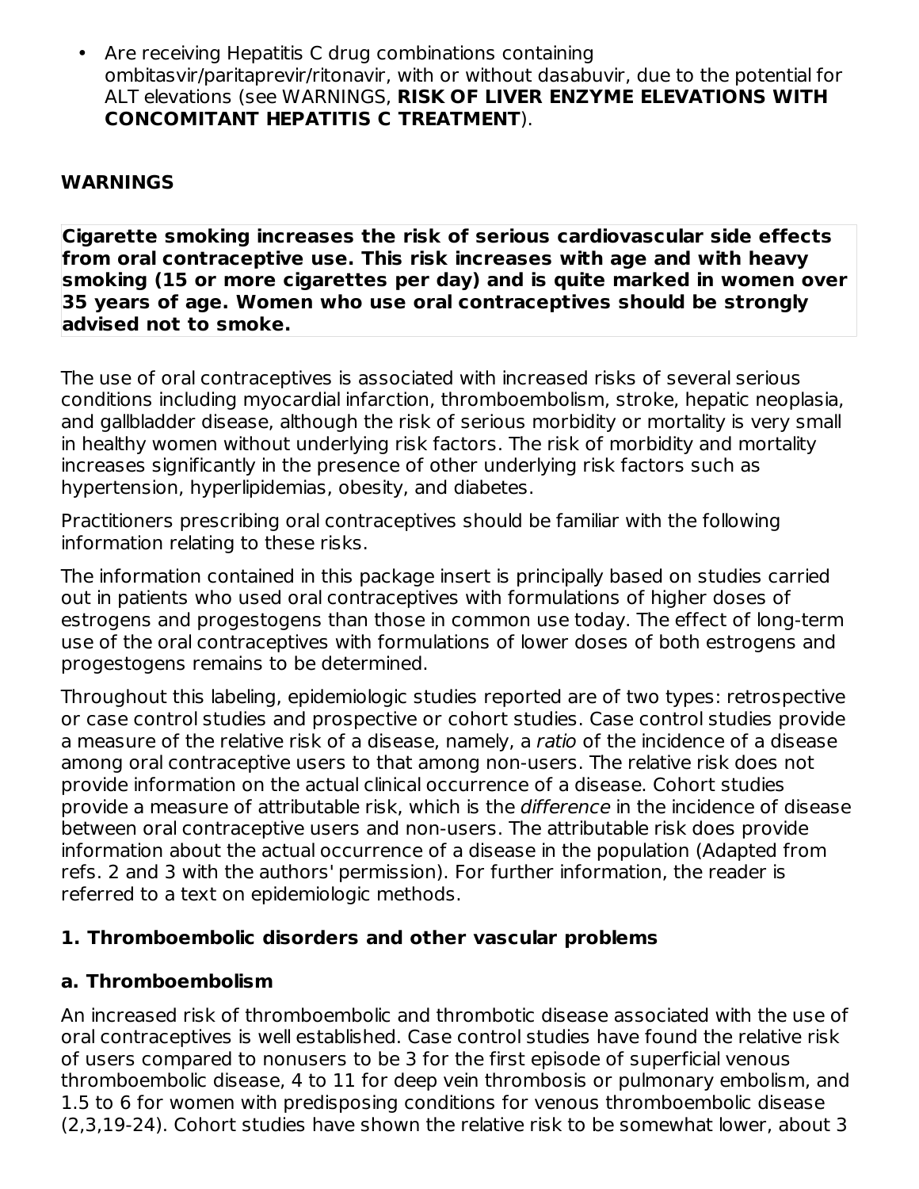- Are receiving Hepatitis C drug combinations containing ombitasvir/paritaprevir/ritonavir, with or without dasabuvir, due to the potential for ALT elevations (see WARNINGS, **RISK OF LIVER ENZYME ELEVATIONS WITH CONCOMITANT HEPATITIS C TREATMENT**).

## WARNINGS

**Cigarette smoking increases the risk of serious cardiovascular side effects from oral contraceptive use. This risk increases with age and with heavy smoking (15 or more cigarettes per day) and is quite marked in women over 35 years of age. Women who use oral contraceptives should be strongly advised not to smoke.**

The use of oral contraceptives is associated with increased risks of several serious conditions including myocardial infarction, thromboembolism, stroke, hepatic neoplasia, and gallbladder disease, although the risk of serious morbidity or mortality is very small in healthy women without underlying risk factors. The risk of morbidity and mortality increases significantly in the presence of other underlying risk factors such as hypertension, hyperlipidemias, obesity, and diabetes.

Practitioners prescribing oral contraceptives should be familiar with the following information relating to these risks.

The information contained in this package insert is principally based on studies carried out in patients who used oral contraceptives with formulations of higher doses of estrogens and progestogens than those in common use today. The effect of long-term use of the oral contraceptives with formulations of lower doses of both estrogens and progestogens remains to be determined.

Throughout this labeling, epidemiologic studies reported are of two types: retrospective or case control studies and prospective or cohort studies. Case control studies provide a measure of the relative risk of a disease, namely, a *ratio* of the incidence of a disease among oral contraceptive users to that among non-users. The relative risk does not provide information on the actual clinical occurrence of a disease. Cohort studies provide a measure of attributable risk, which is the *difference* in the incidence of disease between oral contraceptive users and non-users. The attributable risk does provide information about the actual occurrence of a disease in the population (Adapted from refs. 2 and 3 with the authors' permission). For further information, the reader is referred to a text on epidemiologic methods.

### 1. Thromboembolic disorders and other vascular problems

### a. Thromboembolism

An increased risk of thromboembolic and thrombotic disease associated with the use of oral contraceptives is well established. Case control studies have found the relative risk of users compared to nonusers to be 3 for the first episode of superficial venous thromboembolic disease, 4 to 11 for deep vein thrombosis or pulmonary embolism, and 1.5 to 6 for women with predisposing conditions for venous thromboembolic disease (2,3,19-24). Cohort studies have shown the relative risk to be somewhat lower, about 3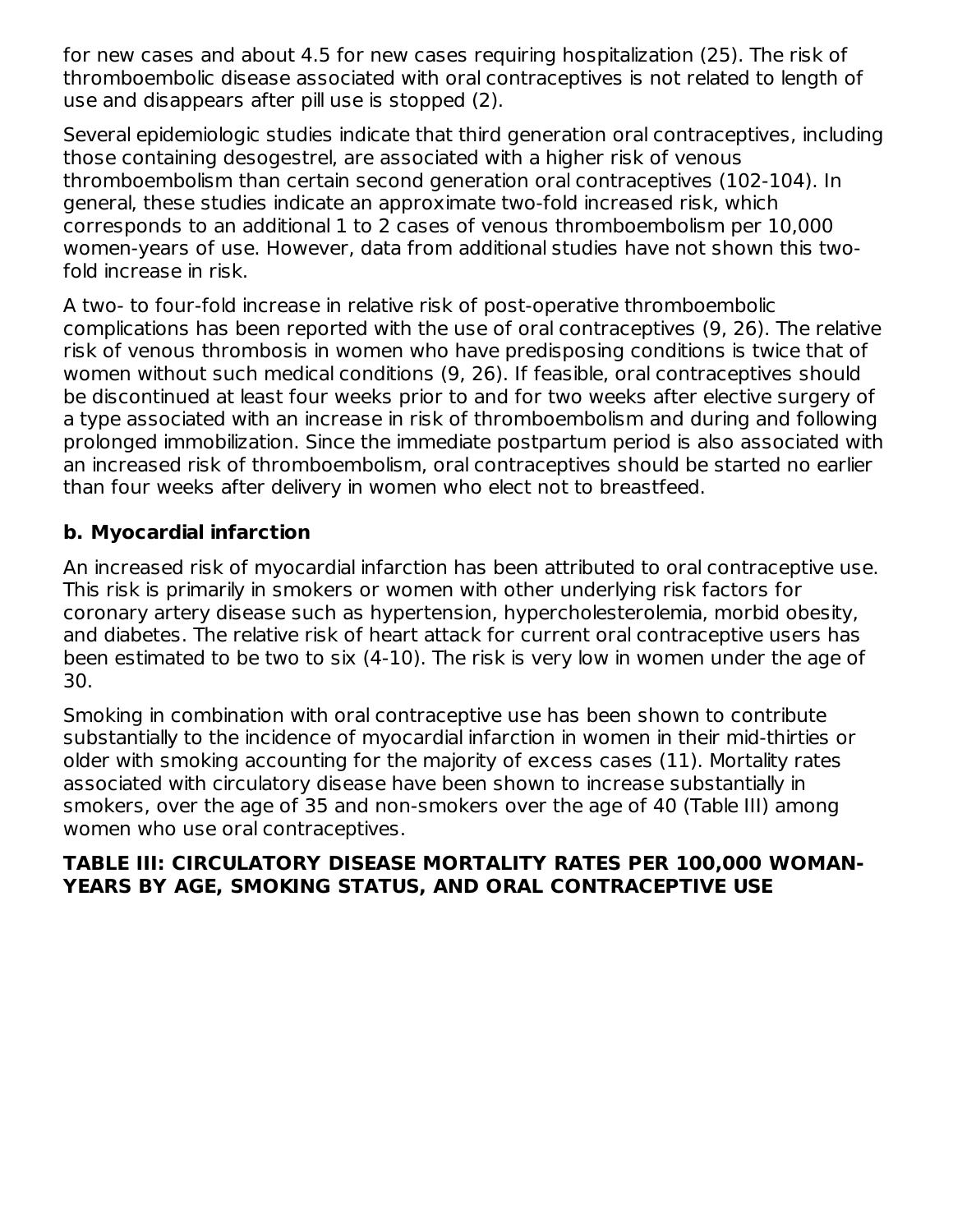for new cases and about 4.5 for new cases requiring hospitalization (25). The risk of thromboembolic disease associated with oral contraceptives is not related to length of use and disappears after pill use is stopped (2).

Several epidemiologic studies indicate that third generation oral contraceptives, including those containing desogestrel, are associated with a higher risk of venous thromboembolism than certain second generation oral contraceptives (102-104). In general, these studies indicate an approximate two-fold increased risk, which corresponds to an additional 1 to 2 cases of venous thromboembolism per 10,000 women-years of use. However, data from additional studies have not shown this two-fold increase in risk.

A two- to four-fold increase in relative risk of post-operative thromboembolic complications has been reported with the use of oral contraceptives (9, 26). The relative risk of venous thrombosis in women who have predisposing conditions is twice that of women without such medical conditions (9, 26). If feasible, oral contraceptives should be discontinued at least four weeks prior to and for two weeks after elective surgery of a type associated with an increase in risk of thromboembolism and during and following prolonged immobilization. Since the immediate postpartum period is also associated with an increased risk of thromboembolism, oral contraceptives should be started no earlier than four weeks after delivery in women who elect not to breastfeed.

### b. Myocardial infarction

An increased risk of myocardial infarction has been attributed to oral contraceptive use. This risk is primarily in smokers or women with other underlying risk factors for coronary artery disease such as hypertension, hypercholesterolemia, morbid obesity, and diabetes. The relative risk of heart attack for current oral contraceptive users has been estimated to be two to six (4-10). The risk is very low in women under the age of 30.

Smoking in combination with oral contraceptive use has been shown to contribute substantially to the incidence of myocardial infarction in women in their mid-thirties or older with smoking accounting for the majority of excess cases (11). Mortality rates associated with circulatory disease have been shown to increase substantially in smokers, over the age of 35 and non-smokers over the age of 40 (Table III) among women who use oral contraceptives.

**TABLE III: CIRCULATORY DISEASE MORTALITY RATES PER 100,000 WOMAN-YEARS BY AGE, SMOKING STATUS, AND ORAL CONTRACEPTIVE USE**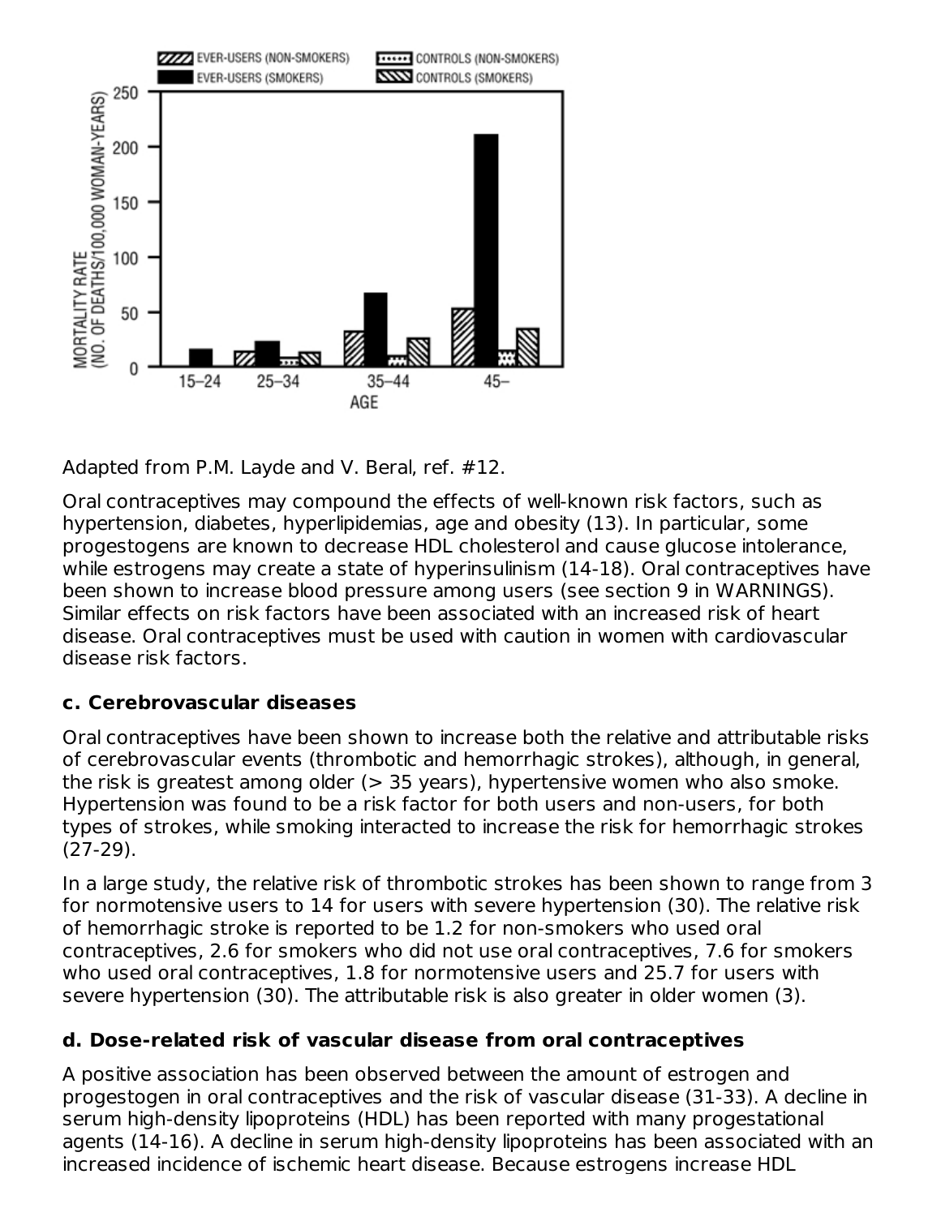EVER-USERS (NON-SMOKERS)
EVER-USERS (SMOKERS)
CONTROLS (NON-SMOKERS)
CONTROLS (SMOKERS)

MORTALITY RATE (NO. OF DEATHS/100,000 WOMAN-YEARS)

250
200
150
100
50
0

15–24
25–34
35–44
45–

AGE

Adapted from P.M. Layde and V. Beral, ref. #12.

Oral contraceptives may compound the effects of well-known risk factors, such as hypertension, diabetes, hyperlipidemias, age and obesity (13). In particular, some progestogens are known to decrease HDL cholesterol and cause glucose intolerance, while estrogens may create a state of hyperinsulinism (14-18). Oral contraceptives have been shown to increase blood pressure among users (see section 9 in WARNINGS). Similar effects on risk factors have been associated with an increased risk of heart disease. Oral contraceptives must be used with caution in women with cardiovascular disease risk factors.

### c. Cerebrovascular diseases

Oral contraceptives have been shown to increase both the relative and attributable risks of cerebrovascular events (thrombotic and hemorrhagic strokes), although, in general, the risk is greatest among older (> 35 years), hypertensive women who also smoke. Hypertension was found to be a risk factor for both users and non-users, for both types of strokes, while smoking interacted to increase the risk for hemorrhagic strokes (27-29).

In a large study, the relative risk of thrombotic strokes has been shown to range from 3 for normotensive users to 14 for users with severe hypertension (30). The relative risk of hemorrhagic stroke is reported to be 1.2 for non-smokers who used oral contraceptives, 2.6 for smokers who did not use oral contraceptives, 7.6 for smokers who used oral contraceptives, 1.8 for normotensive users and 25.7 for users with severe hypertension (30). The attributable risk is also greater in older women (3).

### d. Dose-related risk of vascular disease from oral contraceptives

A positive association has been observed between the amount of estrogen and progestogen in oral contraceptives and the risk of vascular disease (31-33). A decline in serum high-density lipoproteins (HDL) has been reported with many progestational agents (14-16). A decline in serum high-density lipoproteins has been associated with an increased incidence of ischemic heart disease. Because estrogens increase HDL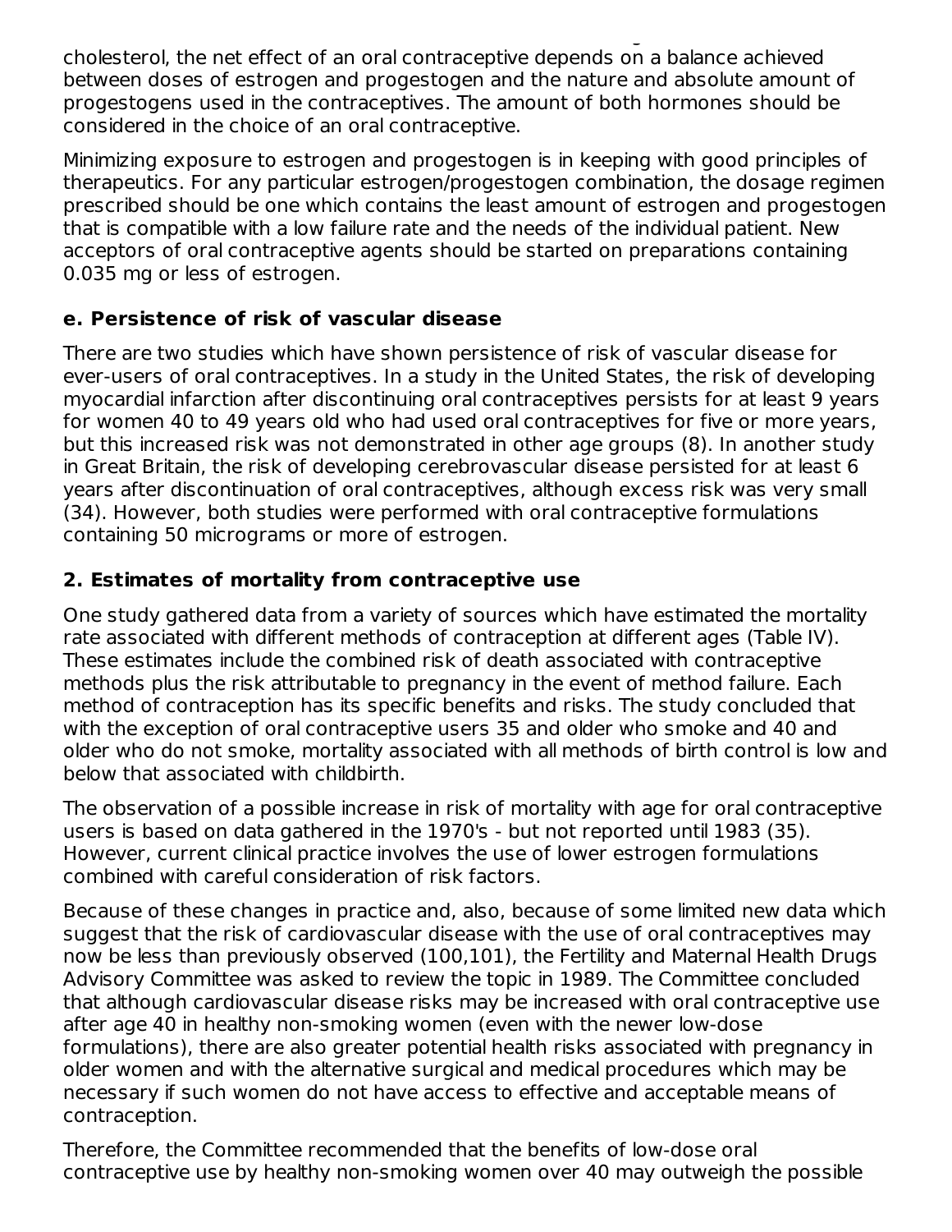cholesterol, the net effect of an oral contraceptive depends on a balance achieved between doses of estrogen and progestogen and the nature and absolute amount of progestogens used in the contraceptives. The amount of both hormones should be considered in the choice of an oral contraceptive.

Minimizing exposure to estrogen and progestogen is in keeping with good principles of therapeutics. For any particular estrogen/progestogen combination, the dosage regimen prescribed should be one which contains the least amount of estrogen and progestogen that is compatible with a low failure rate and the needs of the individual patient. New acceptors of oral contraceptive agents should be started on preparations containing 0.035 mg or less of estrogen.

### e. Persistence of risk of vascular disease

There are two studies which have shown persistence of risk of vascular disease for ever-users of oral contraceptives. In a study in the United States, the risk of developing myocardial infarction after discontinuing oral contraceptives persists for at least 9 years for women 40 to 49 years old who had used oral contraceptives for five or more years, but this increased risk was not demonstrated in other age groups (8). In another study in Great Britain, the risk of developing cerebrovascular disease persisted for at least 6 years after discontinuation of oral contraceptives, although excess risk was very small (34). However, both studies were performed with oral contraceptive formulations containing 50 micrograms or more of estrogen.

### 2. Estimates of mortality from contraceptive use

One study gathered data from a variety of sources which have estimated the mortality rate associated with different methods of contraception at different ages (Table IV). These estimates include the combined risk of death associated with contraceptive methods plus the risk attributable to pregnancy in the event of method failure. Each method of contraception has its specific benefits and risks. The study concluded that with the exception of oral contraceptive users 35 and older who smoke and 40 and older who do not smoke, mortality associated with all methods of birth control is low and below that associated with childbirth.

The observation of a possible increase in risk of mortality with age for oral contraceptive users is based on data gathered in the 1970's - but not reported until 1983 (35). However, current clinical practice involves the use of lower estrogen formulations combined with careful consideration of risk factors.

Because of these changes in practice and, also, because of some limited new data which suggest that the risk of cardiovascular disease with the use of oral contraceptives may now be less than previously observed (100,101), the Fertility and Maternal Health Drugs Advisory Committee was asked to review the topic in 1989. The Committee concluded that although cardiovascular disease risks may be increased with oral contraceptive use after age 40 in healthy non-smoking women (even with the newer low-dose formulations), there are also greater potential health risks associated with pregnancy in older women and with the alternative surgical and medical procedures which may be necessary if such women do not have access to effective and acceptable means of contraception.

Therefore, the Committee recommended that the benefits of low-dose oral contraceptive use by healthy non-smoking women over 40 may outweigh the possible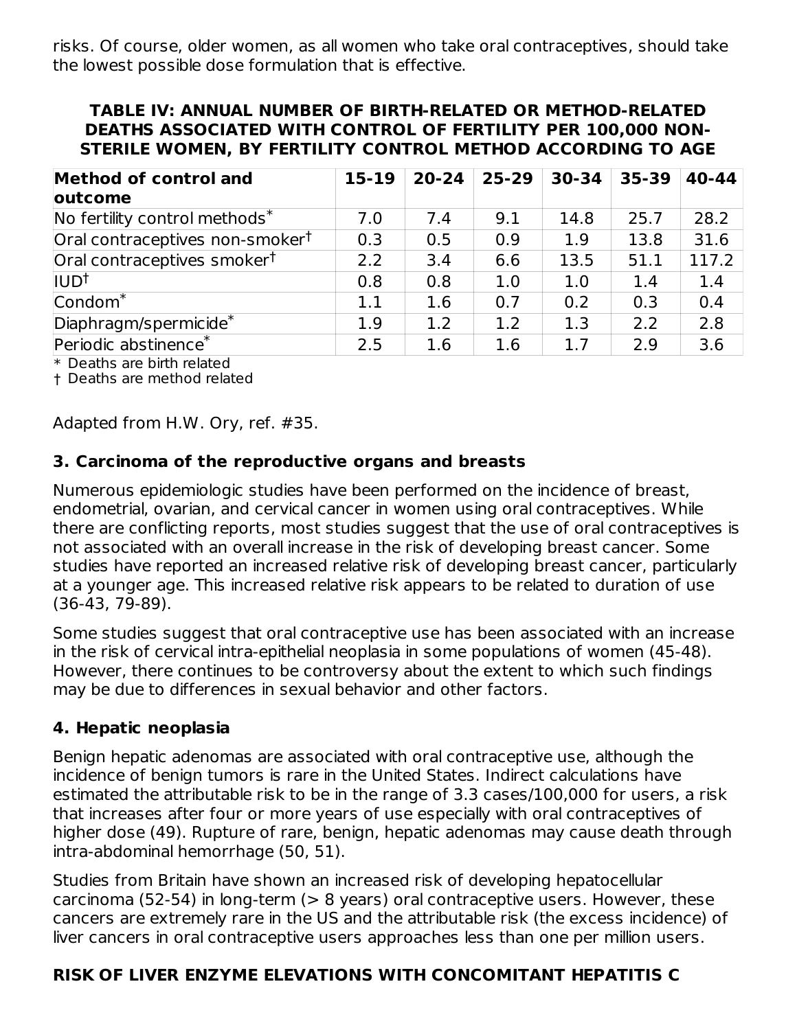risks. Of course, older women, as all women who take oral contraceptives, should take the lowest possible dose formulation that is effective.

**TABLE IV: ANNUAL NUMBER OF BIRTH-RELATED OR METHOD-RELATED DEATHS ASSOCIATED WITH CONTROL OF FERTILITY PER 100,000 NON-STERILE WOMEN, BY FERTILITY CONTROL METHOD ACCORDING TO AGE**

| Method of control and outcome | 15-19 | 20-24 | 25-29 | 30-34 | 35-39 | 40-44 |
|---|---|---|---|---|---|---|
| No fertility control methods* | 7.0 | 7.4 | 9.1 | 14.8 | 25.7 | 28.2 |
| Oral contraceptives non-smoker† | 0.3 | 0.5 | 0.9 | 1.9 | 13.8 | 31.6 |
| Oral contraceptives smoker† | 2.2 | 3.4 | 6.6 | 13.5 | 51.1 | 117.2 |
| IUD† | 0.8 | 0.8 | 1.0 | 1.0 | 1.4 | 1.4 |
| Condom* | 1.1 | 1.6 | 0.7 | 0.2 | 0.3 | 0.4 |
| Diaphragm/spermicide* | 1.9 | 1.2 | 1.2 | 1.3 | 2.2 | 2.8 |
| Periodic abstinence* | 2.5 | 1.6 | 1.6 | 1.7 | 2.9 | 3.6 |

\* Deaths are birth related

† Deaths are method related

Adapted from H.W. Ory, ref. #35.

### 3. Carcinoma of the reproductive organs and breasts

Numerous epidemiologic studies have been performed on the incidence of breast, endometrial, ovarian, and cervical cancer in women using oral contraceptives. While there are conflicting reports, most studies suggest that the use of oral contraceptives is not associated with an overall increase in the risk of developing breast cancer. Some studies have reported an increased relative risk of developing breast cancer, particularly at a younger age. This increased relative risk appears to be related to duration of use (36-43, 79-89).

Some studies suggest that oral contraceptive use has been associated with an increase in the risk of cervical intra-epithelial neoplasia in some populations of women (45-48). However, there continues to be controversy about the extent to which such findings may be due to differences in sexual behavior and other factors.

### 4. Hepatic neoplasia

Benign hepatic adenomas are associated with oral contraceptive use, although the incidence of benign tumors is rare in the United States. Indirect calculations have estimated the attributable risk to be in the range of 3.3 cases/100,000 for users, a risk that increases after four or more years of use especially with oral contraceptives of higher dose (49). Rupture of rare, benign, hepatic adenomas may cause death through intra-abdominal hemorrhage (50, 51).

Studies from Britain have shown an increased risk of developing hepatocellular carcinoma (52-54) in long-term (> 8 years) oral contraceptive users. However, these cancers are extremely rare in the US and the attributable risk (the excess incidence) of liver cancers in oral contraceptive users approaches less than one per million users.

### RISK OF LIVER ENZYME ELEVATIONS WITH CONCOMITANT HEPATITIS C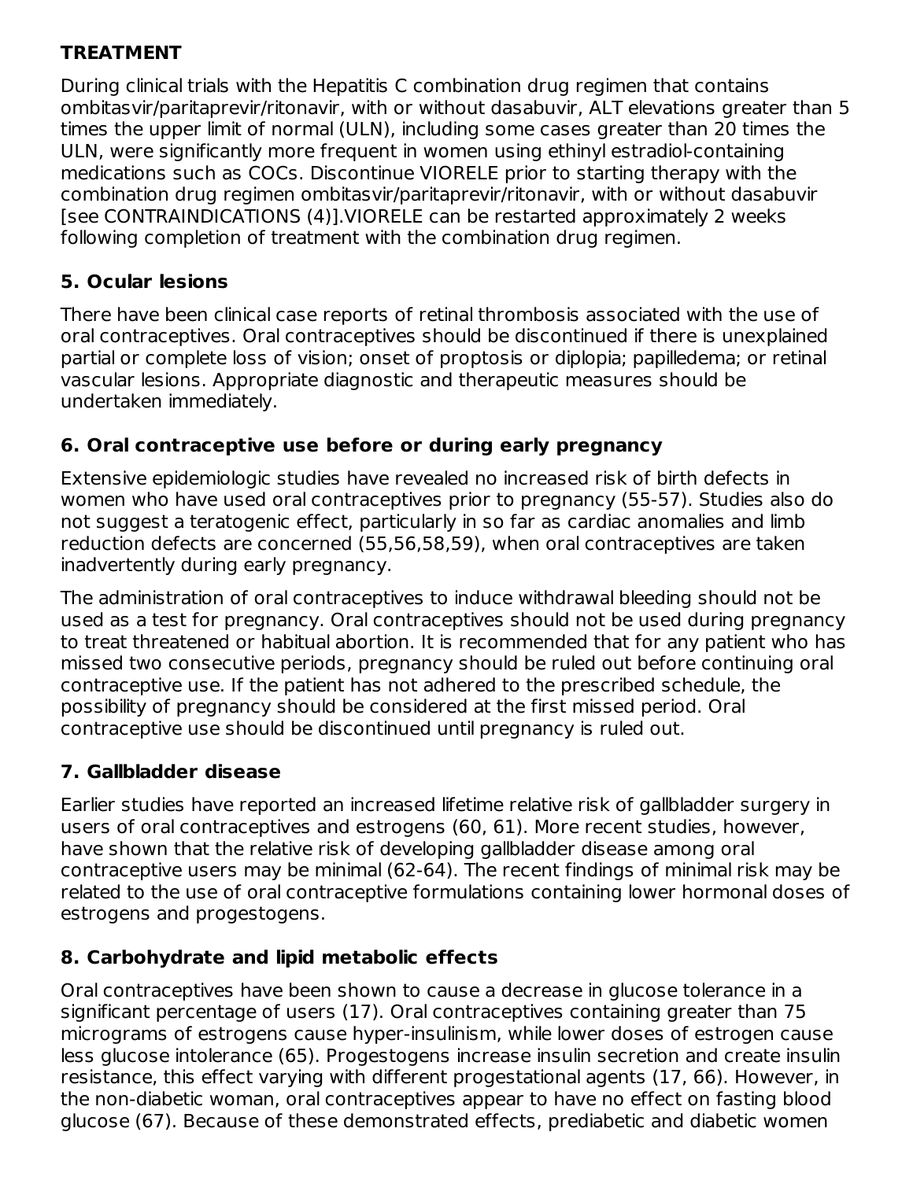**TREATMENT**

During clinical trials with the Hepatitis C combination drug regimen that contains ombitasvir/paritaprevir/ritonavir, with or without dasabuvir, ALT elevations greater than 5 times the upper limit of normal (ULN), including some cases greater than 20 times the ULN, were significantly more frequent in women using ethinyl estradiol-containing medications such as COCs. Discontinue VIORELE prior to starting therapy with the combination drug regimen ombitasvir/paritaprevir/ritonavir, with or without dasabuvir [see CONTRAINDICATIONS (4)].VIORELE can be restarted approximately 2 weeks following completion of treatment with the combination drug regimen.

### 5. Ocular lesions

There have been clinical case reports of retinal thrombosis associated with the use of oral contraceptives. Oral contraceptives should be discontinued if there is unexplained partial or complete loss of vision; onset of proptosis or diplopia; papilledema; or retinal vascular lesions. Appropriate diagnostic and therapeutic measures should be undertaken immediately.

### 6. Oral contraceptive use before or during early pregnancy

Extensive epidemiologic studies have revealed no increased risk of birth defects in women who have used oral contraceptives prior to pregnancy (55-57). Studies also do not suggest a teratogenic effect, particularly in so far as cardiac anomalies and limb reduction defects are concerned (55,56,58,59), when oral contraceptives are taken inadvertently during early pregnancy.

The administration of oral contraceptives to induce withdrawal bleeding should not be used as a test for pregnancy. Oral contraceptives should not be used during pregnancy to treat threatened or habitual abortion. It is recommended that for any patient who has missed two consecutive periods, pregnancy should be ruled out before continuing oral contraceptive use. If the patient has not adhered to the prescribed schedule, the possibility of pregnancy should be considered at the first missed period. Oral contraceptive use should be discontinued until pregnancy is ruled out.

### 7. Gallbladder disease

Earlier studies have reported an increased lifetime relative risk of gallbladder surgery in users of oral contraceptives and estrogens (60, 61). More recent studies, however, have shown that the relative risk of developing gallbladder disease among oral contraceptive users may be minimal (62-64). The recent findings of minimal risk may be related to the use of oral contraceptive formulations containing lower hormonal doses of estrogens and progestogens.

### 8. Carbohydrate and lipid metabolic effects

Oral contraceptives have been shown to cause a decrease in glucose tolerance in a significant percentage of users (17). Oral contraceptives containing greater than 75 micrograms of estrogens cause hyper-insulinism, while lower doses of estrogen cause less glucose intolerance (65). Progestogens increase insulin secretion and create insulin resistance, this effect varying with different progestational agents (17, 66). However, in the non-diabetic woman, oral contraceptives appear to have no effect on fasting blood glucose (67). Because of these demonstrated effects, prediabetic and diabetic women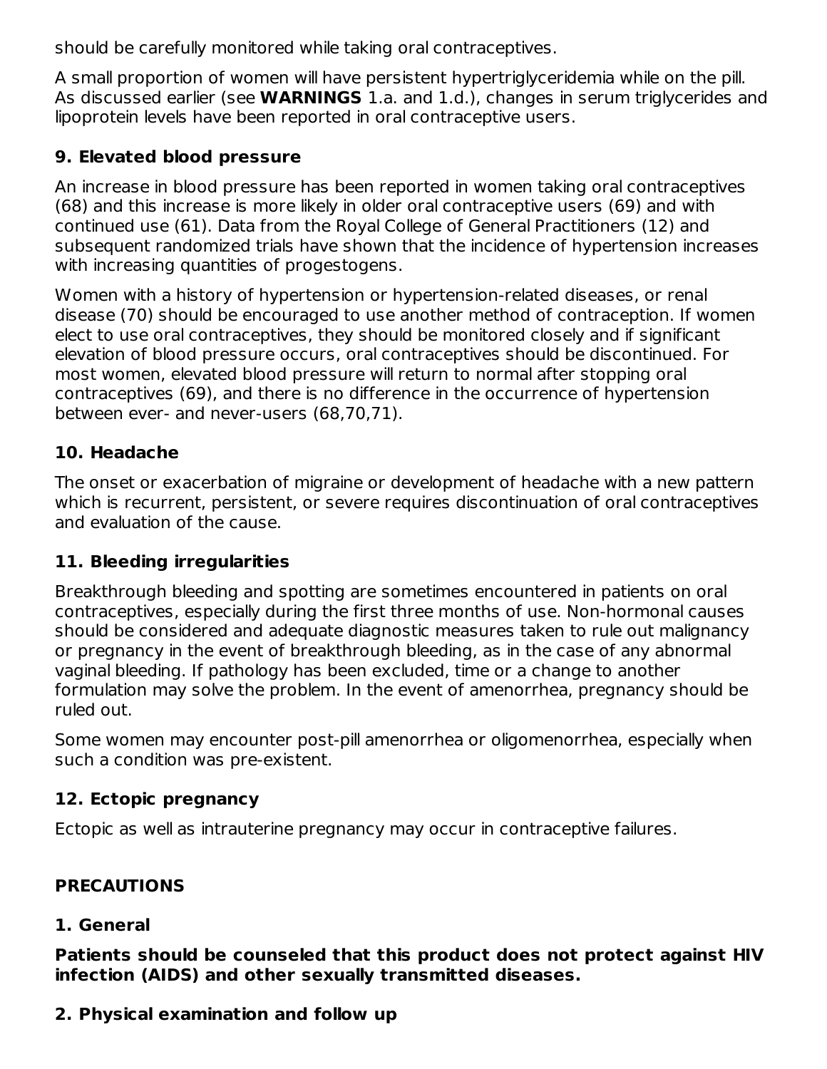should be carefully monitored while taking oral contraceptives.

A small proportion of women will have persistent hypertriglyceridemia while on the pill. As discussed earlier (see **WARNINGS** 1.a. and 1.d.), changes in serum triglycerides and lipoprotein levels have been reported in oral contraceptive users.

### 9. Elevated blood pressure

An increase in blood pressure has been reported in women taking oral contraceptives (68) and this increase is more likely in older oral contraceptive users (69) and with continued use (61). Data from the Royal College of General Practitioners (12) and subsequent randomized trials have shown that the incidence of hypertension increases with increasing quantities of progestogens.

Women with a history of hypertension or hypertension-related diseases, or renal disease (70) should be encouraged to use another method of contraception. If women elect to use oral contraceptives, they should be monitored closely and if significant elevation of blood pressure occurs, oral contraceptives should be discontinued. For most women, elevated blood pressure will return to normal after stopping oral contraceptives (69), and there is no difference in the occurrence of hypertension between ever- and never-users (68,70,71).

### 10. Headache

The onset or exacerbation of migraine or development of headache with a new pattern which is recurrent, persistent, or severe requires discontinuation of oral contraceptives and evaluation of the cause.

### 11. Bleeding irregularities

Breakthrough bleeding and spotting are sometimes encountered in patients on oral contraceptives, especially during the first three months of use. Non-hormonal causes should be considered and adequate diagnostic measures taken to rule out malignancy or pregnancy in the event of breakthrough bleeding, as in the case of any abnormal vaginal bleeding. If pathology has been excluded, time or a change to another formulation may solve the problem. In the event of amenorrhea, pregnancy should be ruled out.

Some women may encounter post-pill amenorrhea or oligomenorrhea, especially when such a condition was pre-existent.

### 12. Ectopic pregnancy

Ectopic as well as intrauterine pregnancy may occur in contraceptive failures.

## PRECAUTIONS

### 1. General

**Patients should be counseled that this product does not protect against HIV infection (AIDS) and other sexually transmitted diseases.**

### 2. Physical examination and follow up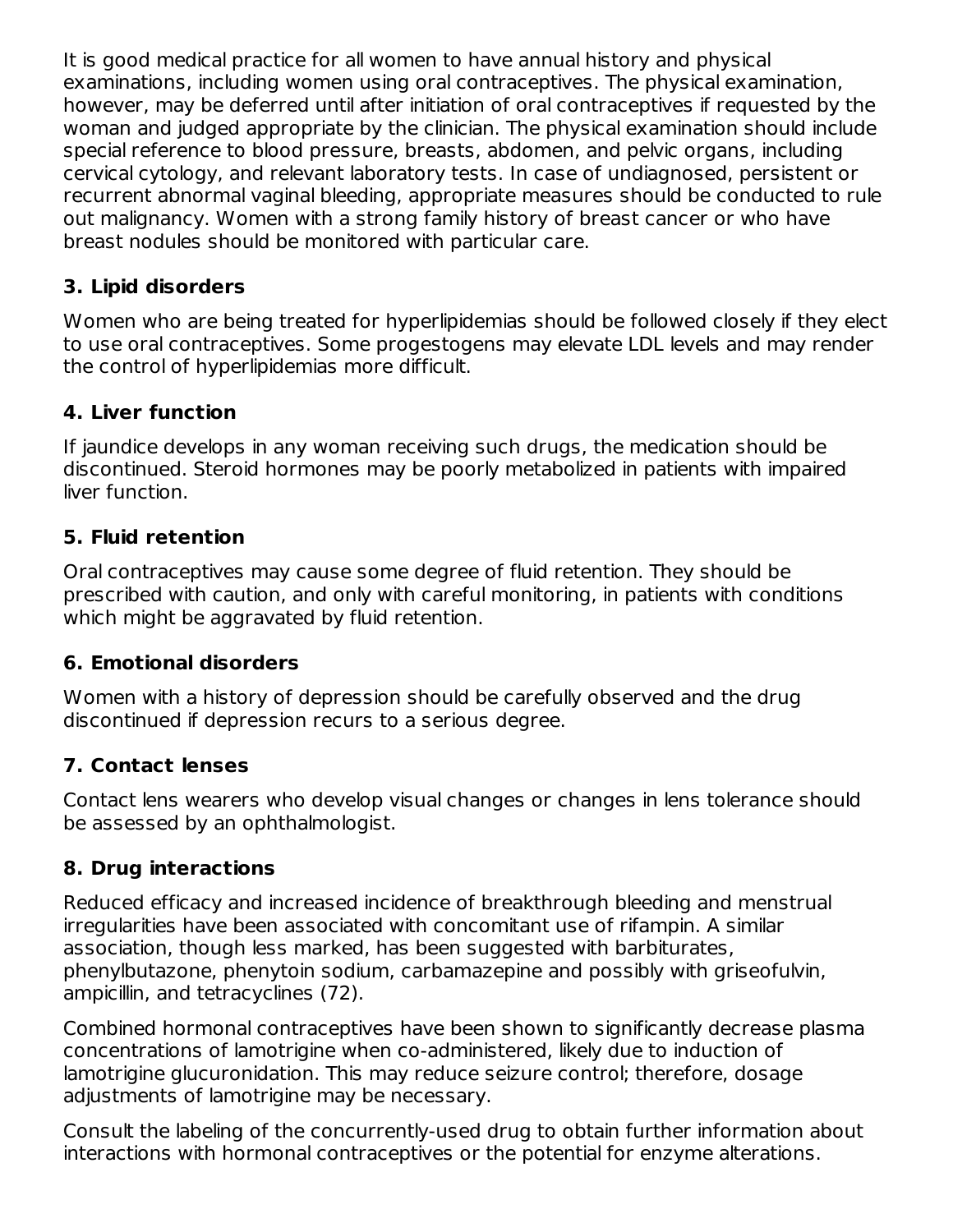It is good medical practice for all women to have annual history and physical examinations, including women using oral contraceptives. The physical examination, however, may be deferred until after initiation of oral contraceptives if requested by the woman and judged appropriate by the clinician. The physical examination should include special reference to blood pressure, breasts, abdomen, and pelvic organs, including cervical cytology, and relevant laboratory tests. In case of undiagnosed, persistent or recurrent abnormal vaginal bleeding, appropriate measures should be conducted to rule out malignancy. Women with a strong family history of breast cancer or who have breast nodules should be monitored with particular care.

### 3. Lipid disorders

Women who are being treated for hyperlipidemias should be followed closely if they elect to use oral contraceptives. Some progestogens may elevate LDL levels and may render the control of hyperlipidemias more difficult.

### 4. Liver function

If jaundice develops in any woman receiving such drugs, the medication should be discontinued. Steroid hormones may be poorly metabolized in patients with impaired liver function.

### 5. Fluid retention

Oral contraceptives may cause some degree of fluid retention. They should be prescribed with caution, and only with careful monitoring, in patients with conditions which might be aggravated by fluid retention.

### 6. Emotional disorders

Women with a history of depression should be carefully observed and the drug discontinued if depression recurs to a serious degree.

### 7. Contact lenses

Contact lens wearers who develop visual changes or changes in lens tolerance should be assessed by an ophthalmologist.

### 8. Drug interactions

Reduced efficacy and increased incidence of breakthrough bleeding and menstrual irregularities have been associated with concomitant use of rifampin. A similar association, though less marked, has been suggested with barbiturates, phenylbutazone, phenytoin sodium, carbamazepine and possibly with griseofulvin, ampicillin, and tetracyclines (72).

Combined hormonal contraceptives have been shown to significantly decrease plasma concentrations of lamotrigine when co-administered, likely due to induction of lamotrigine glucuronidation. This may reduce seizure control; therefore, dosage adjustments of lamotrigine may be necessary.

Consult the labeling of the concurrently-used drug to obtain further information about interactions with hormonal contraceptives or the potential for enzyme alterations.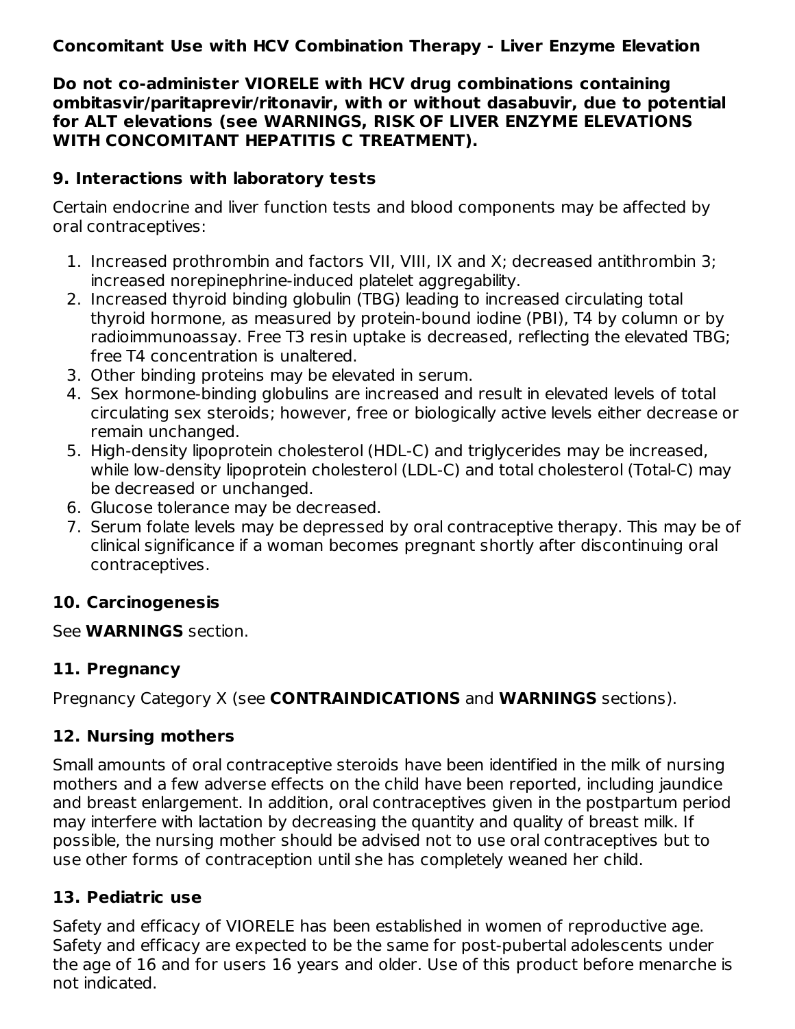**Concomitant Use with HCV Combination Therapy - Liver Enzyme Elevation**

**Do not co-administer VIORELE with HCV drug combinations containing ombitasvir/paritaprevir/ritonavir, with or without dasabuvir, due to potential for ALT elevations (see WARNINGS, RISK OF LIVER ENZYME ELEVATIONS WITH CONCOMITANT HEPATITIS C TREATMENT).**

## 9. Interactions with laboratory tests

Certain endocrine and liver function tests and blood components may be affected by oral contraceptives:

1. Increased prothrombin and factors VII, VIII, IX and X; decreased antithrombin 3; increased norepinephrine-induced platelet aggregability.
2. Increased thyroid binding globulin (TBG) leading to increased circulating total thyroid hormone, as measured by protein-bound iodine (PBI), T4 by column or by radioimmunoassay. Free T3 resin uptake is decreased, reflecting the elevated TBG; free T4 concentration is unaltered.
3. Other binding proteins may be elevated in serum.
4. Sex hormone-binding globulins are increased and result in elevated levels of total circulating sex steroids; however, free or biologically active levels either decrease or remain unchanged.
5. High-density lipoprotein cholesterol (HDL-C) and triglycerides may be increased, while low-density lipoprotein cholesterol (LDL-C) and total cholesterol (Total-C) may be decreased or unchanged.
6. Glucose tolerance may be decreased.
7. Serum folate levels may be depressed by oral contraceptive therapy. This may be of clinical significance if a woman becomes pregnant shortly after discontinuing oral contraceptives.

## 10. Carcinogenesis

See **WARNINGS** section.

## 11. Pregnancy

Pregnancy Category X (see **CONTRAINDICATIONS** and **WARNINGS** sections).

## 12. Nursing mothers

Small amounts of oral contraceptive steroids have been identified in the milk of nursing mothers and a few adverse effects on the child have been reported, including jaundice and breast enlargement. In addition, oral contraceptives given in the postpartum period may interfere with lactation by decreasing the quantity and quality of breast milk. If possible, the nursing mother should be advised not to use oral contraceptives but to use other forms of contraception until she has completely weaned her child.

## 13. Pediatric use

Safety and efficacy of VIORELE has been established in women of reproductive age. Safety and efficacy are expected to be the same for post-pubertal adolescents under the age of 16 and for users 16 years and older. Use of this product before menarche is not indicated.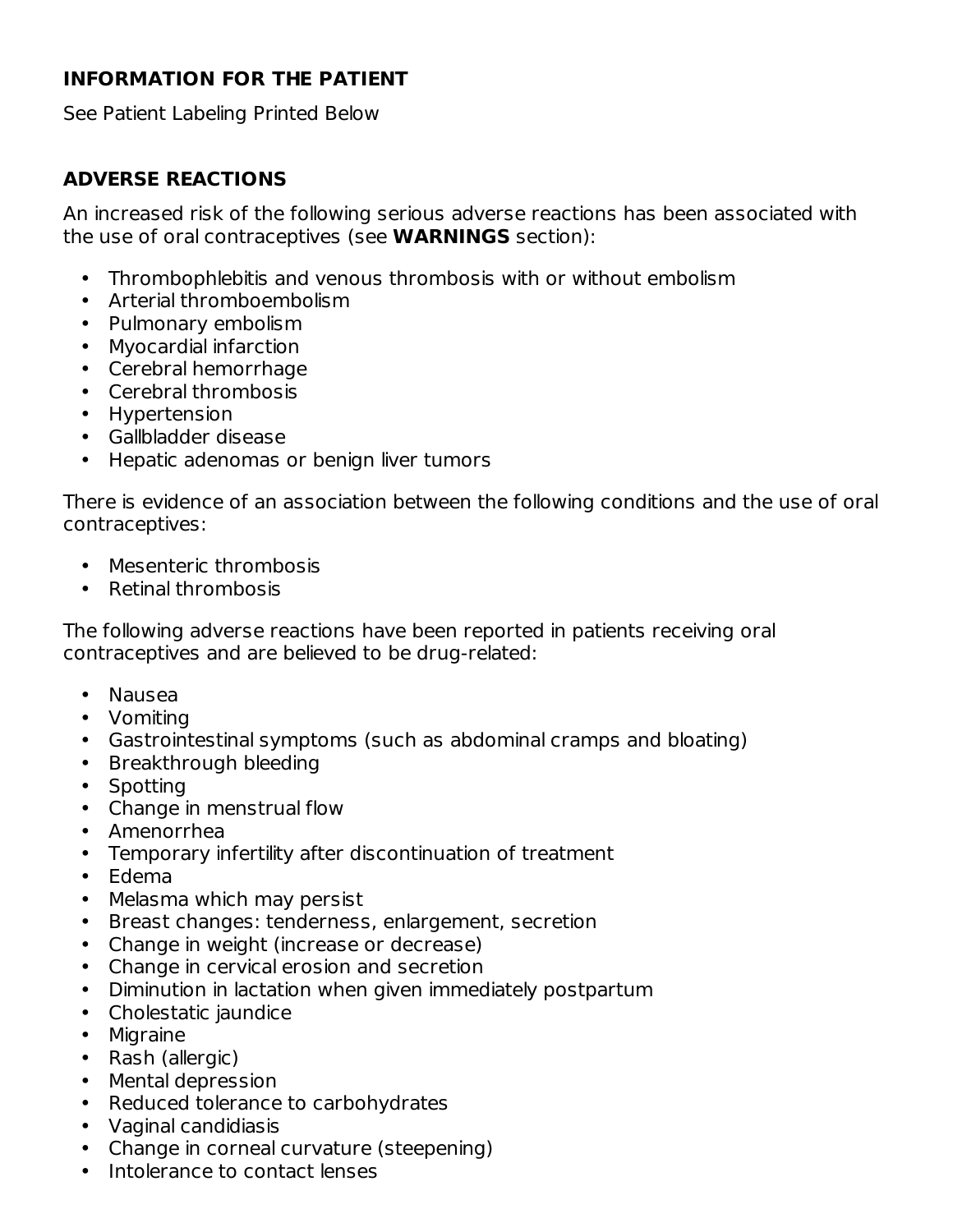## INFORMATION FOR THE PATIENT

See Patient Labeling Printed Below

## ADVERSE REACTIONS

An increased risk of the following serious adverse reactions has been associated with the use of oral contraceptives (see **WARNINGS** section):

- Thrombophlebitis and venous thrombosis with or without embolism
- Arterial thromboembolism
- Pulmonary embolism
- Myocardial infarction
- Cerebral hemorrhage
- Cerebral thrombosis
- Hypertension
- Gallbladder disease
- Hepatic adenomas or benign liver tumors

There is evidence of an association between the following conditions and the use of oral contraceptives:

- Mesenteric thrombosis
- Retinal thrombosis

The following adverse reactions have been reported in patients receiving oral contraceptives and are believed to be drug-related:

- Nausea
- Vomiting
- Gastrointestinal symptoms (such as abdominal cramps and bloating)
- Breakthrough bleeding
- Spotting
- Change in menstrual flow
- Amenorrhea
- Temporary infertility after discontinuation of treatment
- Edema
- Melasma which may persist
- Breast changes: tenderness, enlargement, secretion
- Change in weight (increase or decrease)
- Change in cervical erosion and secretion
- Diminution in lactation when given immediately postpartum
- Cholestatic jaundice
- Migraine
- Rash (allergic)
- Mental depression
- Reduced tolerance to carbohydrates
- Vaginal candidiasis
- Change in corneal curvature (steepening)
- Intolerance to contact lenses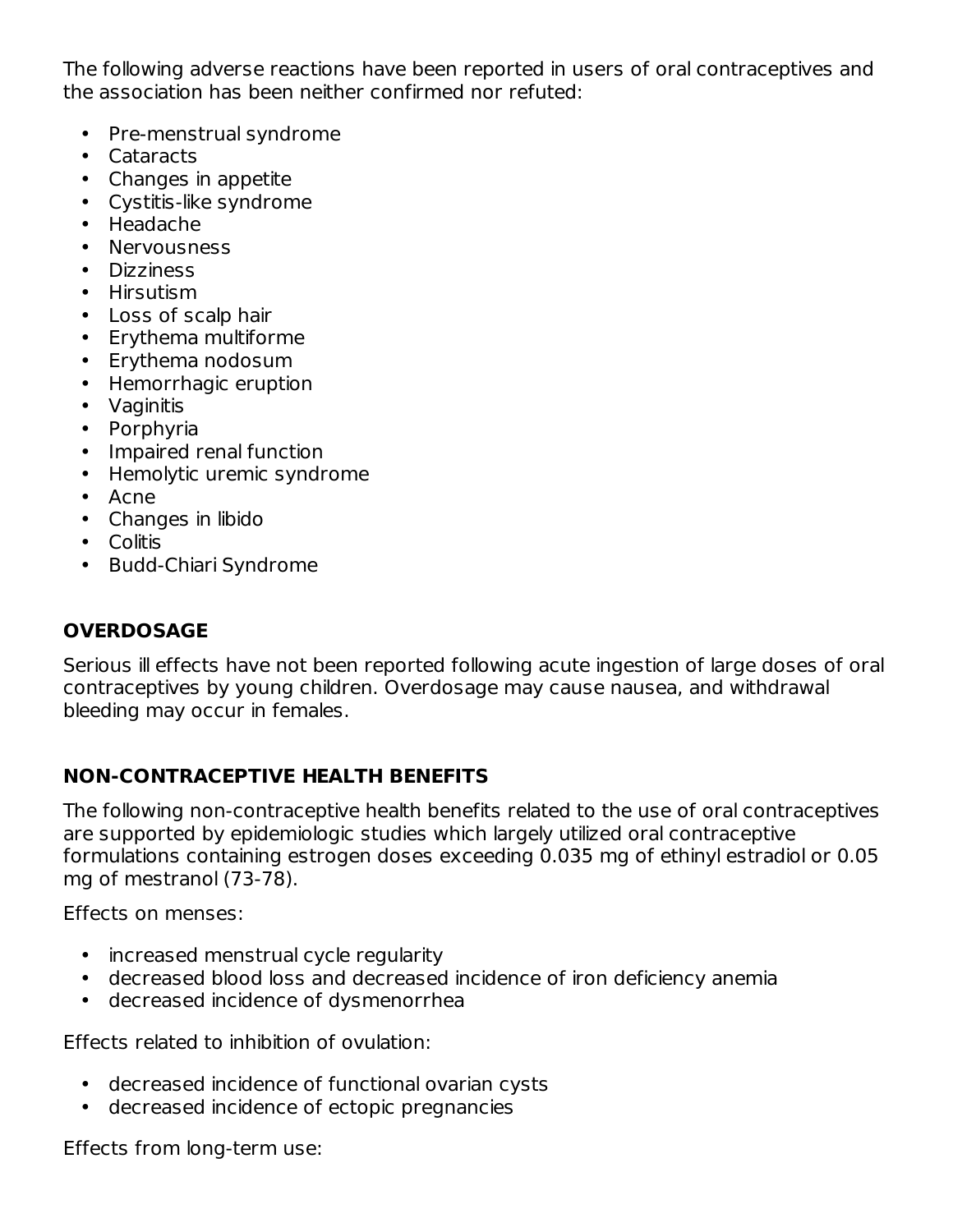The following adverse reactions have been reported in users of oral contraceptives and the association has been neither confirmed nor refuted:

- Pre-menstrual syndrome
- Cataracts
- Changes in appetite
- Cystitis-like syndrome
- Headache
- Nervousness
- Dizziness
- Hirsutism
- Loss of scalp hair
- Erythema multiforme
- Erythema nodosum
- Hemorrhagic eruption
- Vaginitis
- Porphyria
- Impaired renal function
- Hemolytic uremic syndrome
- Acne
- Changes in libido
- Colitis
- Budd-Chiari Syndrome

## OVERDOSAGE

Serious ill effects have not been reported following acute ingestion of large doses of oral contraceptives by young children. Overdosage may cause nausea, and withdrawal bleeding may occur in females.

## NON-CONTRACEPTIVE HEALTH BENEFITS

The following non-contraceptive health benefits related to the use of oral contraceptives are supported by epidemiologic studies which largely utilized oral contraceptive formulations containing estrogen doses exceeding 0.035 mg of ethinyl estradiol or 0.05 mg of mestranol (73-78).

Effects on menses:

- increased menstrual cycle regularity
- decreased blood loss and decreased incidence of iron deficiency anemia
- decreased incidence of dysmenorrhea

Effects related to inhibition of ovulation:

- decreased incidence of functional ovarian cysts
- decreased incidence of ectopic pregnancies

Effects from long-term use: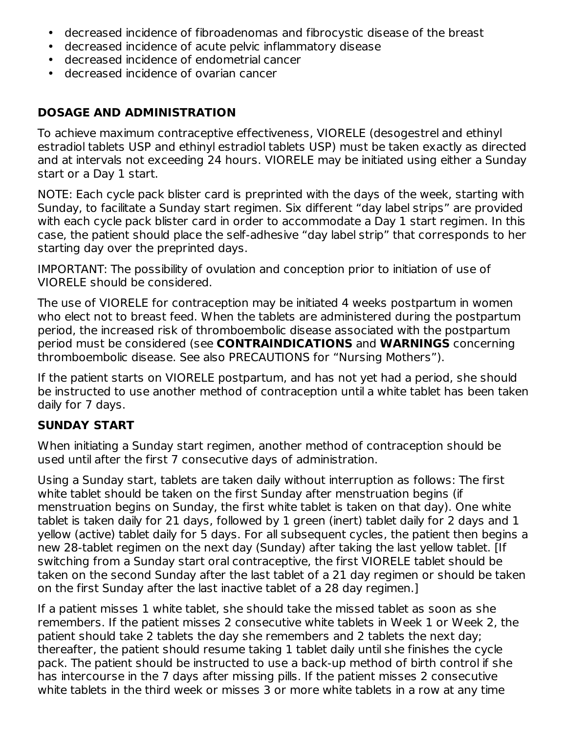- decreased incidence of fibroadenomas and fibrocystic disease of the breast
- decreased incidence of acute pelvic inflammatory disease
- decreased incidence of endometrial cancer
- decreased incidence of ovarian cancer

## DOSAGE AND ADMINISTRATION

To achieve maximum contraceptive effectiveness, VIORELE (desogestrel and ethinyl estradiol tablets USP and ethinyl estradiol tablets USP) must be taken exactly as directed and at intervals not exceeding 24 hours. VIORELE may be initiated using either a Sunday start or a Day 1 start.

NOTE: Each cycle pack blister card is preprinted with the days of the week, starting with Sunday, to facilitate a Sunday start regimen. Six different "day label strips" are provided with each cycle pack blister card in order to accommodate a Day 1 start regimen. In this case, the patient should place the self-adhesive "day label strip" that corresponds to her starting day over the preprinted days.

IMPORTANT: The possibility of ovulation and conception prior to initiation of use of VIORELE should be considered.

The use of VIORELE for contraception may be initiated 4 weeks postpartum in women who elect not to breast feed. When the tablets are administered during the postpartum period, the increased risk of thromboembolic disease associated with the postpartum period must be considered (see **CONTRAINDICATIONS** and **WARNINGS** concerning thromboembolic disease. See also PRECAUTIONS for "Nursing Mothers").

If the patient starts on VIORELE postpartum, and has not yet had a period, she should be instructed to use another method of contraception until a white tablet has been taken daily for 7 days.

### SUNDAY START

When initiating a Sunday start regimen, another method of contraception should be used until after the first 7 consecutive days of administration.

Using a Sunday start, tablets are taken daily without interruption as follows: The first white tablet should be taken on the first Sunday after menstruation begins (if menstruation begins on Sunday, the first white tablet is taken on that day). One white tablet is taken daily for 21 days, followed by 1 green (inert) tablet daily for 2 days and 1 yellow (active) tablet daily for 5 days. For all subsequent cycles, the patient then begins a new 28-tablet regimen on the next day (Sunday) after taking the last yellow tablet. [If switching from a Sunday start oral contraceptive, the first VIORELE tablet should be taken on the second Sunday after the last tablet of a 21 day regimen or should be taken on the first Sunday after the last inactive tablet of a 28 day regimen.]

If a patient misses 1 white tablet, she should take the missed tablet as soon as she remembers. If the patient misses 2 consecutive white tablets in Week 1 or Week 2, the patient should take 2 tablets the day she remembers and 2 tablets the next day; thereafter, the patient should resume taking 1 tablet daily until she finishes the cycle pack. The patient should be instructed to use a back-up method of birth control if she has intercourse in the 7 days after missing pills. If the patient misses 2 consecutive white tablets in the third week or misses 3 or more white tablets in a row at any time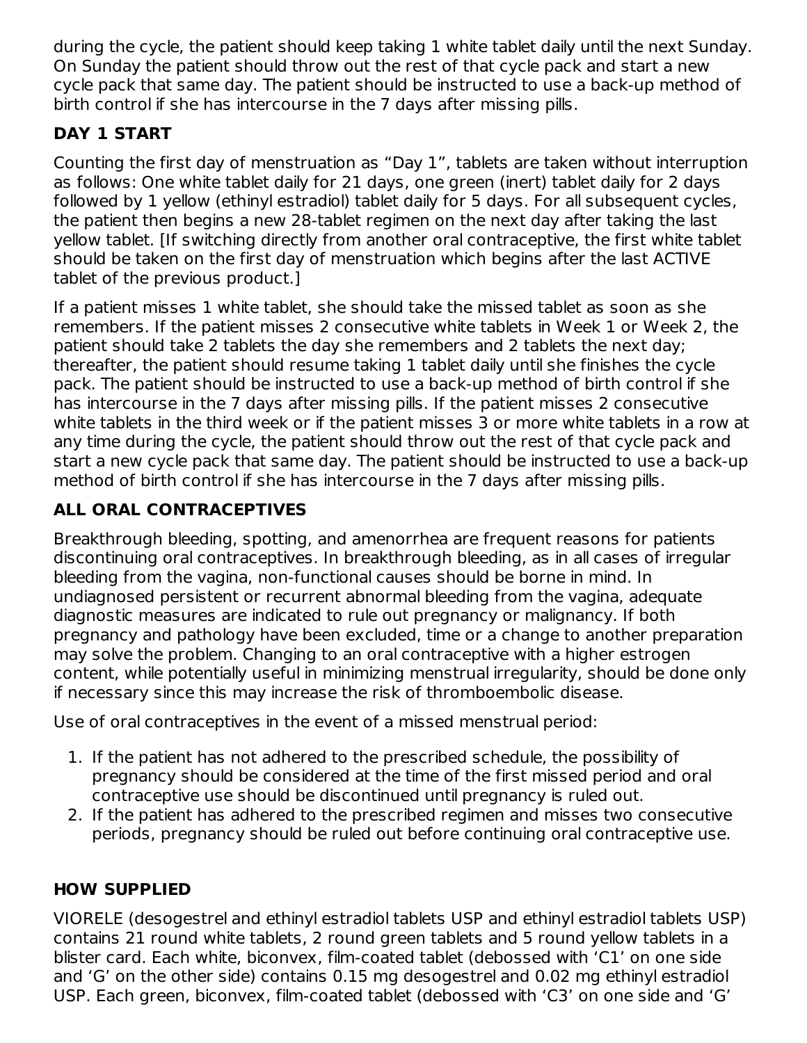during the cycle, the patient should keep taking 1 white tablet daily until the next Sunday. On Sunday the patient should throw out the rest of that cycle pack and start a new cycle pack that same day. The patient should be instructed to use a back-up method of birth control if she has intercourse in the 7 days after missing pills.

**DAY 1 START**

Counting the first day of menstruation as “Day 1”, tablets are taken without interruption as follows: One white tablet daily for 21 days, one green (inert) tablet daily for 2 days followed by 1 yellow (ethinyl estradiol) tablet daily for 5 days. For all subsequent cycles, the patient then begins a new 28-tablet regimen on the next day after taking the last yellow tablet. [If switching directly from another oral contraceptive, the first white tablet should be taken on the first day of menstruation which begins after the last ACTIVE tablet of the previous product.]

If a patient misses 1 white tablet, she should take the missed tablet as soon as she remembers. If the patient misses 2 consecutive white tablets in Week 1 or Week 2, the patient should take 2 tablets the day she remembers and 2 tablets the next day; thereafter, the patient should resume taking 1 tablet daily until she finishes the cycle pack. The patient should be instructed to use a back-up method of birth control if she has intercourse in the 7 days after missing pills. If the patient misses 2 consecutive white tablets in the third week or if the patient misses 3 or more white tablets in a row at any time during the cycle, the patient should throw out the rest of that cycle pack and start a new cycle pack that same day. The patient should be instructed to use a back-up method of birth control if she has intercourse in the 7 days after missing pills.

**ALL ORAL CONTRACEPTIVES**

Breakthrough bleeding, spotting, and amenorrhea are frequent reasons for patients discontinuing oral contraceptives. In breakthrough bleeding, as in all cases of irregular bleeding from the vagina, non-functional causes should be borne in mind. In undiagnosed persistent or recurrent abnormal bleeding from the vagina, adequate diagnostic measures are indicated to rule out pregnancy or malignancy. If both pregnancy and pathology have been excluded, time or a change to another preparation may solve the problem. Changing to an oral contraceptive with a higher estrogen content, while potentially useful in minimizing menstrual irregularity, should be done only if necessary since this may increase the risk of thromboembolic disease.

Use of oral contraceptives in the event of a missed menstrual period:

1. If the patient has not adhered to the prescribed schedule, the possibility of pregnancy should be considered at the time of the first missed period and oral contraceptive use should be discontinued until pregnancy is ruled out.
2. If the patient has adhered to the prescribed regimen and misses two consecutive periods, pregnancy should be ruled out before continuing oral contraceptive use.

## HOW SUPPLIED

VIORELE (desogestrel and ethinyl estradiol tablets USP and ethinyl estradiol tablets USP) contains 21 round white tablets, 2 round green tablets and 5 round yellow tablets in a blister card. Each white, biconvex, film-coated tablet (debossed with ‘C1’ on one side and ‘G’ on the other side) contains 0.15 mg desogestrel and 0.02 mg ethinyl estradiol USP. Each green, biconvex, film-coated tablet (debossed with ‘C3’ on one side and ‘G’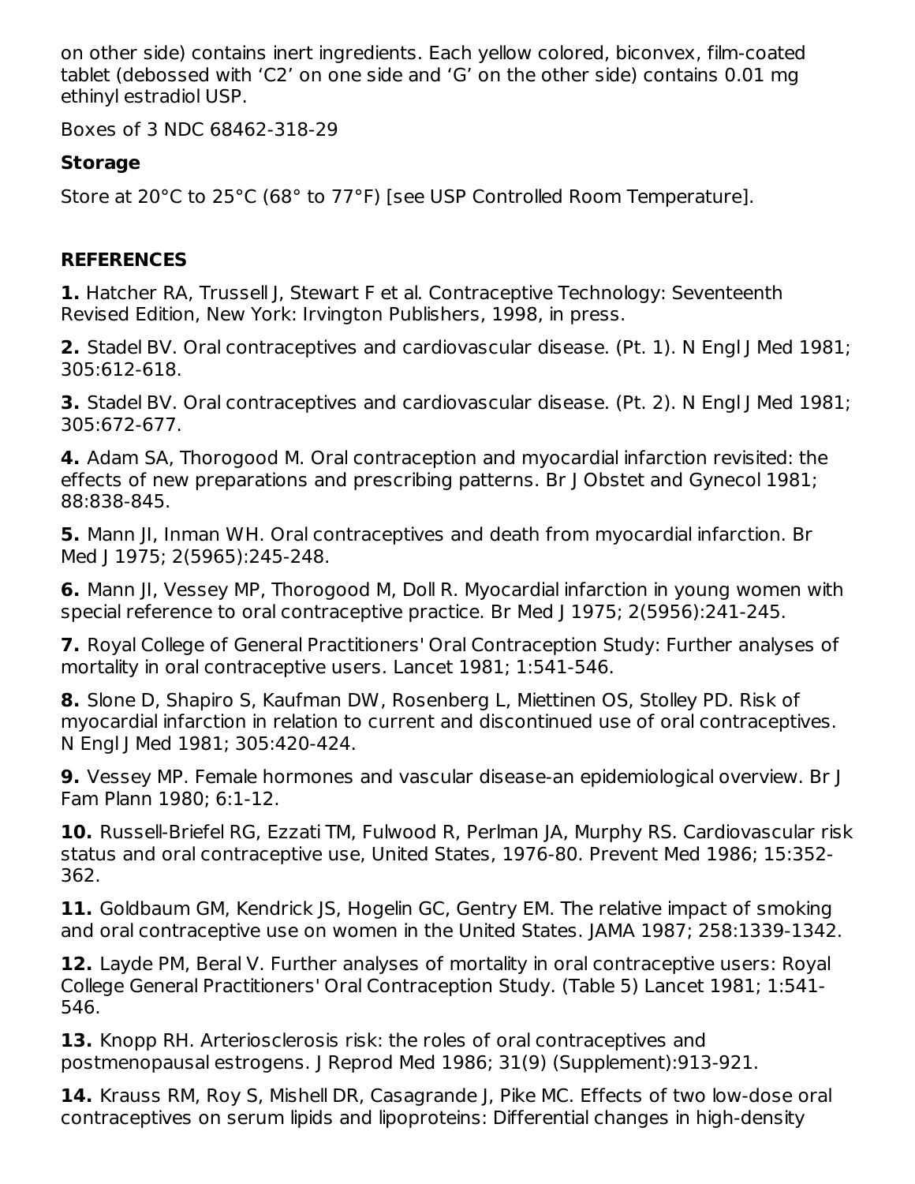on other side) contains inert ingredients. Each yellow colored, biconvex, film-coated tablet (debossed with 'C2' on one side and 'G' on the other side) contains 0.01 mg ethinyl estradiol USP.

Boxes of 3 NDC 68462-318-29

**Storage**

Store at 20°C to 25°C (68° to 77°F) [see USP Controlled Room Temperature].

**REFERENCES**

**1.** Hatcher RA, Trussell J, Stewart F et al. Contraceptive Technology: Seventeenth Revised Edition, New York: Irvington Publishers, 1998, in press.

**2.** Stadel BV. Oral contraceptives and cardiovascular disease. (Pt. 1). N Engl J Med 1981; 305:612-618.

**3.** Stadel BV. Oral contraceptives and cardiovascular disease. (Pt. 2). N Engl J Med 1981; 305:672-677.

**4.** Adam SA, Thorogood M. Oral contraception and myocardial infarction revisited: the effects of new preparations and prescribing patterns. Br J Obstet and Gynecol 1981; 88:838-845.

**5.** Mann JI, Inman WH. Oral contraceptives and death from myocardial infarction. Br Med J 1975; 2(5965):245-248.

**6.** Mann JI, Vessey MP, Thorogood M, Doll R. Myocardial infarction in young women with special reference to oral contraceptive practice. Br Med J 1975; 2(5956):241-245.

**7.** Royal College of General Practitioners' Oral Contraception Study: Further analyses of mortality in oral contraceptive users. Lancet 1981; 1:541-546.

**8.** Slone D, Shapiro S, Kaufman DW, Rosenberg L, Miettinen OS, Stolley PD. Risk of myocardial infarction in relation to current and discontinued use of oral contraceptives. N Engl J Med 1981; 305:420-424.

**9.** Vessey MP. Female hormones and vascular disease-an epidemiological overview. Br J Fam Plann 1980; 6:1-12.

**10.** Russell-Briefel RG, Ezzati TM, Fulwood R, Perlman JA, Murphy RS. Cardiovascular risk status and oral contraceptive use, United States, 1976-80. Prevent Med 1986; 15:352-362.

**11.** Goldbaum GM, Kendrick JS, Hogelin GC, Gentry EM. The relative impact of smoking and oral contraceptive use on women in the United States. JAMA 1987; 258:1339-1342.

**12.** Layde PM, Beral V. Further analyses of mortality in oral contraceptive users: Royal College General Practitioners' Oral Contraception Study. (Table 5) Lancet 1981; 1:541-546.

**13.** Knopp RH. Arteriosclerosis risk: the roles of oral contraceptives and postmenopausal estrogens. J Reprod Med 1986; 31(9) (Supplement):913-921.

**14.** Krauss RM, Roy S, Mishell DR, Casagrande J, Pike MC. Effects of two low-dose oral contraceptives on serum lipids and lipoproteins: Differential changes in high-density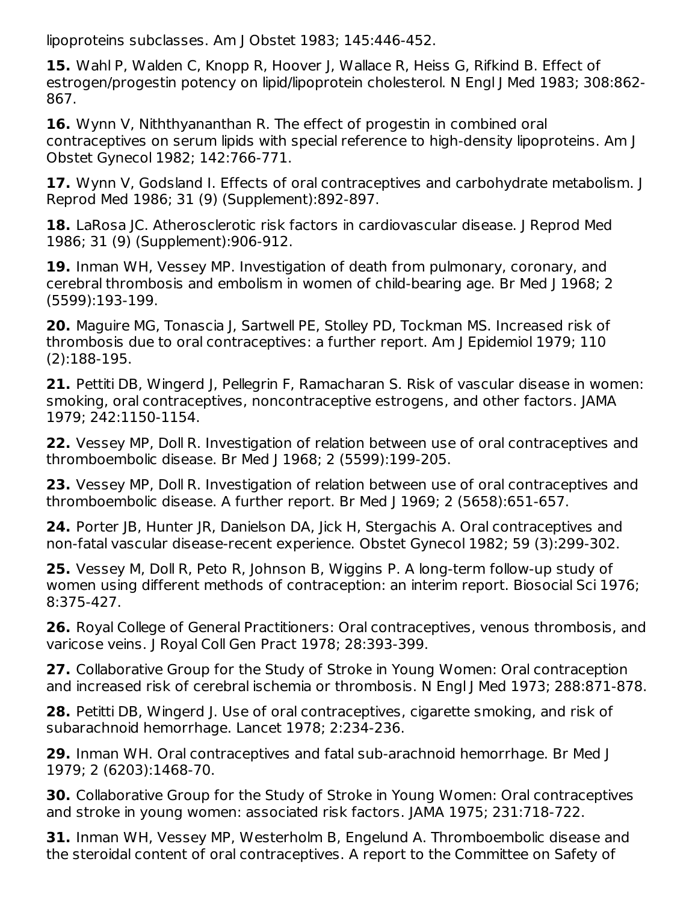lipoproteins subclasses. Am J Obstet 1983; 145:446-452.

**15.** Wahl P, Walden C, Knopp R, Hoover J, Wallace R, Heiss G, Rifkind B. Effect of estrogen/progestin potency on lipid/lipoprotein cholesterol. N Engl J Med 1983; 308:862-867.

**16.** Wynn V, Niththyananthan R. The effect of progestin in combined oral contraceptives on serum lipids with special reference to high-density lipoproteins. Am J Obstet Gynecol 1982; 142:766-771.

**17.** Wynn V, Godsland I. Effects of oral contraceptives and carbohydrate metabolism. J Reprod Med 1986; 31 (9) (Supplement):892-897.

**18.** LaRosa JC. Atherosclerotic risk factors in cardiovascular disease. J Reprod Med 1986; 31 (9) (Supplement):906-912.

**19.** Inman WH, Vessey MP. Investigation of death from pulmonary, coronary, and cerebral thrombosis and embolism in women of child-bearing age. Br Med J 1968; 2 (5599):193-199.

**20.** Maguire MG, Tonascia J, Sartwell PE, Stolley PD, Tockman MS. Increased risk of thrombosis due to oral contraceptives: a further report. Am J Epidemiol 1979; 110 (2):188-195.

**21.** Pettiti DB, Wingerd J, Pellegrin F, Ramacharan S. Risk of vascular disease in women: smoking, oral contraceptives, noncontraceptive estrogens, and other factors. JAMA 1979; 242:1150-1154.

**22.** Vessey MP, Doll R. Investigation of relation between use of oral contraceptives and thromboembolic disease. Br Med J 1968; 2 (5599):199-205.

**23.** Vessey MP, Doll R. Investigation of relation between use of oral contraceptives and thromboembolic disease. A further report. Br Med J 1969; 2 (5658):651-657.

**24.** Porter JB, Hunter JR, Danielson DA, Jick H, Stergachis A. Oral contraceptives and non-fatal vascular disease-recent experience. Obstet Gynecol 1982; 59 (3):299-302.

**25.** Vessey M, Doll R, Peto R, Johnson B, Wiggins P. A long-term follow-up study of women using different methods of contraception: an interim report. Biosocial Sci 1976; 8:375-427.

**26.** Royal College of General Practitioners: Oral contraceptives, venous thrombosis, and varicose veins. J Royal Coll Gen Pract 1978; 28:393-399.

**27.** Collaborative Group for the Study of Stroke in Young Women: Oral contraception and increased risk of cerebral ischemia or thrombosis. N Engl J Med 1973; 288:871-878.

**28.** Petitti DB, Wingerd J. Use of oral contraceptives, cigarette smoking, and risk of subarachnoid hemorrhage. Lancet 1978; 2:234-236.

**29.** Inman WH. Oral contraceptives and fatal sub-arachnoid hemorrhage. Br Med J 1979; 2 (6203):1468-70.

**30.** Collaborative Group for the Study of Stroke in Young Women: Oral contraceptives and stroke in young women: associated risk factors. JAMA 1975; 231:718-722.

**31.** Inman WH, Vessey MP, Westerholm B, Engelund A. Thromboembolic disease and the steroidal content of oral contraceptives. A report to the Committee on Safety of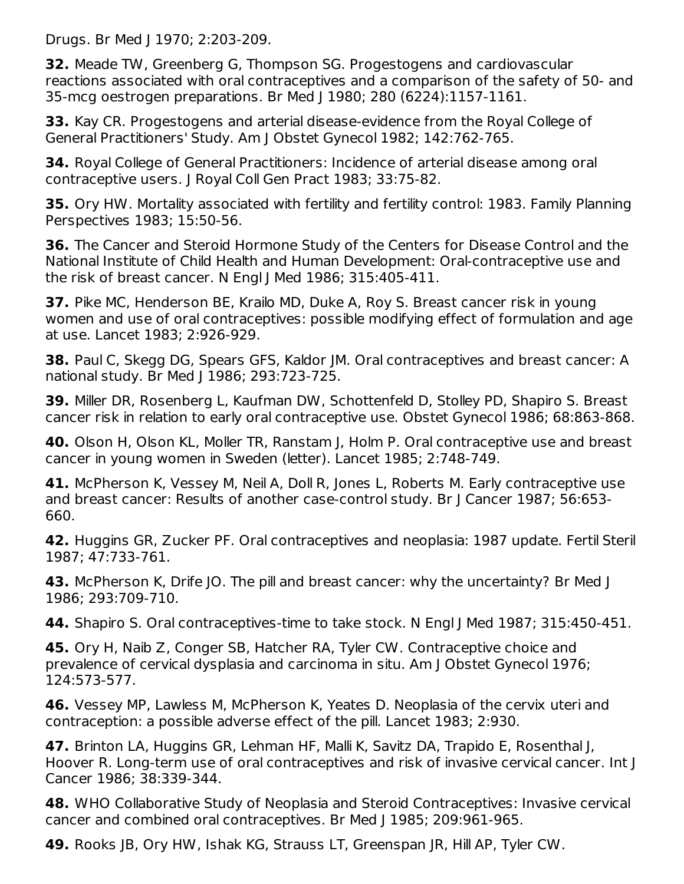Drugs. Br Med J 1970; 2:203-209.

**32.** Meade TW, Greenberg G, Thompson SG. Progestogens and cardiovascular reactions associated with oral contraceptives and a comparison of the safety of 50- and 35-mcg oestrogen preparations. Br Med J 1980; 280 (6224):1157-1161.

**33.** Kay CR. Progestogens and arterial disease-evidence from the Royal College of General Practitioners' Study. Am J Obstet Gynecol 1982; 142:762-765.

**34.** Royal College of General Practitioners: Incidence of arterial disease among oral contraceptive users. J Royal Coll Gen Pract 1983; 33:75-82.

**35.** Ory HW. Mortality associated with fertility and fertility control: 1983. Family Planning Perspectives 1983; 15:50-56.

**36.** The Cancer and Steroid Hormone Study of the Centers for Disease Control and the National Institute of Child Health and Human Development: Oral-contraceptive use and the risk of breast cancer. N Engl J Med 1986; 315:405-411.

**37.** Pike MC, Henderson BE, Krailo MD, Duke A, Roy S. Breast cancer risk in young women and use of oral contraceptives: possible modifying effect of formulation and age at use. Lancet 1983; 2:926-929.

**38.** Paul C, Skegg DG, Spears GFS, Kaldor JM. Oral contraceptives and breast cancer: A national study. Br Med J 1986; 293:723-725.

**39.** Miller DR, Rosenberg L, Kaufman DW, Schottenfeld D, Stolley PD, Shapiro S. Breast cancer risk in relation to early oral contraceptive use. Obstet Gynecol 1986; 68:863-868.

**40.** Olson H, Olson KL, Moller TR, Ranstam J, Holm P. Oral contraceptive use and breast cancer in young women in Sweden (letter). Lancet 1985; 2:748-749.

**41.** McPherson K, Vessey M, Neil A, Doll R, Jones L, Roberts M. Early contraceptive use and breast cancer: Results of another case-control study. Br J Cancer 1987; 56:653-660.

**42.** Huggins GR, Zucker PF. Oral contraceptives and neoplasia: 1987 update. Fertil Steril 1987; 47:733-761.

**43.** McPherson K, Drife JO. The pill and breast cancer: why the uncertainty? Br Med J 1986; 293:709-710.

**44.** Shapiro S. Oral contraceptives-time to take stock. N Engl J Med 1987; 315:450-451.

**45.** Ory H, Naib Z, Conger SB, Hatcher RA, Tyler CW. Contraceptive choice and prevalence of cervical dysplasia and carcinoma in situ. Am J Obstet Gynecol 1976; 124:573-577.

**46.** Vessey MP, Lawless M, McPherson K, Yeates D. Neoplasia of the cervix uteri and contraception: a possible adverse effect of the pill. Lancet 1983; 2:930.

**47.** Brinton LA, Huggins GR, Lehman HF, Malli K, Savitz DA, Trapido E, Rosenthal J, Hoover R. Long-term use of oral contraceptives and risk of invasive cervical cancer. Int J Cancer 1986; 38:339-344.

**48.** WHO Collaborative Study of Neoplasia and Steroid Contraceptives: Invasive cervical cancer and combined oral contraceptives. Br Med J 1985; 209:961-965.

**49.** Rooks JB, Ory HW, Ishak KG, Strauss LT, Greenspan JR, Hill AP, Tyler CW.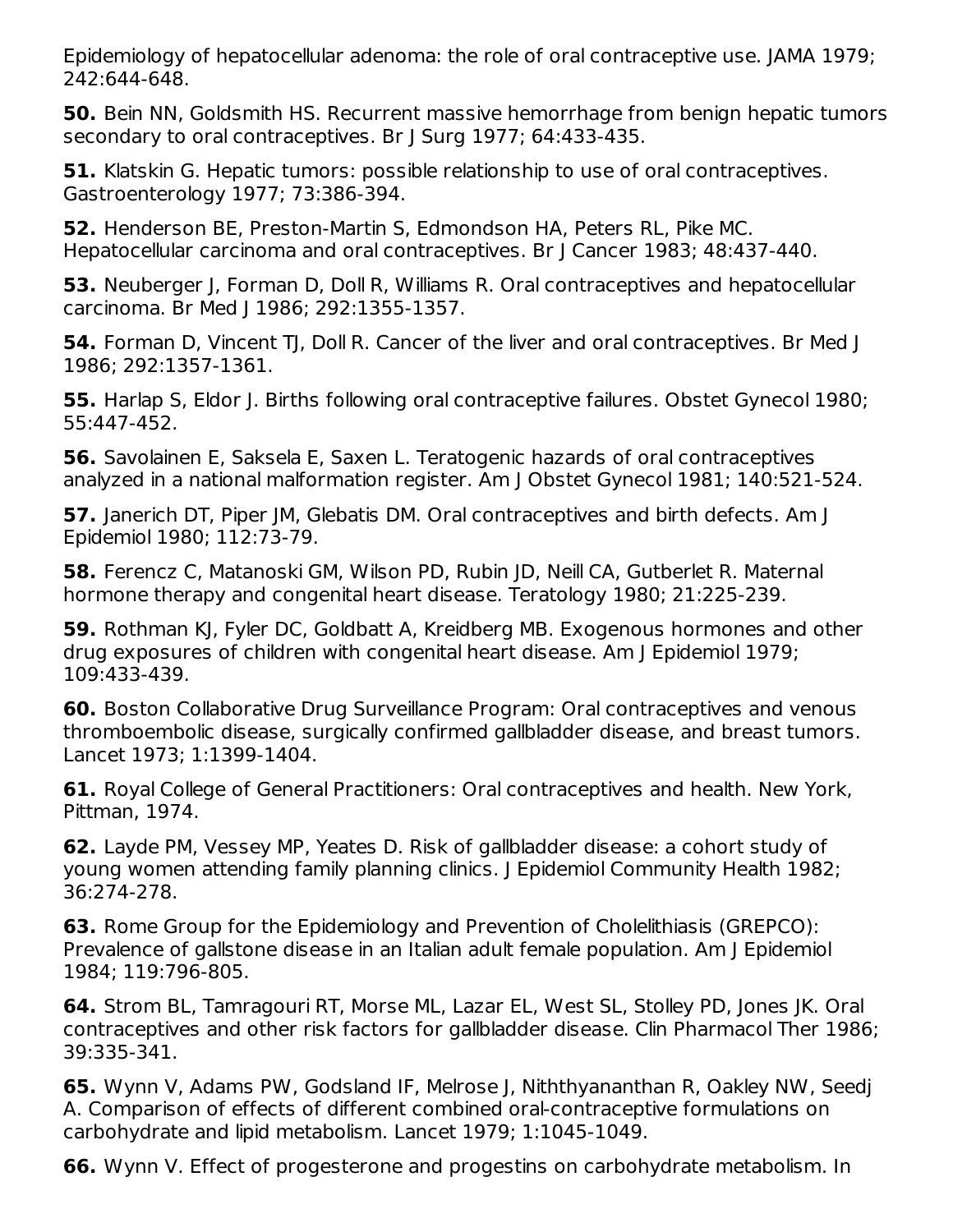Epidemiology of hepatocellular adenoma: the role of oral contraceptive use. JAMA 1979; 242:644-648.

**50.** Bein NN, Goldsmith HS. Recurrent massive hemorrhage from benign hepatic tumors secondary to oral contraceptives. Br J Surg 1977; 64:433-435.

**51.** Klatskin G. Hepatic tumors: possible relationship to use of oral contraceptives. Gastroenterology 1977; 73:386-394.

**52.** Henderson BE, Preston-Martin S, Edmondson HA, Peters RL, Pike MC. Hepatocellular carcinoma and oral contraceptives. Br J Cancer 1983; 48:437-440.

**53.** Neuberger J, Forman D, Doll R, Williams R. Oral contraceptives and hepatocellular carcinoma. Br Med J 1986; 292:1355-1357.

**54.** Forman D, Vincent TJ, Doll R. Cancer of the liver and oral contraceptives. Br Med J 1986; 292:1357-1361.

**55.** Harlap S, Eldor J. Births following oral contraceptive failures. Obstet Gynecol 1980; 55:447-452.

**56.** Savolainen E, Saksela E, Saxen L. Teratogenic hazards of oral contraceptives analyzed in a national malformation register. Am J Obstet Gynecol 1981; 140:521-524.

**57.** Janerich DT, Piper JM, Glebatis DM. Oral contraceptives and birth defects. Am J Epidemiol 1980; 112:73-79.

**58.** Ferencz C, Matanoski GM, Wilson PD, Rubin JD, Neill CA, Gutberlet R. Maternal hormone therapy and congenital heart disease. Teratology 1980; 21:225-239.

**59.** Rothman KJ, Fyler DC, Goldbatt A, Kreidberg MB. Exogenous hormones and other drug exposures of children with congenital heart disease. Am J Epidemiol 1979; 109:433-439.

**60.** Boston Collaborative Drug Surveillance Program: Oral contraceptives and venous thromboembolic disease, surgically confirmed gallbladder disease, and breast tumors. Lancet 1973; 1:1399-1404.

**61.** Royal College of General Practitioners: Oral contraceptives and health. New York, Pittman, 1974.

**62.** Layde PM, Vessey MP, Yeates D. Risk of gallbladder disease: a cohort study of young women attending family planning clinics. J Epidemiol Community Health 1982; 36:274-278.

**63.** Rome Group for the Epidemiology and Prevention of Cholelithiasis (GREPCO): Prevalence of gallstone disease in an Italian adult female population. Am J Epidemiol 1984; 119:796-805.

**64.** Strom BL, Tamragouri RT, Morse ML, Lazar EL, West SL, Stolley PD, Jones JK. Oral contraceptives and other risk factors for gallbladder disease. Clin Pharmacol Ther 1986; 39:335-341.

**65.** Wynn V, Adams PW, Godsland IF, Melrose J, Niththyananthan R, Oakley NW, Seedj A. Comparison of effects of different combined oral-contraceptive formulations on carbohydrate and lipid metabolism. Lancet 1979; 1:1045-1049.

**66.** Wynn V. Effect of progesterone and progestins on carbohydrate metabolism. In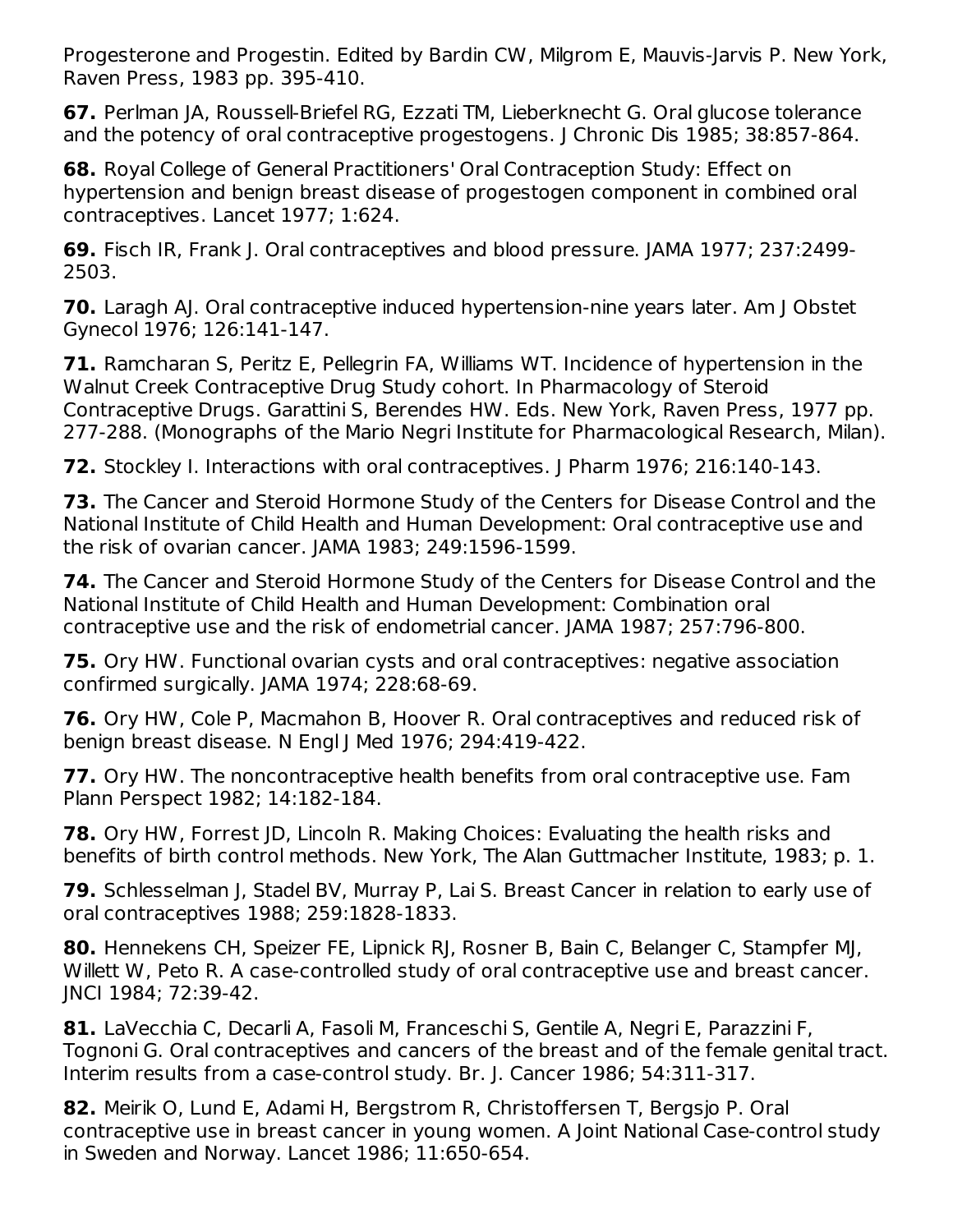Progesterone and Progestin. Edited by Bardin CW, Milgrom E, Mauvis-Jarvis P. New York, Raven Press, 1983 pp. 395-410.

**67.** Perlman JA, Roussell-Briefel RG, Ezzati TM, Lieberknecht G. Oral glucose tolerance and the potency of oral contraceptive progestogens. J Chronic Dis 1985; 38:857-864.

**68.** Royal College of General Practitioners' Oral Contraception Study: Effect on hypertension and benign breast disease of progestogen component in combined oral contraceptives. Lancet 1977; 1:624.

**69.** Fisch IR, Frank J. Oral contraceptives and blood pressure. JAMA 1977; 237:2499-2503.

**70.** Laragh AJ. Oral contraceptive induced hypertension-nine years later. Am J Obstet Gynecol 1976; 126:141-147.

**71.** Ramcharan S, Peritz E, Pellegrin FA, Williams WT. Incidence of hypertension in the Walnut Creek Contraceptive Drug Study cohort. In Pharmacology of Steroid Contraceptive Drugs. Garattini S, Berendes HW. Eds. New York, Raven Press, 1977 pp. 277-288. (Monographs of the Mario Negri Institute for Pharmacological Research, Milan).

**72.** Stockley I. Interactions with oral contraceptives. J Pharm 1976; 216:140-143.

**73.** The Cancer and Steroid Hormone Study of the Centers for Disease Control and the National Institute of Child Health and Human Development: Oral contraceptive use and the risk of ovarian cancer. JAMA 1983; 249:1596-1599.

**74.** The Cancer and Steroid Hormone Study of the Centers for Disease Control and the National Institute of Child Health and Human Development: Combination oral contraceptive use and the risk of endometrial cancer. JAMA 1987; 257:796-800.

**75.** Ory HW. Functional ovarian cysts and oral contraceptives: negative association confirmed surgically. JAMA 1974; 228:68-69.

**76.** Ory HW, Cole P, Macmahon B, Hoover R. Oral contraceptives and reduced risk of benign breast disease. N Engl J Med 1976; 294:419-422.

**77.** Ory HW. The noncontraceptive health benefits from oral contraceptive use. Fam Plann Perspect 1982; 14:182-184.

**78.** Ory HW, Forrest JD, Lincoln R. Making Choices: Evaluating the health risks and benefits of birth control methods. New York, The Alan Guttmacher Institute, 1983; p. 1.

**79.** Schlesselman J, Stadel BV, Murray P, Lai S. Breast Cancer in relation to early use of oral contraceptives 1988; 259:1828-1833.

**80.** Hennekens CH, Speizer FE, Lipnick RJ, Rosner B, Bain C, Belanger C, Stampfer MJ, Willett W, Peto R. A case-controlled study of oral contraceptive use and breast cancer. JNCI 1984; 72:39-42.

**81.** LaVecchia C, Decarli A, Fasoli M, Franceschi S, Gentile A, Negri E, Parazzini F, Tognoni G. Oral contraceptives and cancers of the breast and of the female genital tract. Interim results from a case-control study. Br. J. Cancer 1986; 54:311-317.

**82.** Meirik O, Lund E, Adami H, Bergstrom R, Christoffersen T, Bergsjo P. Oral contraceptive use in breast cancer in young women. A Joint National Case-control study in Sweden and Norway. Lancet 1986; 11:650-654.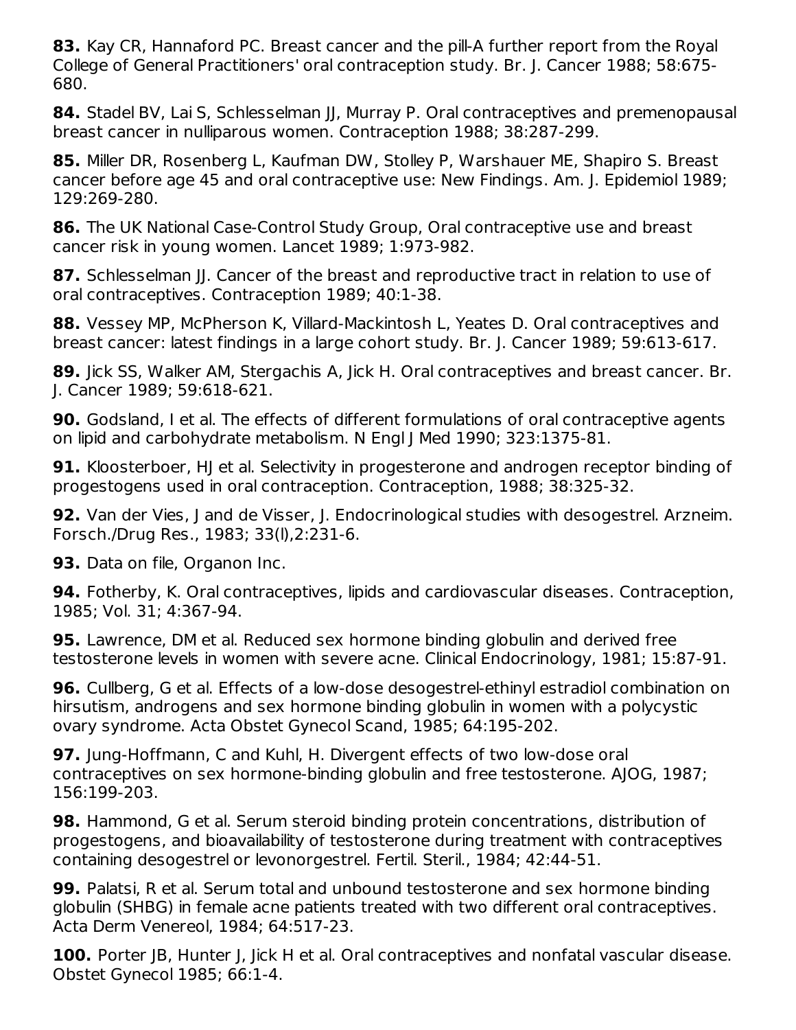**83.** Kay CR, Hannaford PC. Breast cancer and the pill-A further report from the Royal College of General Practitioners' oral contraception study. Br. J. Cancer 1988; 58:675-680.

**84.** Stadel BV, Lai S, Schlesselman JJ, Murray P. Oral contraceptives and premenopausal breast cancer in nulliparous women. Contraception 1988; 38:287-299.

**85.** Miller DR, Rosenberg L, Kaufman DW, Stolley P, Warshauer ME, Shapiro S. Breast cancer before age 45 and oral contraceptive use: New Findings. Am. J. Epidemiol 1989; 129:269-280.

**86.** The UK National Case-Control Study Group, Oral contraceptive use and breast cancer risk in young women. Lancet 1989; 1:973-982.

**87.** Schlesselman JJ. Cancer of the breast and reproductive tract in relation to use of oral contraceptives. Contraception 1989; 40:1-38.

**88.** Vessey MP, McPherson K, Villard-Mackintosh L, Yeates D. Oral contraceptives and breast cancer: latest findings in a large cohort study. Br. J. Cancer 1989; 59:613-617.

**89.** Jick SS, Walker AM, Stergachis A, Jick H. Oral contraceptives and breast cancer. Br. J. Cancer 1989; 59:618-621.

**90.** Godsland, I et al. The effects of different formulations of oral contraceptive agents on lipid and carbohydrate metabolism. N Engl J Med 1990; 323:1375-81.

**91.** Kloosterboer, HJ et al. Selectivity in progesterone and androgen receptor binding of progestogens used in oral contraception. Contraception, 1988; 38:325-32.

**92.** Van der Vies, J and de Visser, J. Endocrinological studies with desogestrel. Arzneim. Forsch./Drug Res., 1983; 33(l),2:231-6.

**93.** Data on file, Organon Inc.

**94.** Fotherby, K. Oral contraceptives, lipids and cardiovascular diseases. Contraception, 1985; Vol. 31; 4:367-94.

**95.** Lawrence, DM et al. Reduced sex hormone binding globulin and derived free testosterone levels in women with severe acne. Clinical Endocrinology, 1981; 15:87-91.

**96.** Cullberg, G et al. Effects of a low-dose desogestrel-ethinyl estradiol combination on hirsutism, androgens and sex hormone binding globulin in women with a polycystic ovary syndrome. Acta Obstet Gynecol Scand, 1985; 64:195-202.

**97.** Jung-Hoffmann, C and Kuhl, H. Divergent effects of two low-dose oral contraceptives on sex hormone-binding globulin and free testosterone. AJOG, 1987; 156:199-203.

**98.** Hammond, G et al. Serum steroid binding protein concentrations, distribution of progestogens, and bioavailability of testosterone during treatment with contraceptives containing desogestrel or levonorgestrel. Fertil. Steril., 1984; 42:44-51.

**99.** Palatsi, R et al. Serum total and unbound testosterone and sex hormone binding globulin (SHBG) in female acne patients treated with two different oral contraceptives. Acta Derm Venereol, 1984; 64:517-23.

**100.** Porter JB, Hunter J, Jick H et al. Oral contraceptives and nonfatal vascular disease. Obstet Gynecol 1985; 66:1-4.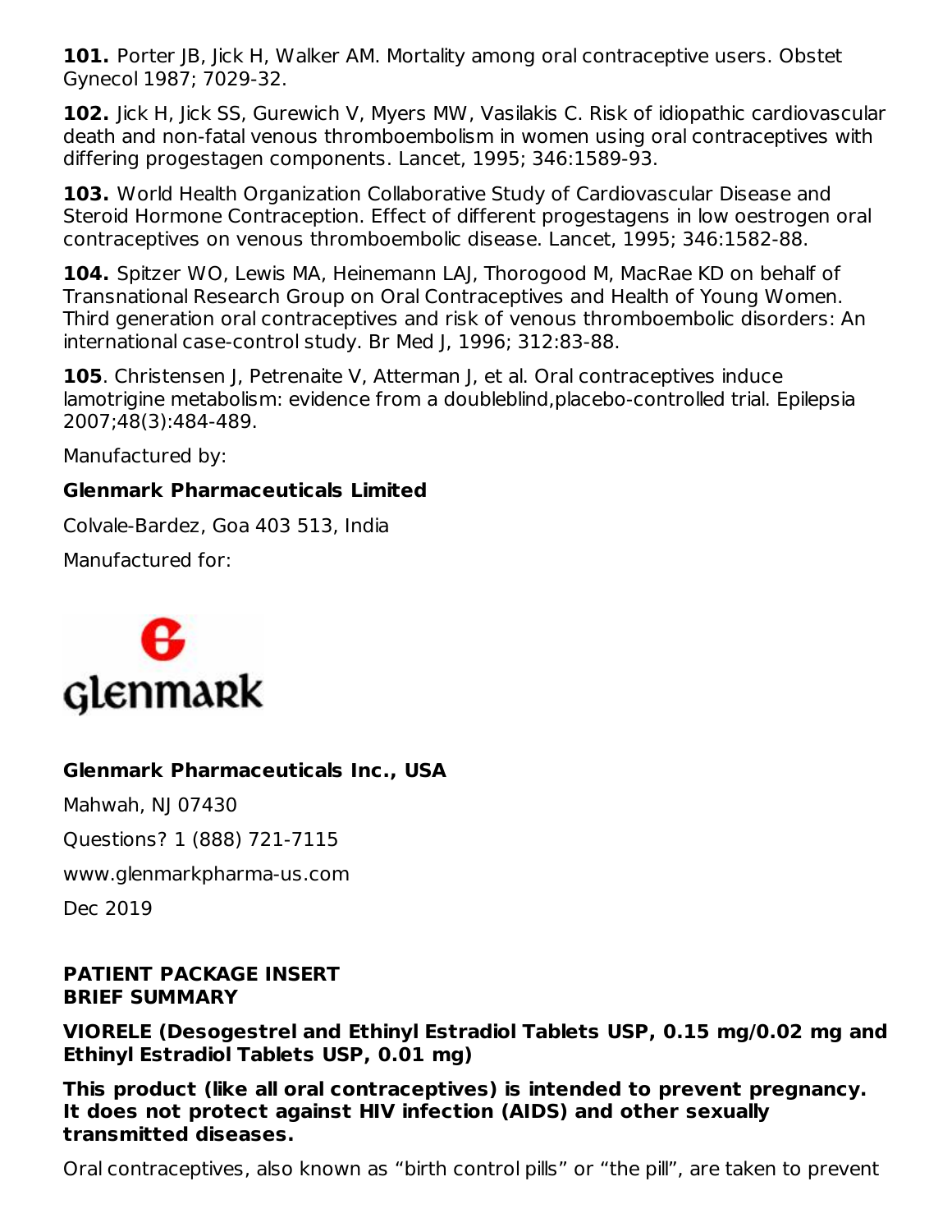**101.** Porter JB, Jick H, Walker AM. Mortality among oral contraceptive users. Obstet Gynecol 1987; 7029-32.

**102.** Jick H, Jick SS, Gurewich V, Myers MW, Vasilakis C. Risk of idiopathic cardiovascular death and non-fatal venous thromboembolism in women using oral contraceptives with differing progestagen components. Lancet, 1995; 346:1589-93.

**103.** World Health Organization Collaborative Study of Cardiovascular Disease and Steroid Hormone Contraception. Effect of different progestagens in low oestrogen oral contraceptives on venous thromboembolic disease. Lancet, 1995; 346:1582-88.

**104.** Spitzer WO, Lewis MA, Heinemann LAJ, Thorogood M, MacRae KD on behalf of Transnational Research Group on Oral Contraceptives and Health of Young Women. Third generation oral contraceptives and risk of venous thromboembolic disorders: An international case-control study. Br Med J, 1996; 312:83-88.

**105**. Christensen J, Petrenaite V, Atterman J, et al. Oral contraceptives induce lamotrigine metabolism: evidence from a doubleblind,placebo-controlled trial. Epilepsia 2007;48(3):484-489.

Manufactured by:

**Glenmark Pharmaceuticals Limited**

Colvale-Bardez, Goa 403 513, India

Manufactured for:

glenmark

**Glenmark Pharmaceuticals Inc., USA**

Mahwah, NJ 07430

Questions? 1 (888) 721-7115

www.glenmarkpharma-us.com

Dec 2019

## PATIENT PACKAGE INSERT
## BRIEF SUMMARY

**VIORELE (Desogestrel and Ethinyl Estradiol Tablets USP, 0.15 mg/0.02 mg and Ethinyl Estradiol Tablets USP, 0.01 mg)**

**This product (like all oral contraceptives) is intended to prevent pregnancy. It does not protect against HIV infection (AIDS) and other sexually transmitted diseases.**

Oral contraceptives, also known as “birth control pills” or “the pill”, are taken to prevent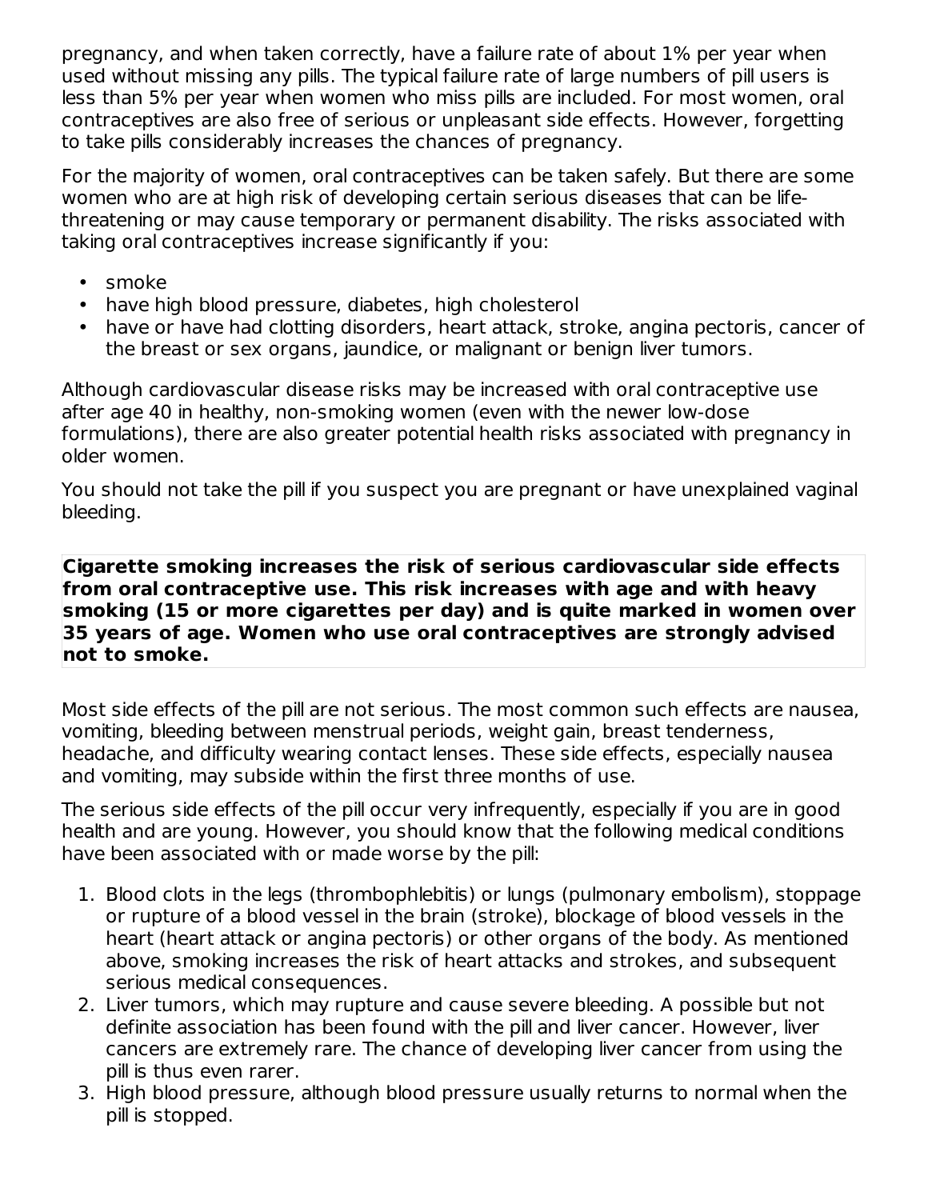pregnancy, and when taken correctly, have a failure rate of about 1% per year when used without missing any pills. The typical failure rate of large numbers of pill users is less than 5% per year when women who miss pills are included. For most women, oral contraceptives are also free of serious or unpleasant side effects. However, forgetting to take pills considerably increases the chances of pregnancy.

For the majority of women, oral contraceptives can be taken safely. But there are some women who are at high risk of developing certain serious diseases that can be life-threatening or may cause temporary or permanent disability. The risks associated with taking oral contraceptives increase significantly if you:

- smoke
- have high blood pressure, diabetes, high cholesterol
- have or have had clotting disorders, heart attack, stroke, angina pectoris, cancer of the breast or sex organs, jaundice, or malignant or benign liver tumors.

Although cardiovascular disease risks may be increased with oral contraceptive use after age 40 in healthy, non-smoking women (even with the newer low-dose formulations), there are also greater potential health risks associated with pregnancy in older women.

You should not take the pill if you suspect you are pregnant or have unexplained vaginal bleeding.

**Cigarette smoking increases the risk of serious cardiovascular side effects from oral contraceptive use. This risk increases with age and with heavy smoking (15 or more cigarettes per day) and is quite marked in women over 35 years of age. Women who use oral contraceptives are strongly advised not to smoke.**

Most side effects of the pill are not serious. The most common such effects are nausea, vomiting, bleeding between menstrual periods, weight gain, breast tenderness, headache, and difficulty wearing contact lenses. These side effects, especially nausea and vomiting, may subside within the first three months of use.

The serious side effects of the pill occur very infrequently, especially if you are in good health and are young. However, you should know that the following medical conditions have been associated with or made worse by the pill:

1. Blood clots in the legs (thrombophlebitis) or lungs (pulmonary embolism), stoppage or rupture of a blood vessel in the brain (stroke), blockage of blood vessels in the heart (heart attack or angina pectoris) or other organs of the body. As mentioned above, smoking increases the risk of heart attacks and strokes, and subsequent serious medical consequences.
2. Liver tumors, which may rupture and cause severe bleeding. A possible but not definite association has been found with the pill and liver cancer. However, liver cancers are extremely rare. The chance of developing liver cancer from using the pill is thus even rarer.
3. High blood pressure, although blood pressure usually returns to normal when the pill is stopped.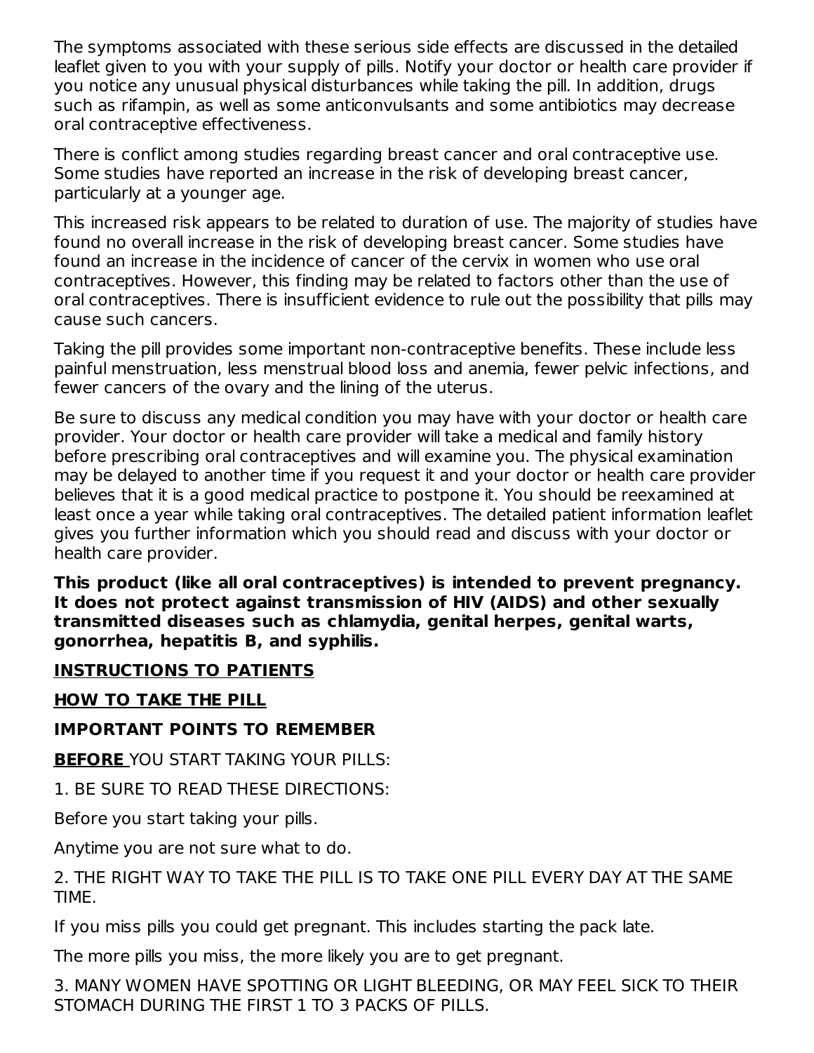The symptoms associated with these serious side effects are discussed in the detailed leaflet given to you with your supply of pills. Notify your doctor or health care provider if you notice any unusual physical disturbances while taking the pill. In addition, drugs such as rifampin, as well as some anticonvulsants and some antibiotics may decrease oral contraceptive effectiveness.

There is conflict among studies regarding breast cancer and oral contraceptive use. Some studies have reported an increase in the risk of developing breast cancer, particularly at a younger age.

This increased risk appears to be related to duration of use. The majority of studies have found no overall increase in the risk of developing breast cancer. Some studies have found an increase in the incidence of cancer of the cervix in women who use oral contraceptives. However, this finding may be related to factors other than the use of oral contraceptives. There is insufficient evidence to rule out the possibility that pills may cause such cancers.

Taking the pill provides some important non-contraceptive benefits. These include less painful menstruation, less menstrual blood loss and anemia, fewer pelvic infections, and fewer cancers of the ovary and the lining of the uterus.

Be sure to discuss any medical condition you may have with your doctor or health care provider. Your doctor or health care provider will take a medical and family history before prescribing oral contraceptives and will examine you. The physical examination may be delayed to another time if you request it and your doctor or health care provider believes that it is a good medical practice to postpone it. You should be reexamined at least once a year while taking oral contraceptives. The detailed patient information leaflet gives you further information which you should read and discuss with your doctor or health care provider.

**This product (like all oral contraceptives) is intended to prevent pregnancy. It does not protect against transmission of HIV (AIDS) and other sexually transmitted diseases such as chlamydia, genital herpes, genital warts, gonorrhea, hepatitis B, and syphilis.**

## INSTRUCTIONS TO PATIENTS

## HOW TO TAKE THE PILL

### IMPORTANT POINTS TO REMEMBER

**BEFORE** YOU START TAKING YOUR PILLS:

1. BE SURE TO READ THESE DIRECTIONS:

Before you start taking your pills.

Anytime you are not sure what to do.

2. THE RIGHT WAY TO TAKE THE PILL IS TO TAKE ONE PILL EVERY DAY AT THE SAME TIME.

If you miss pills you could get pregnant. This includes starting the pack late.

The more pills you miss, the more likely you are to get pregnant.

3. MANY WOMEN HAVE SPOTTING OR LIGHT BLEEDING, OR MAY FEEL SICK TO THEIR STOMACH DURING THE FIRST 1 TO 3 PACKS OF PILLS.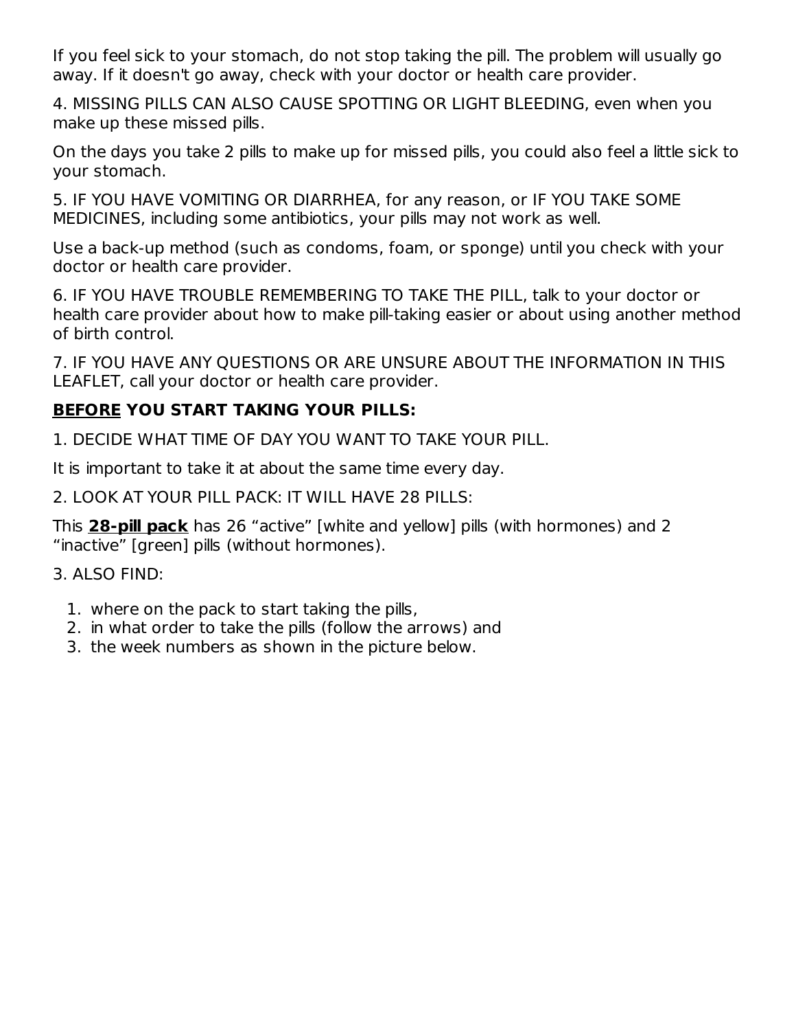If you feel sick to your stomach, do not stop taking the pill. The problem will usually go away. If it doesn't go away, check with your doctor or health care provider.

4. MISSING PILLS CAN ALSO CAUSE SPOTTING OR LIGHT BLEEDING, even when you make up these missed pills.

On the days you take 2 pills to make up for missed pills, you could also feel a little sick to your stomach.

5. IF YOU HAVE VOMITING OR DIARRHEA, for any reason, or IF YOU TAKE SOME MEDICINES, including some antibiotics, your pills may not work as well.

Use a back-up method (such as condoms, foam, or sponge) until you check with your doctor or health care provider.

6. IF YOU HAVE TROUBLE REMEMBERING TO TAKE THE PILL, talk to your doctor or health care provider about how to make pill-taking easier or about using another method of birth control.

7. IF YOU HAVE ANY QUESTIONS OR ARE UNSURE ABOUT THE INFORMATION IN THIS LEAFLET, call your doctor or health care provider.

**<u>BEFORE</u> YOU START TAKING YOUR PILLS:**

1. DECIDE WHAT TIME OF DAY YOU WANT TO TAKE YOUR PILL.

It is important to take it at about the same time every day.

2. LOOK AT YOUR PILL PACK: IT WILL HAVE 28 PILLS:

This **<u>28-pill pack</u>** has 26 “active” [white and yellow] pills (with hormones) and 2 “inactive” [green] pills (without hormones).

3. ALSO FIND:

1. where on the pack to start taking the pills,
2. in what order to take the pills (follow the arrows) and
3. the week numbers as shown in the picture below.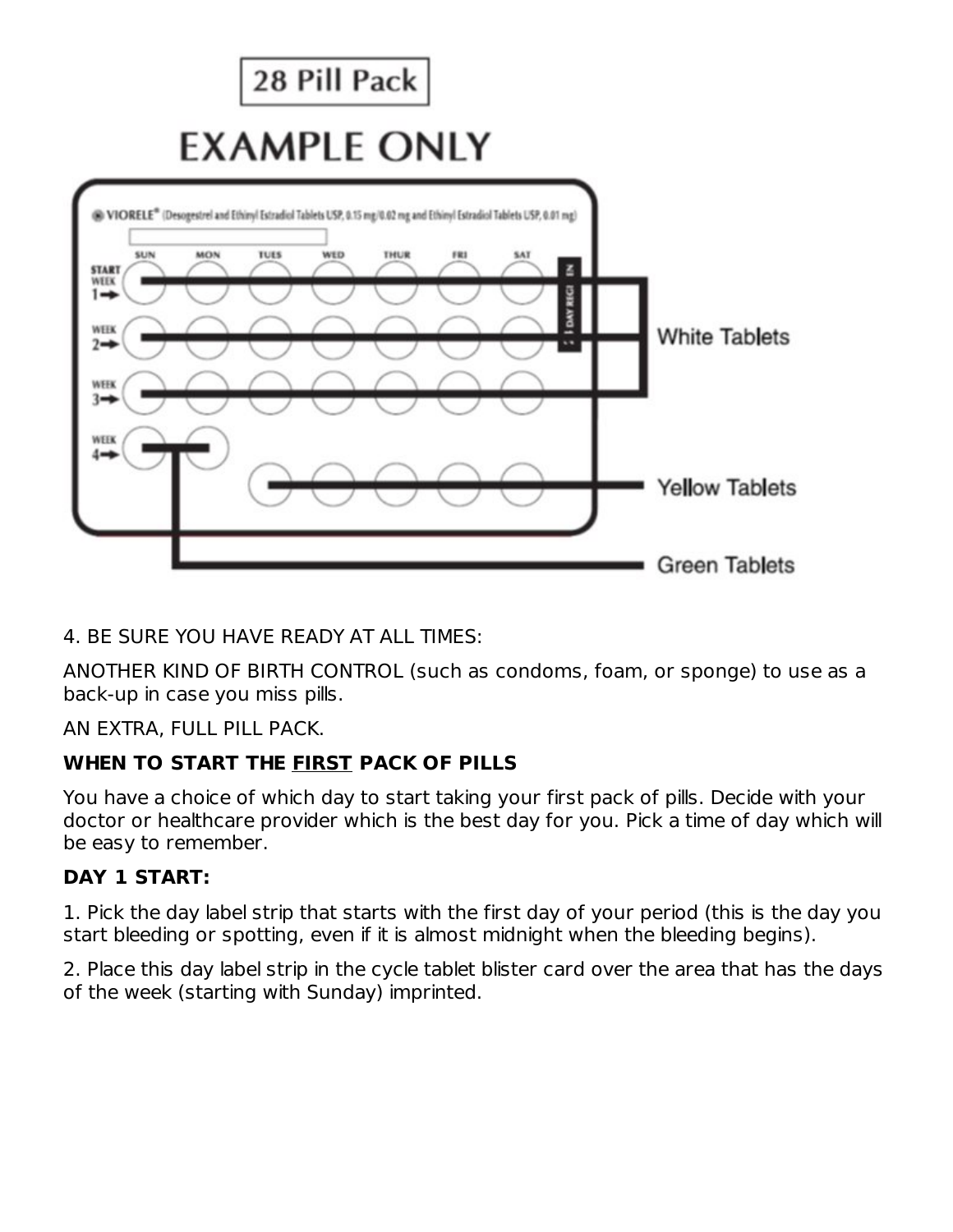28 Pill Pack

EXAMPLE ONLY

VIORELE® (Desogestrel and Ethinyl Estradiol Tablets USP, 0.15 mg/0.02 mg and Ethinyl Estradiol Tablets USP, 0.01 mg)

SUN MON TUES WED THUR FRI SAT

START WEEK 1→

WEEK 2→

WEEK 3→

WEEK 4→

White Tablets

Yellow Tablets

Green Tablets

4. BE SURE YOU HAVE READY AT ALL TIMES:

ANOTHER KIND OF BIRTH CONTROL (such as condoms, foam, or sponge) to use as a back-up in case you miss pills.

AN EXTRA, FULL PILL PACK.

**WHEN TO START THE <u>FIRST</u> PACK OF PILLS**

You have a choice of which day to start taking your first pack of pills. Decide with your doctor or healthcare provider which is the best day for you. Pick a time of day which will be easy to remember.

**DAY 1 START:**

1. Pick the day label strip that starts with the first day of your period (this is the day you start bleeding or spotting, even if it is almost midnight when the bleeding begins).

2. Place this day label strip in the cycle tablet blister card over the area that has the days of the week (starting with Sunday) imprinted.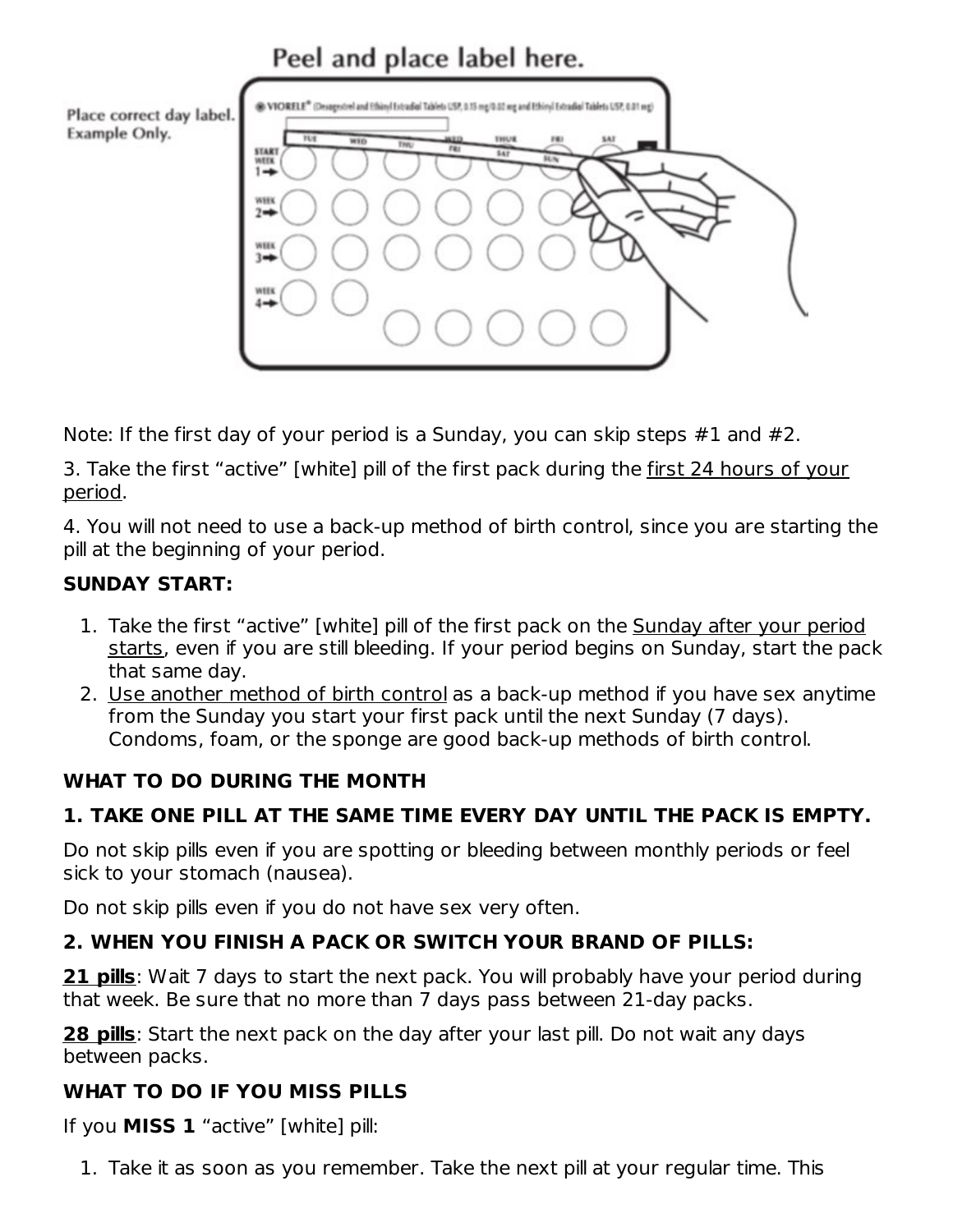Peel and place label here.

Place correct day label. Example Only.

Note: If the first day of your period is a Sunday, you can skip steps #1 and #2.

3. Take the first "active" [white] pill of the first pack during the first 24 hours of your period.

4. You will not need to use a back-up method of birth control, since you are starting the pill at the beginning of your period.

**SUNDAY START:**

1. Take the first "active" [white] pill of the first pack on the Sunday after your period starts, even if you are still bleeding. If your period begins on Sunday, start the pack that same day.
2. Use another method of birth control as a back-up method if you have sex anytime from the Sunday you start your first pack until the next Sunday (7 days). Condoms, foam, or the sponge are good back-up methods of birth control.

**WHAT TO DO DURING THE MONTH**

**1. TAKE ONE PILL AT THE SAME TIME EVERY DAY UNTIL THE PACK IS EMPTY.**

Do not skip pills even if you are spotting or bleeding between monthly periods or feel sick to your stomach (nausea).

Do not skip pills even if you do not have sex very often.

**2. WHEN YOU FINISH A PACK OR SWITCH YOUR BRAND OF PILLS:**

**21 pills**: Wait 7 days to start the next pack. You will probably have your period during that week. Be sure that no more than 7 days pass between 21-day packs.

**28 pills**: Start the next pack on the day after your last pill. Do not wait any days between packs.

**WHAT TO DO IF YOU MISS PILLS**

If you **MISS 1** "active" [white] pill:

1. Take it as soon as you remember. Take the next pill at your regular time. This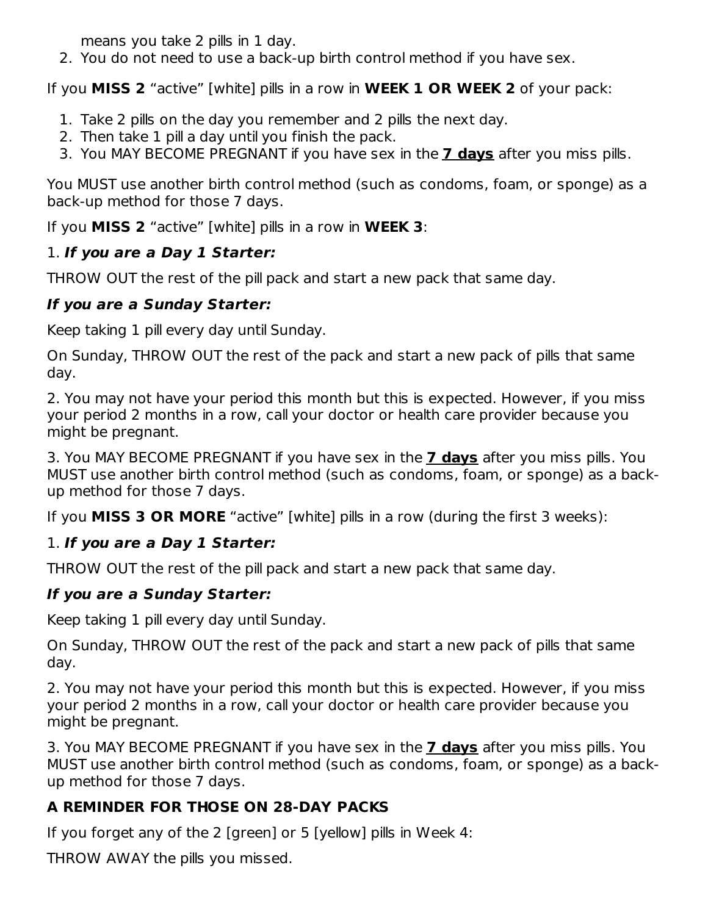means you take 2 pills in 1 day.

2. You do not need to use a back-up birth control method if you have sex.

If you **MISS 2** “active” [white] pills in a row in **WEEK 1 OR WEEK 2** of your pack:

1. Take 2 pills on the day you remember and 2 pills the next day.
2. Then take 1 pill a day until you finish the pack.
3. You MAY BECOME PREGNANT if you have sex in the **7 days** after you miss pills.

You MUST use another birth control method (such as condoms, foam, or sponge) as a back-up method for those 7 days.

If you **MISS 2** “active” [white] pills in a row in **WEEK 3**:

1. ***If you are a Day 1 Starter:***

THROW OUT the rest of the pill pack and start a new pack that same day.

***If you are a Sunday Starter:***

Keep taking 1 pill every day until Sunday.

On Sunday, THROW OUT the rest of the pack and start a new pack of pills that same day.

2. You may not have your period this month but this is expected. However, if you miss your period 2 months in a row, call your doctor or health care provider because you might be pregnant.

3. You MAY BECOME PREGNANT if you have sex in the **7 days** after you miss pills. You MUST use another birth control method (such as condoms, foam, or sponge) as a back-up method for those 7 days.

If you **MISS 3 OR MORE** “active” [white] pills in a row (during the first 3 weeks):

1. ***If you are a Day 1 Starter:***

THROW OUT the rest of the pill pack and start a new pack that same day.

***If you are a Sunday Starter:***

Keep taking 1 pill every day until Sunday.

On Sunday, THROW OUT the rest of the pack and start a new pack of pills that same day.

2. You may not have your period this month but this is expected. However, if you miss your period 2 months in a row, call your doctor or health care provider because you might be pregnant.

3. You MAY BECOME PREGNANT if you have sex in the **7 days** after you miss pills. You MUST use another birth control method (such as condoms, foam, or sponge) as a back-up method for those 7 days.

**A REMINDER FOR THOSE ON 28-DAY PACKS**

If you forget any of the 2 [green] or 5 [yellow] pills in Week 4:

THROW AWAY the pills you missed.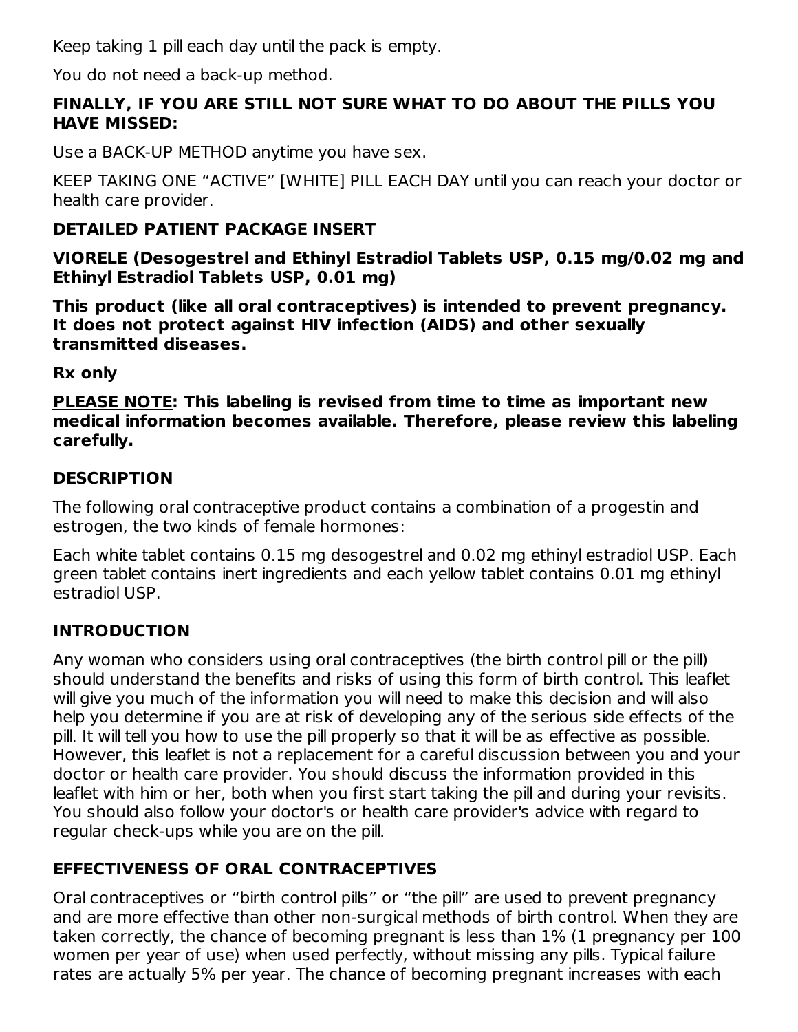Keep taking 1 pill each day until the pack is empty.

You do not need a back-up method.

**FINALLY, IF YOU ARE STILL NOT SURE WHAT TO DO ABOUT THE PILLS YOU HAVE MISSED:**

Use a BACK-UP METHOD anytime you have sex.

KEEP TAKING ONE “ACTIVE” [WHITE] PILL EACH DAY until you can reach your doctor or health care provider.

## DETAILED PATIENT PACKAGE INSERT

**VIORELE (Desogestrel and Ethinyl Estradiol Tablets USP, 0.15 mg/0.02 mg and Ethinyl Estradiol Tablets USP, 0.01 mg)**

**This product (like all oral contraceptives) is intended to prevent pregnancy. It does not protect against HIV infection (AIDS) and other sexually transmitted diseases.**

**Rx only**

**PLEASE NOTE: This labeling is revised from time to time as important new medical information becomes available. Therefore, please review this labeling carefully.**

## DESCRIPTION

The following oral contraceptive product contains a combination of a progestin and estrogen, the two kinds of female hormones:

Each white tablet contains 0.15 mg desogestrel and 0.02 mg ethinyl estradiol USP. Each green tablet contains inert ingredients and each yellow tablet contains 0.01 mg ethinyl estradiol USP.

## INTRODUCTION

Any woman who considers using oral contraceptives (the birth control pill or the pill) should understand the benefits and risks of using this form of birth control. This leaflet will give you much of the information you will need to make this decision and will also help you determine if you are at risk of developing any of the serious side effects of the pill. It will tell you how to use the pill properly so that it will be as effective as possible. However, this leaflet is not a replacement for a careful discussion between you and your doctor or health care provider. You should discuss the information provided in this leaflet with him or her, both when you first start taking the pill and during your revisits. You should also follow your doctor's or health care provider's advice with regard to regular check-ups while you are on the pill.

## EFFECTIVENESS OF ORAL CONTRACEPTIVES

Oral contraceptives or “birth control pills” or “the pill” are used to prevent pregnancy and are more effective than other non-surgical methods of birth control. When they are taken correctly, the chance of becoming pregnant is less than 1% (1 pregnancy per 100 women per year of use) when used perfectly, without missing any pills. Typical failure rates are actually 5% per year. The chance of becoming pregnant increases with each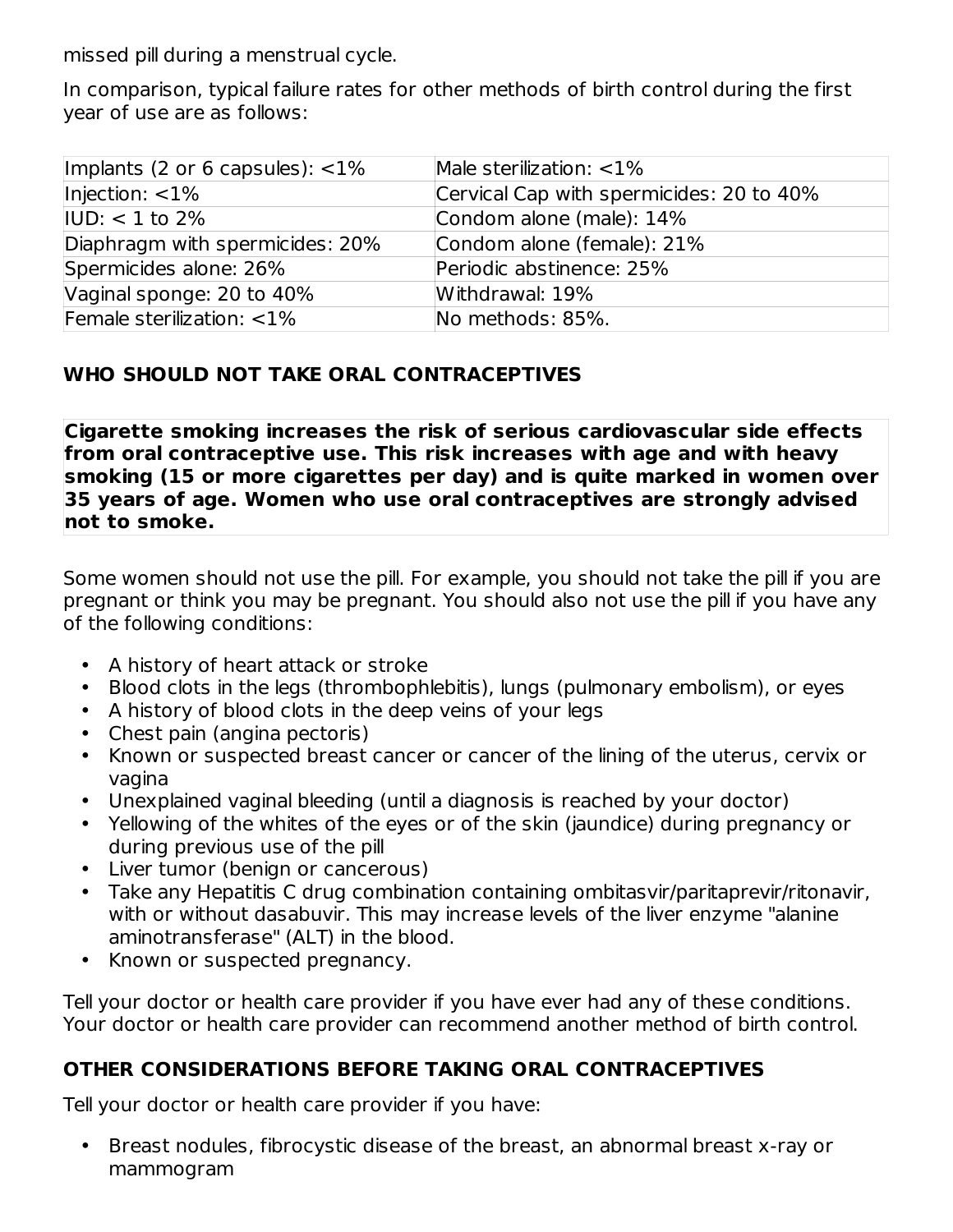missed pill during a menstrual cycle.

In comparison, typical failure rates for other methods of birth control during the first year of use are as follows:

| | |
|---|---|
| Implants (2 or 6 capsules): <1% | Male sterilization: <1% |
| Injection: <1% | Cervical Cap with spermicides: 20 to 40% |
| IUD: < 1 to 2% | Condom alone (male): 14% |
| Diaphragm with spermicides: 20% | Condom alone (female): 21% |
| Spermicides alone: 26% | Periodic abstinence: 25% |
| Vaginal sponge: 20 to 40% | Withdrawal: 19% |
| Female sterilization: <1% | No methods: 85%. |

## WHO SHOULD NOT TAKE ORAL CONTRACEPTIVES

**Cigarette smoking increases the risk of serious cardiovascular side effects from oral contraceptive use. This risk increases with age and with heavy smoking (15 or more cigarettes per day) and is quite marked in women over 35 years of age. Women who use oral contraceptives are strongly advised not to smoke.**

Some women should not use the pill. For example, you should not take the pill if you are pregnant or think you may be pregnant. You should also not use the pill if you have any of the following conditions:

- A history of heart attack or stroke
- Blood clots in the legs (thrombophlebitis), lungs (pulmonary embolism), or eyes
- A history of blood clots in the deep veins of your legs
- Chest pain (angina pectoris)
- Known or suspected breast cancer or cancer of the lining of the uterus, cervix or vagina
- Unexplained vaginal bleeding (until a diagnosis is reached by your doctor)
- Yellowing of the whites of the eyes or of the skin (jaundice) during pregnancy or during previous use of the pill
- Liver tumor (benign or cancerous)
- Take any Hepatitis C drug combination containing ombitasvir/paritaprevir/ritonavir, with or without dasabuvir. This may increase levels of the liver enzyme "alanine aminotransferase" (ALT) in the blood.
- Known or suspected pregnancy.

Tell your doctor or health care provider if you have ever had any of these conditions. Your doctor or health care provider can recommend another method of birth control.

## OTHER CONSIDERATIONS BEFORE TAKING ORAL CONTRACEPTIVES

Tell your doctor or health care provider if you have:

- Breast nodules, fibrocystic disease of the breast, an abnormal breast x-ray or mammogram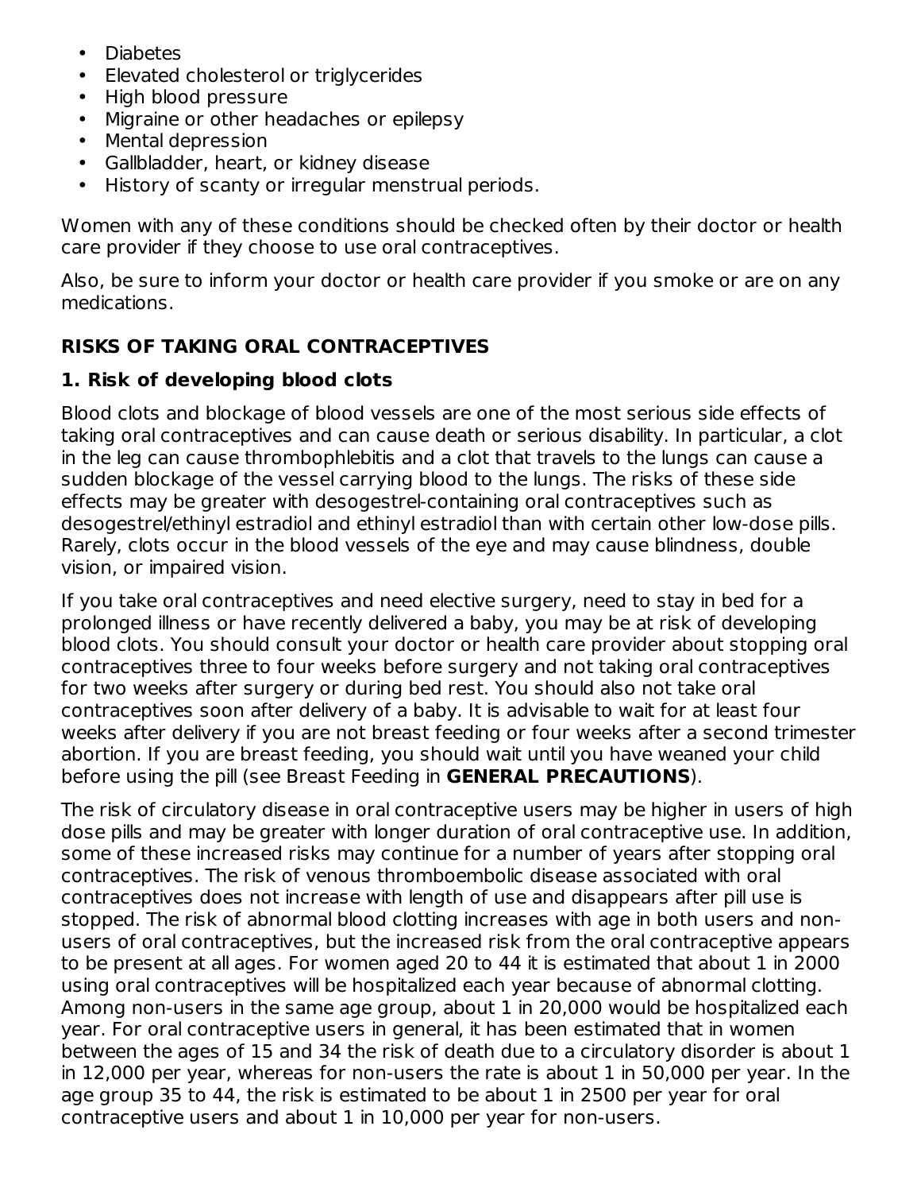- Diabetes
- Elevated cholesterol or triglycerides
- High blood pressure
- Migraine or other headaches or epilepsy
- Mental depression
- Gallbladder, heart, or kidney disease
- History of scanty or irregular menstrual periods.

Women with any of these conditions should be checked often by their doctor or health care provider if they choose to use oral contraceptives.

Also, be sure to inform your doctor or health care provider if you smoke or are on any medications.

## RISKS OF TAKING ORAL CONTRACEPTIVES

### 1. Risk of developing blood clots

Blood clots and blockage of blood vessels are one of the most serious side effects of taking oral contraceptives and can cause death or serious disability. In particular, a clot in the leg can cause thrombophlebitis and a clot that travels to the lungs can cause a sudden blockage of the vessel carrying blood to the lungs. The risks of these side effects may be greater with desogestrel-containing oral contraceptives such as desogestrel/ethinyl estradiol and ethinyl estradiol than with certain other low-dose pills. Rarely, clots occur in the blood vessels of the eye and may cause blindness, double vision, or impaired vision.

If you take oral contraceptives and need elective surgery, need to stay in bed for a prolonged illness or have recently delivered a baby, you may be at risk of developing blood clots. You should consult your doctor or health care provider about stopping oral contraceptives three to four weeks before surgery and not taking oral contraceptives for two weeks after surgery or during bed rest. You should also not take oral contraceptives soon after delivery of a baby. It is advisable to wait for at least four weeks after delivery if you are not breast feeding or four weeks after a second trimester abortion. If you are breast feeding, you should wait until you have weaned your child before using the pill (see Breast Feeding in **GENERAL PRECAUTIONS**).

The risk of circulatory disease in oral contraceptive users may be higher in users of high dose pills and may be greater with longer duration of oral contraceptive use. In addition, some of these increased risks may continue for a number of years after stopping oral contraceptives. The risk of venous thromboembolic disease associated with oral contraceptives does not increase with length of use and disappears after pill use is stopped. The risk of abnormal blood clotting increases with age in both users and non-users of oral contraceptives, but the increased risk from the oral contraceptive appears to be present at all ages. For women aged 20 to 44 it is estimated that about 1 in 2000 using oral contraceptives will be hospitalized each year because of abnormal clotting. Among non-users in the same age group, about 1 in 20,000 would be hospitalized each year. For oral contraceptive users in general, it has been estimated that in women between the ages of 15 and 34 the risk of death due to a circulatory disorder is about 1 in 12,000 per year, whereas for non-users the rate is about 1 in 50,000 per year. In the age group 35 to 44, the risk is estimated to be about 1 in 2500 per year for oral contraceptive users and about 1 in 10,000 per year for non-users.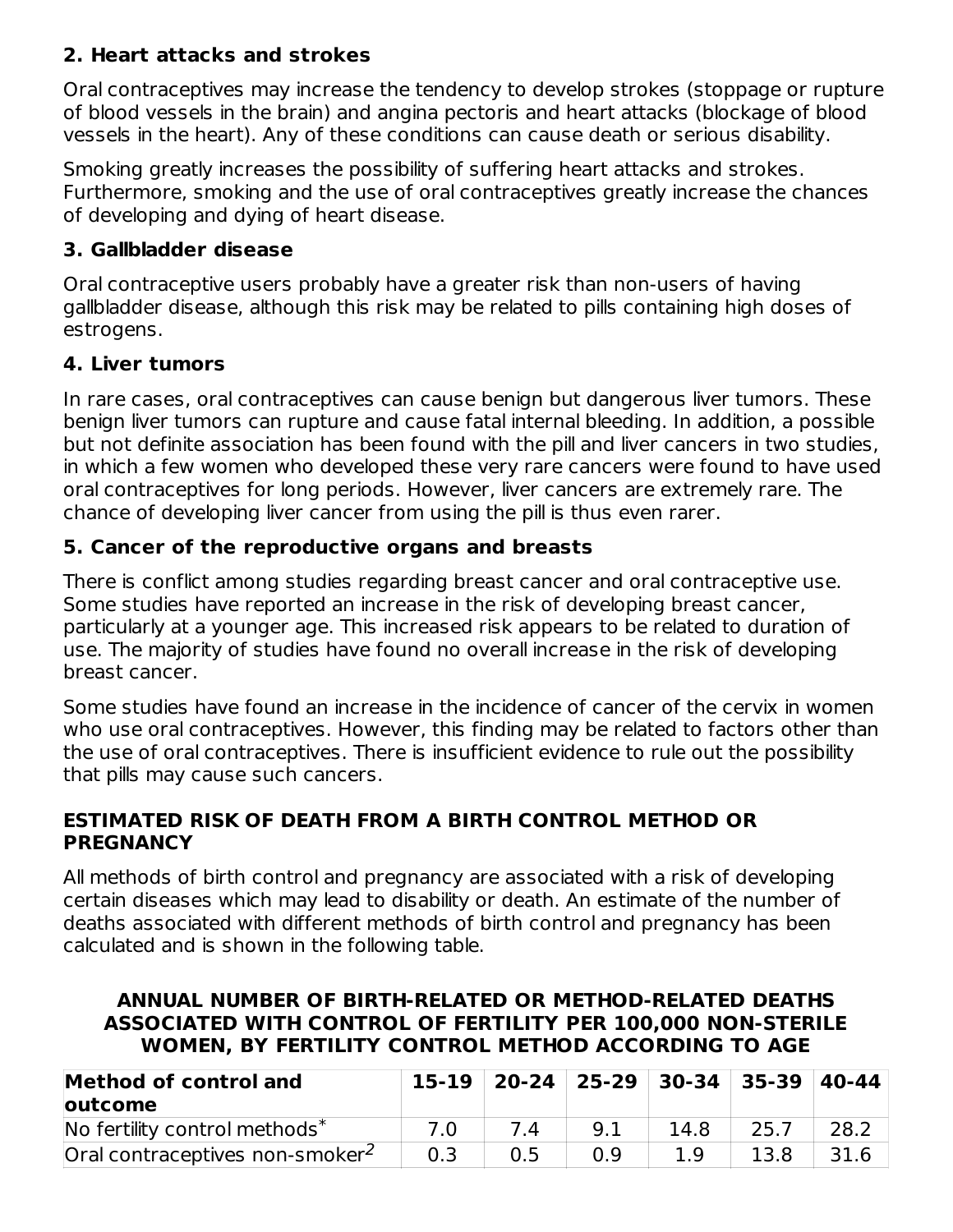**2. Heart attacks and strokes**

Oral contraceptives may increase the tendency to develop strokes (stoppage or rupture of blood vessels in the brain) and angina pectoris and heart attacks (blockage of blood vessels in the heart). Any of these conditions can cause death or serious disability.

Smoking greatly increases the possibility of suffering heart attacks and strokes. Furthermore, smoking and the use of oral contraceptives greatly increase the chances of developing and dying of heart disease.

**3. Gallbladder disease**

Oral contraceptive users probably have a greater risk than non-users of having gallbladder disease, although this risk may be related to pills containing high doses of estrogens.

**4. Liver tumors**

In rare cases, oral contraceptives can cause benign but dangerous liver tumors. These benign liver tumors can rupture and cause fatal internal bleeding. In addition, a possible but not definite association has been found with the pill and liver cancers in two studies, in which a few women who developed these very rare cancers were found to have used oral contraceptives for long periods. However, liver cancers are extremely rare. The chance of developing liver cancer from using the pill is thus even rarer.

**5. Cancer of the reproductive organs and breasts**

There is conflict among studies regarding breast cancer and oral contraceptive use. Some studies have reported an increase in the risk of developing breast cancer, particularly at a younger age. This increased risk appears to be related to duration of use. The majority of studies have found no overall increase in the risk of developing breast cancer.

Some studies have found an increase in the incidence of cancer of the cervix in women who use oral contraceptives. However, this finding may be related to factors other than the use of oral contraceptives. There is insufficient evidence to rule out the possibility that pills may cause such cancers.

**ESTIMATED RISK OF DEATH FROM A BIRTH CONTROL METHOD OR PREGNANCY**

All methods of birth control and pregnancy are associated with a risk of developing certain diseases which may lead to disability or death. An estimate of the number of deaths associated with different methods of birth control and pregnancy has been calculated and is shown in the following table.

**ANNUAL NUMBER OF BIRTH-RELATED OR METHOD-RELATED DEATHS ASSOCIATED WITH CONTROL OF FERTILITY PER 100,000 NON-STERILE WOMEN, BY FERTILITY CONTROL METHOD ACCORDING TO AGE**

| Method of control and outcome | 15-19 | 20-24 | 25-29 | 30-34 | 35-39 | 40-44 |
|---|---|---|---|---|---|---|
| No fertility control methods* | 7.0 | 7.4 | 9.1 | 14.8 | 25.7 | 28.2 |
| Oral contraceptives non-smoker[2] | 0.3 | 0.5 | 0.9 | 1.9 | 13.8 | 31.6 |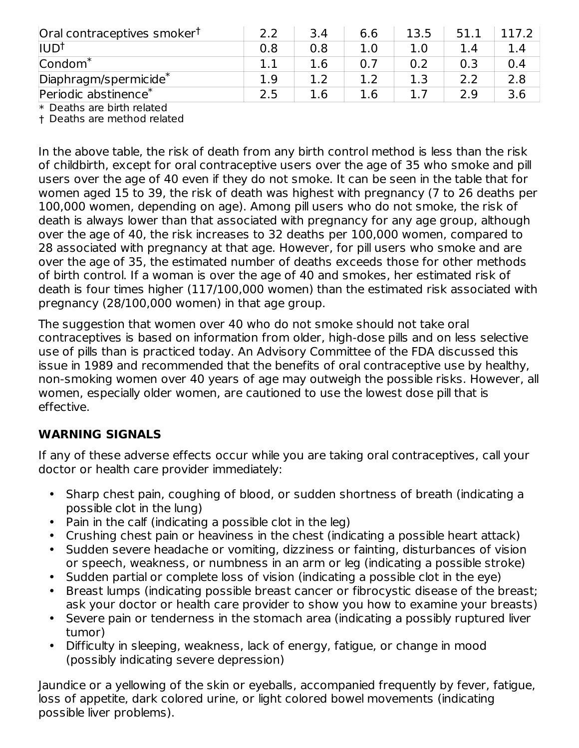| | | | | | | |
|---|---|---|---|---|---|---|
| Oral contraceptives smoker† | 2.2 | 3.4 | 6.6 | 13.5 | 51.1 | 117.2 |
| IUD† | 0.8 | 0.8 | 1.0 | 1.0 | 1.4 | 1.4 |
| Condom* | 1.1 | 1.6 | 0.7 | 0.2 | 0.3 | 0.4 |
| Diaphragm/spermicide* | 1.9 | 1.2 | 1.2 | 1.3 | 2.2 | 2.8 |
| Periodic abstinence* | 2.5 | 1.6 | 1.6 | 1.7 | 2.9 | 3.6 |

* Deaths are birth related
† Deaths are method related

In the above table, the risk of death from any birth control method is less than the risk of childbirth, except for oral contraceptive users over the age of 35 who smoke and pill users over the age of 40 even if they do not smoke. It can be seen in the table that for women aged 15 to 39, the risk of death was highest with pregnancy (7 to 26 deaths per 100,000 women, depending on age). Among pill users who do not smoke, the risk of death is always lower than that associated with pregnancy for any age group, although over the age of 40, the risk increases to 32 deaths per 100,000 women, compared to 28 associated with pregnancy at that age. However, for pill users who smoke and are over the age of 35, the estimated number of deaths exceeds those for other methods of birth control. If a woman is over the age of 40 and smokes, her estimated risk of death is four times higher (117/100,000 women) than the estimated risk associated with pregnancy (28/100,000 women) in that age group.

The suggestion that women over 40 who do not smoke should not take oral contraceptives is based on information from older, high-dose pills and on less selective use of pills than is practiced today. An Advisory Committee of the FDA discussed this issue in 1989 and recommended that the benefits of oral contraceptive use by healthy, non-smoking women over 40 years of age may outweigh the possible risks. However, all women, especially older women, are cautioned to use the lowest dose pill that is effective.

**WARNING SIGNALS**

If any of these adverse effects occur while you are taking oral contraceptives, call your doctor or health care provider immediately:

- Sharp chest pain, coughing of blood, or sudden shortness of breath (indicating a possible clot in the lung)
- Pain in the calf (indicating a possible clot in the leg)
- Crushing chest pain or heaviness in the chest (indicating a possible heart attack)
- Sudden severe headache or vomiting, dizziness or fainting, disturbances of vision or speech, weakness, or numbness in an arm or leg (indicating a possible stroke)
- Sudden partial or complete loss of vision (indicating a possible clot in the eye)
- Breast lumps (indicating possible breast cancer or fibrocystic disease of the breast; ask your doctor or health care provider to show you how to examine your breasts)
- Severe pain or tenderness in the stomach area (indicating a possibly ruptured liver tumor)
- Difficulty in sleeping, weakness, lack of energy, fatigue, or change in mood (possibly indicating severe depression)

Jaundice or a yellowing of the skin or eyeballs, accompanied frequently by fever, fatigue, loss of appetite, dark colored urine, or light colored bowel movements (indicating possible liver problems).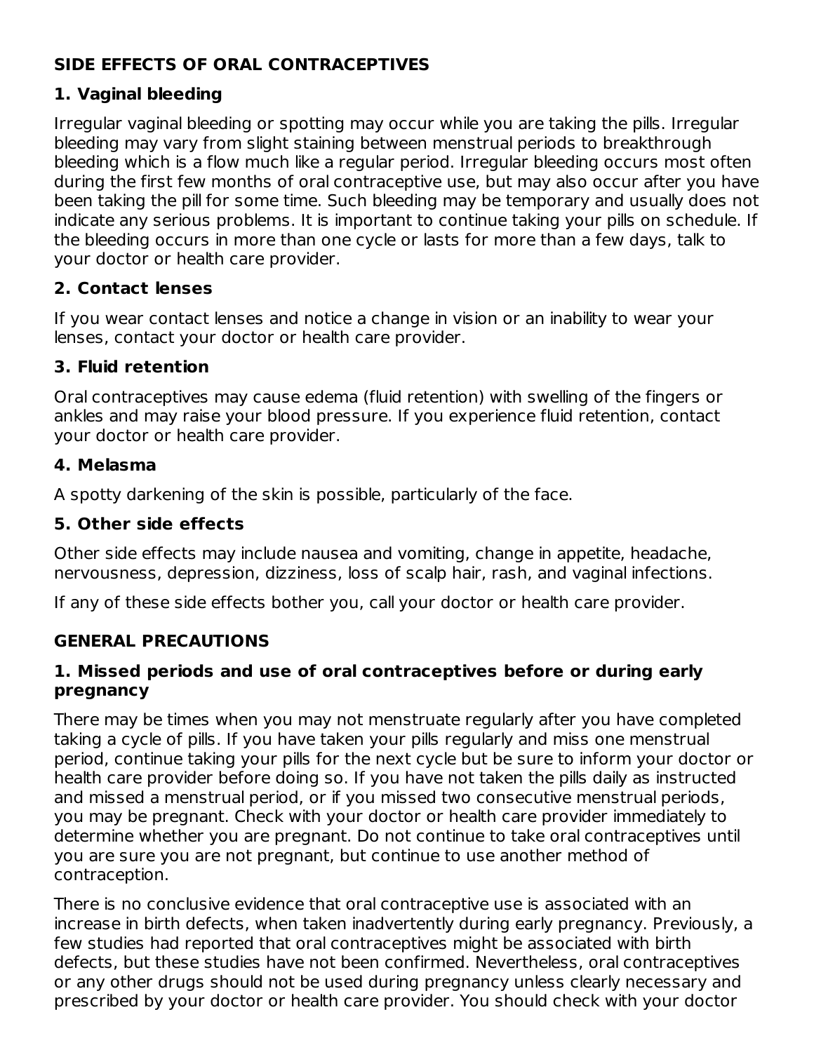## SIDE EFFECTS OF ORAL CONTRACEPTIVES

### 1. Vaginal bleeding

Irregular vaginal bleeding or spotting may occur while you are taking the pills. Irregular bleeding may vary from slight staining between menstrual periods to breakthrough bleeding which is a flow much like a regular period. Irregular bleeding occurs most often during the first few months of oral contraceptive use, but may also occur after you have been taking the pill for some time. Such bleeding may be temporary and usually does not indicate any serious problems. It is important to continue taking your pills on schedule. If the bleeding occurs in more than one cycle or lasts for more than a few days, talk to your doctor or health care provider.

### 2. Contact lenses

If you wear contact lenses and notice a change in vision or an inability to wear your lenses, contact your doctor or health care provider.

### 3. Fluid retention

Oral contraceptives may cause edema (fluid retention) with swelling of the fingers or ankles and may raise your blood pressure. If you experience fluid retention, contact your doctor or health care provider.

### 4. Melasma

A spotty darkening of the skin is possible, particularly of the face.

### 5. Other side effects

Other side effects may include nausea and vomiting, change in appetite, headache, nervousness, depression, dizziness, loss of scalp hair, rash, and vaginal infections.

If any of these side effects bother you, call your doctor or health care provider.

## GENERAL PRECAUTIONS

### 1. Missed periods and use of oral contraceptives before or during early pregnancy

There may be times when you may not menstruate regularly after you have completed taking a cycle of pills. If you have taken your pills regularly and miss one menstrual period, continue taking your pills for the next cycle but be sure to inform your doctor or health care provider before doing so. If you have not taken the pills daily as instructed and missed a menstrual period, or if you missed two consecutive menstrual periods, you may be pregnant. Check with your doctor or health care provider immediately to determine whether you are pregnant. Do not continue to take oral contraceptives until you are sure you are not pregnant, but continue to use another method of contraception.

There is no conclusive evidence that oral contraceptive use is associated with an increase in birth defects, when taken inadvertently during early pregnancy. Previously, a few studies had reported that oral contraceptives might be associated with birth defects, but these studies have not been confirmed. Nevertheless, oral contraceptives or any other drugs should not be used during pregnancy unless clearly necessary and prescribed by your doctor or health care provider. You should check with your doctor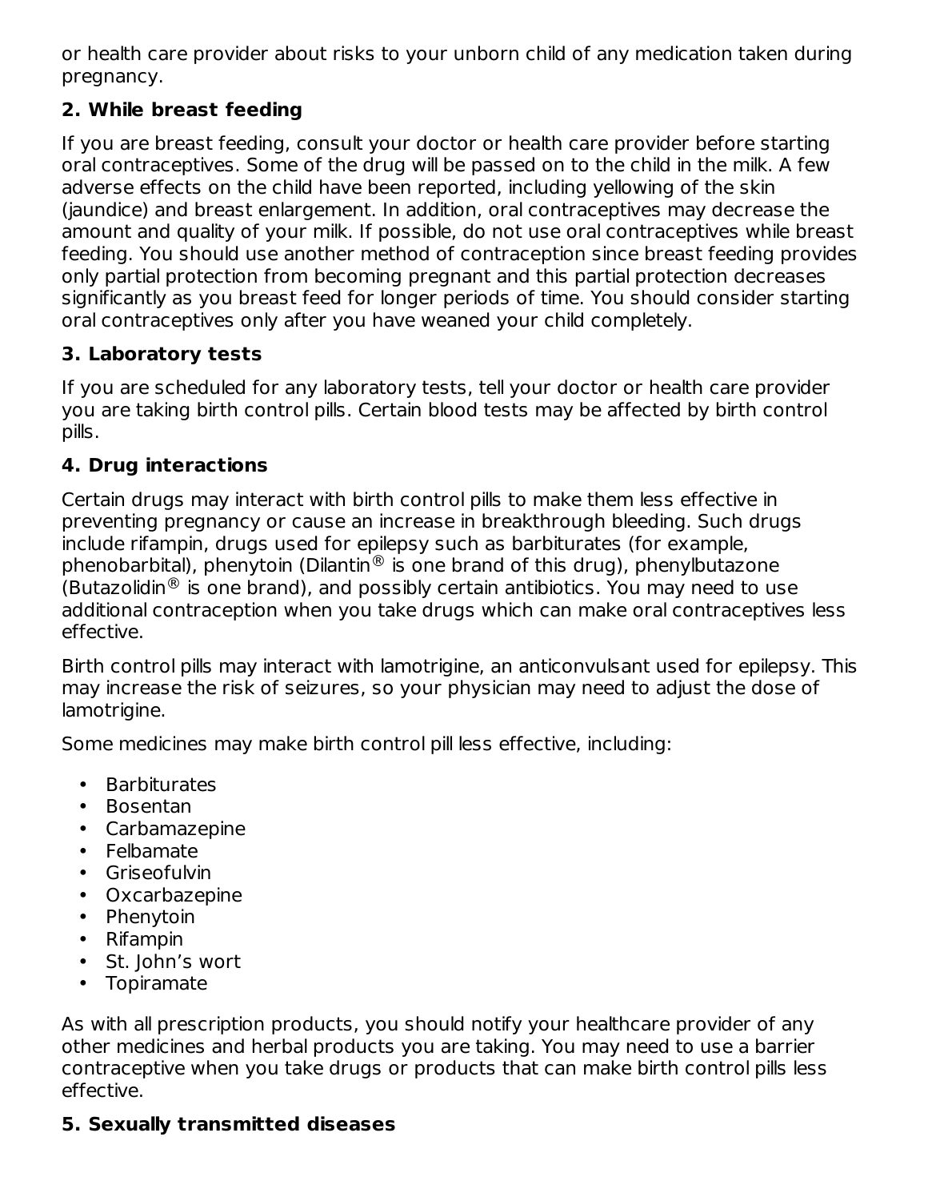or health care provider about risks to your unborn child of any medication taken during pregnancy.

**2. While breast feeding**

If you are breast feeding, consult your doctor or health care provider before starting oral contraceptives. Some of the drug will be passed on to the child in the milk. A few adverse effects on the child have been reported, including yellowing of the skin (jaundice) and breast enlargement. In addition, oral contraceptives may decrease the amount and quality of your milk. If possible, do not use oral contraceptives while breast feeding. You should use another method of contraception since breast feeding provides only partial protection from becoming pregnant and this partial protection decreases significantly as you breast feed for longer periods of time. You should consider starting oral contraceptives only after you have weaned your child completely.

**3. Laboratory tests**

If you are scheduled for any laboratory tests, tell your doctor or health care provider you are taking birth control pills. Certain blood tests may be affected by birth control pills.

**4. Drug interactions**

Certain drugs may interact with birth control pills to make them less effective in preventing pregnancy or cause an increase in breakthrough bleeding. Such drugs include rifampin, drugs used for epilepsy such as barbiturates (for example, phenobarbital), phenytoin (Dilantin® is one brand of this drug), phenylbutazone (Butazolidin® is one brand), and possibly certain antibiotics. You may need to use additional contraception when you take drugs which can make oral contraceptives less effective.

Birth control pills may interact with lamotrigine, an anticonvulsant used for epilepsy. This may increase the risk of seizures, so your physician may need to adjust the dose of lamotrigine.

Some medicines may make birth control pill less effective, including:

- Barbiturates
- Bosentan
- Carbamazepine
- Felbamate
- Griseofulvin
- Oxcarbazepine
- Phenytoin
- Rifampin
- St. John's wort
- Topiramate

As with all prescription products, you should notify your healthcare provider of any other medicines and herbal products you are taking. You may need to use a barrier contraceptive when you take drugs or products that can make birth control pills less effective.

**5. Sexually transmitted diseases**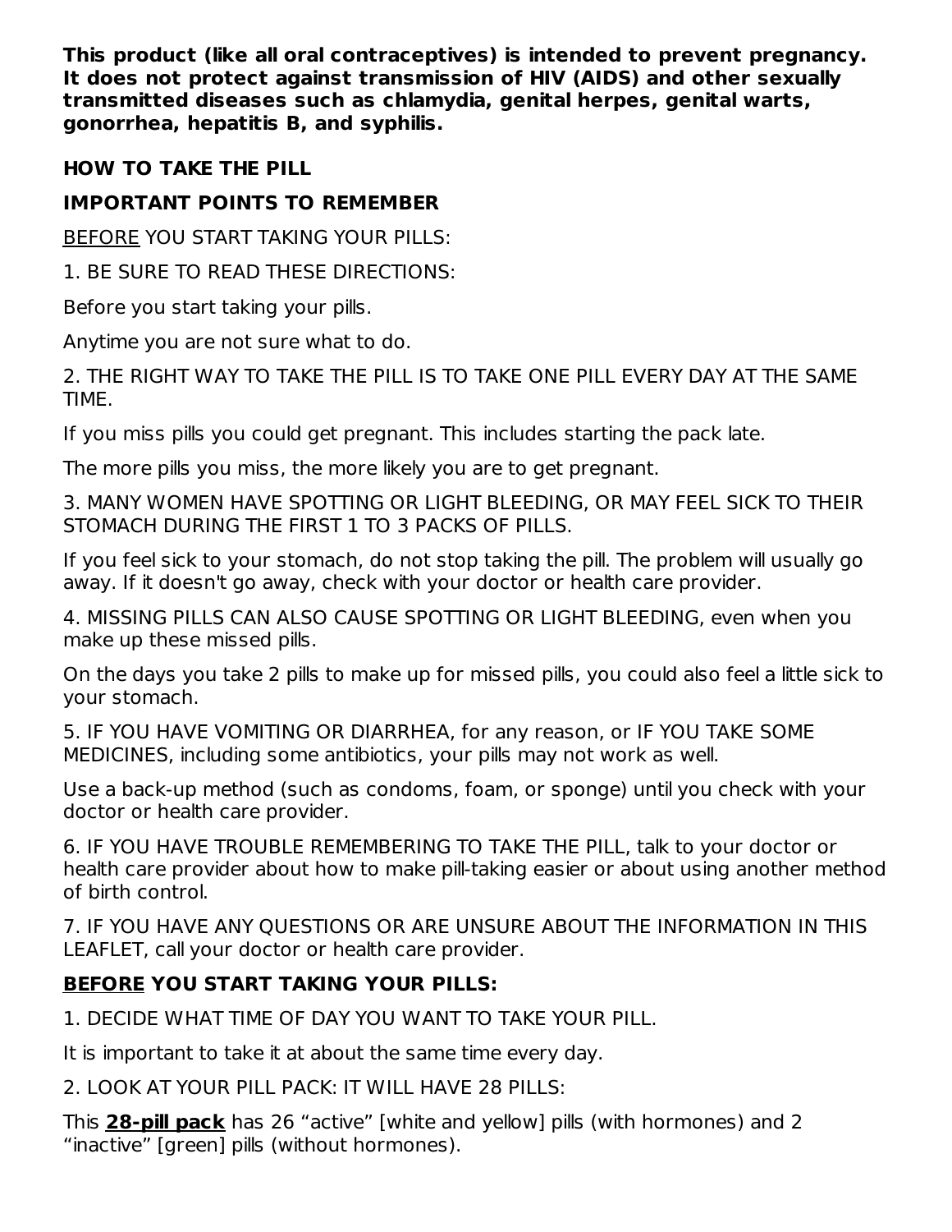**This product (like all oral contraceptives) is intended to prevent pregnancy. It does not protect against transmission of HIV (AIDS) and other sexually transmitted diseases such as chlamydia, genital herpes, genital warts, gonorrhea, hepatitis B, and syphilis.**

**HOW TO TAKE THE PILL**

**IMPORTANT POINTS TO REMEMBER**

<u>BEFORE</u> YOU START TAKING YOUR PILLS:

1. BE SURE TO READ THESE DIRECTIONS:

Before you start taking your pills.

Anytime you are not sure what to do.

2. THE RIGHT WAY TO TAKE THE PILL IS TO TAKE ONE PILL EVERY DAY AT THE SAME TIME.

If you miss pills you could get pregnant. This includes starting the pack late.

The more pills you miss, the more likely you are to get pregnant.

3. MANY WOMEN HAVE SPOTTING OR LIGHT BLEEDING, OR MAY FEEL SICK TO THEIR STOMACH DURING THE FIRST 1 TO 3 PACKS OF PILLS.

If you feel sick to your stomach, do not stop taking the pill. The problem will usually go away. If it doesn't go away, check with your doctor or health care provider.

4. MISSING PILLS CAN ALSO CAUSE SPOTTING OR LIGHT BLEEDING, even when you make up these missed pills.

On the days you take 2 pills to make up for missed pills, you could also feel a little sick to your stomach.

5. IF YOU HAVE VOMITING OR DIARRHEA, for any reason, or IF YOU TAKE SOME MEDICINES, including some antibiotics, your pills may not work as well.

Use a back-up method (such as condoms, foam, or sponge) until you check with your doctor or health care provider.

6. IF YOU HAVE TROUBLE REMEMBERING TO TAKE THE PILL, talk to your doctor or health care provider about how to make pill-taking easier or about using another method of birth control.

7. IF YOU HAVE ANY QUESTIONS OR ARE UNSURE ABOUT THE INFORMATION IN THIS LEAFLET, call your doctor or health care provider.

**<u>BEFORE</u> YOU START TAKING YOUR PILLS:**

1. DECIDE WHAT TIME OF DAY YOU WANT TO TAKE YOUR PILL.

It is important to take it at about the same time every day.

2. LOOK AT YOUR PILL PACK: IT WILL HAVE 28 PILLS:

This **<u>28-pill pack</u>** has 26 “active” [white and yellow] pills (with hormones) and 2 “inactive” [green] pills (without hormones).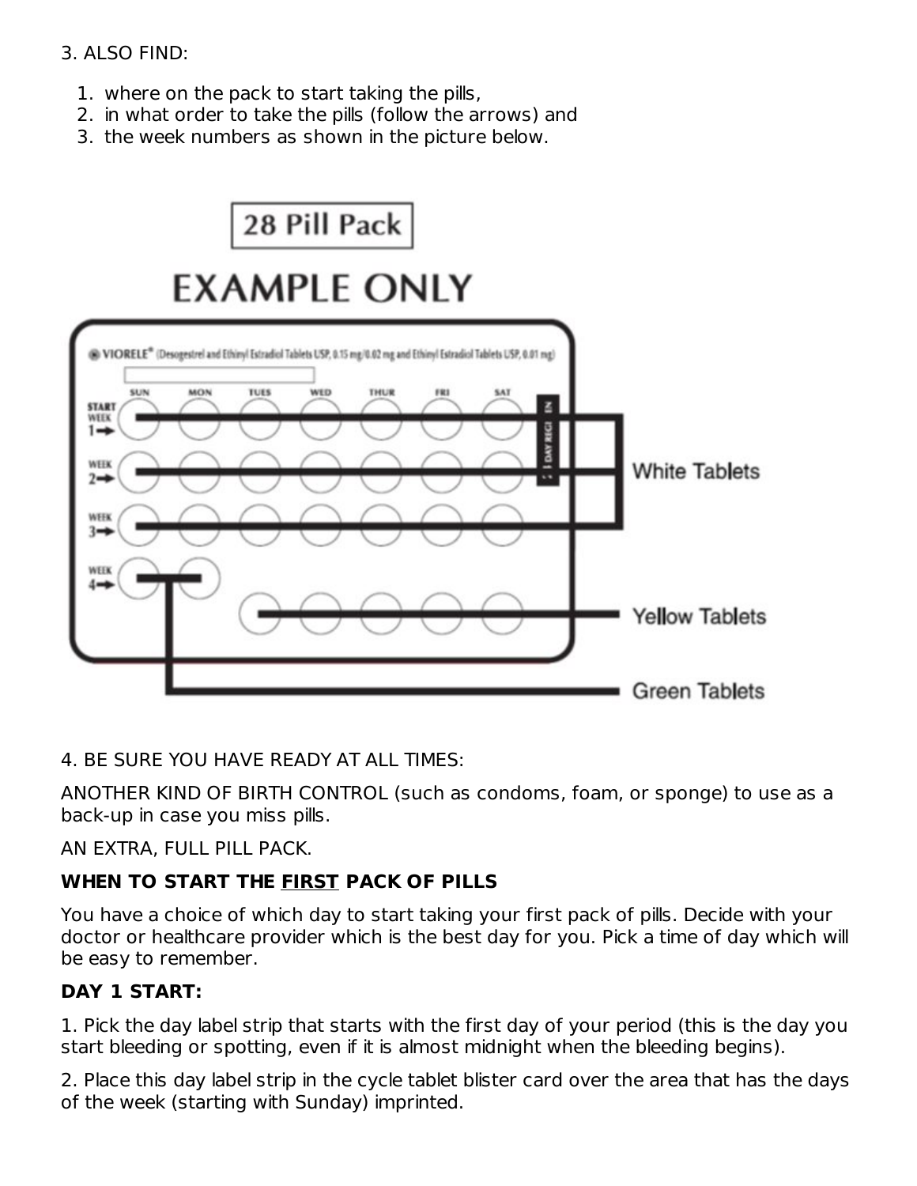3. ALSO FIND:

1. where on the pack to start taking the pills,
2. in what order to take the pills (follow the arrows) and
3. the week numbers as shown in the picture below.

28 Pill Pack

EXAMPLE ONLY

VIORELE® (Desogestrel and Ethinyl Estradiol Tablets USP, 0.15 mg/0.02 mg and Ethinyl Estradiol Tablets USP, 0.01 mg)

SUN MON TUES WED THUR FRI SAT

START WEEK 1

WEEK 2

WEEK 3

WEEK 4

DAY REGIMEN

White Tablets

Yellow Tablets

Green Tablets

4. BE SURE YOU HAVE READY AT ALL TIMES:

ANOTHER KIND OF BIRTH CONTROL (such as condoms, foam, or sponge) to use as a back-up in case you miss pills.

AN EXTRA, FULL PILL PACK.

**WHEN TO START THE FIRST PACK OF PILLS**

You have a choice of which day to start taking your first pack of pills. Decide with your doctor or healthcare provider which is the best day for you. Pick a time of day which will be easy to remember.

**DAY 1 START:**

1. Pick the day label strip that starts with the first day of your period (this is the day you start bleeding or spotting, even if it is almost midnight when the bleeding begins).

2. Place this day label strip in the cycle tablet blister card over the area that has the days of the week (starting with Sunday) imprinted.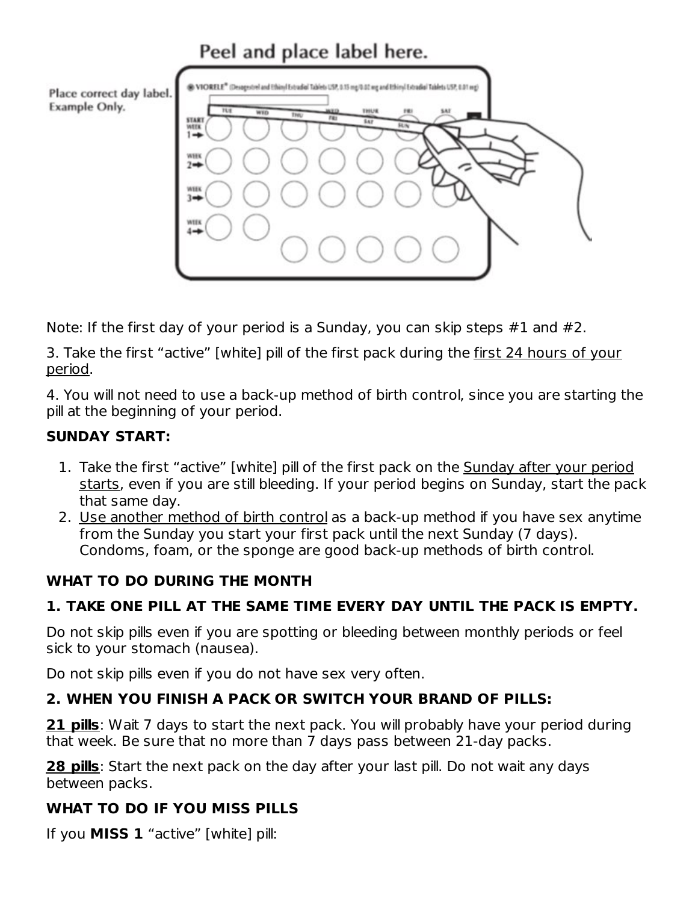Peel and place label here.

Place correct day label.
Example Only.

Note: If the first day of your period is a Sunday, you can skip steps #1 and #2.

3. Take the first "active" [white] pill of the first pack during the first 24 hours of your period.

4. You will not need to use a back-up method of birth control, since you are starting the pill at the beginning of your period.

**SUNDAY START:**

1. Take the first "active" [white] pill of the first pack on the Sunday after your period starts, even if you are still bleeding. If your period begins on Sunday, start the pack that same day.
2. Use another method of birth control as a back-up method if you have sex anytime from the Sunday you start your first pack until the next Sunday (7 days). Condoms, foam, or the sponge are good back-up methods of birth control.

**WHAT TO DO DURING THE MONTH**

**1. TAKE ONE PILL AT THE SAME TIME EVERY DAY UNTIL THE PACK IS EMPTY.**

Do not skip pills even if you are spotting or bleeding between monthly periods or feel sick to your stomach (nausea).

Do not skip pills even if you do not have sex very often.

**2. WHEN YOU FINISH A PACK OR SWITCH YOUR BRAND OF PILLS:**

**21 pills**: Wait 7 days to start the next pack. You will probably have your period during that week. Be sure that no more than 7 days pass between 21-day packs.

**28 pills**: Start the next pack on the day after your last pill. Do not wait any days between packs.

**WHAT TO DO IF YOU MISS PILLS**

If you **MISS 1** "active" [white] pill: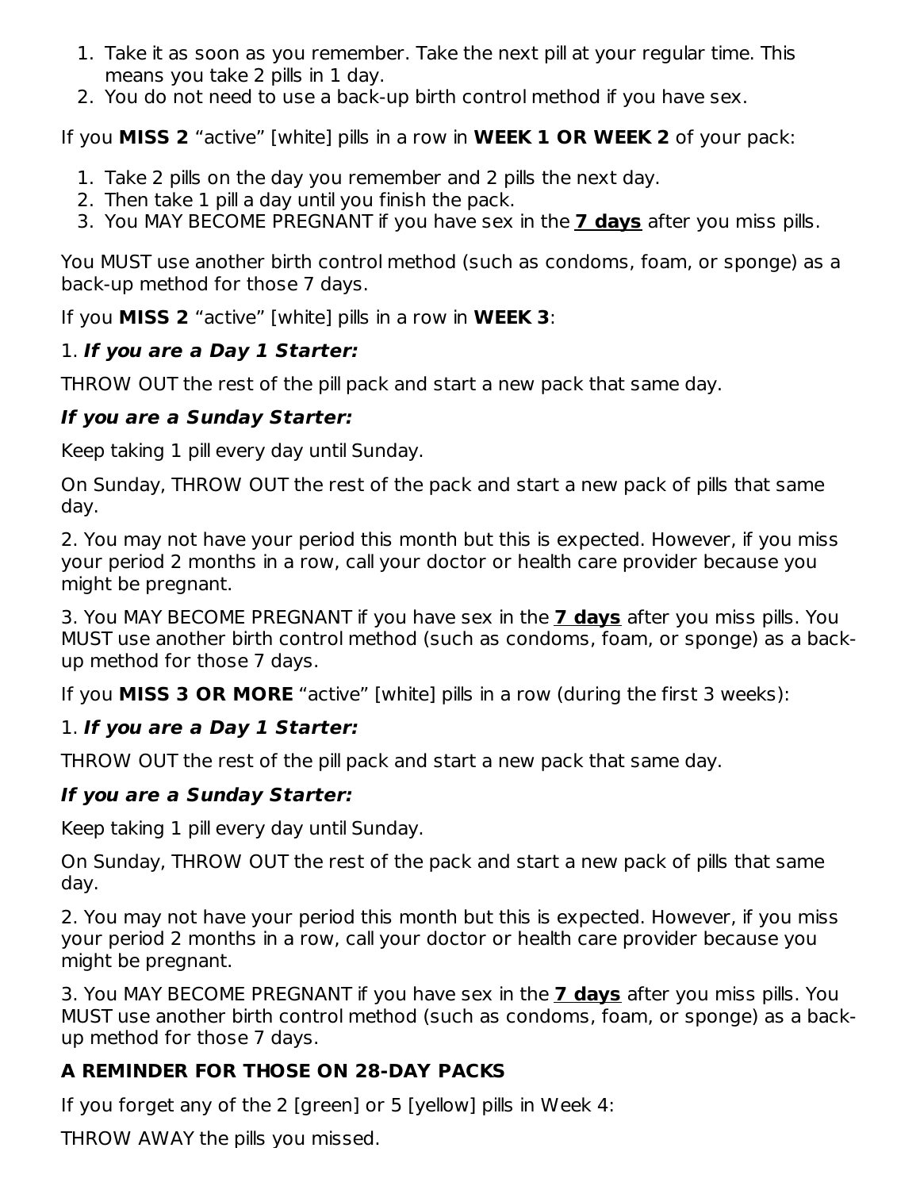1. Take it as soon as you remember. Take the next pill at your regular time. This means you take 2 pills in 1 day.
2. You do not need to use a back-up birth control method if you have sex.

If you **MISS 2** "active" [white] pills in a row in **WEEK 1 OR WEEK 2** of your pack:

1. Take 2 pills on the day you remember and 2 pills the next day.
2. Then take 1 pill a day until you finish the pack.
3. You MAY BECOME PREGNANT if you have sex in the **7 days** after you miss pills.

You MUST use another birth control method (such as condoms, foam, or sponge) as a back-up method for those 7 days.

If you **MISS 2** "active" [white] pills in a row in **WEEK 3**:

1. ***If you are a Day 1 Starter:***

THROW OUT the rest of the pill pack and start a new pack that same day.

***If you are a Sunday Starter:***

Keep taking 1 pill every day until Sunday.

On Sunday, THROW OUT the rest of the pack and start a new pack of pills that same day.

2. You may not have your period this month but this is expected. However, if you miss your period 2 months in a row, call your doctor or health care provider because you might be pregnant.

3. You MAY BECOME PREGNANT if you have sex in the **7 days** after you miss pills. You MUST use another birth control method (such as condoms, foam, or sponge) as a back-up method for those 7 days.

If you **MISS 3 OR MORE** "active" [white] pills in a row (during the first 3 weeks):

1. ***If you are a Day 1 Starter:***

THROW OUT the rest of the pill pack and start a new pack that same day.

***If you are a Sunday Starter:***

Keep taking 1 pill every day until Sunday.

On Sunday, THROW OUT the rest of the pack and start a new pack of pills that same day.

2. You may not have your period this month but this is expected. However, if you miss your period 2 months in a row, call your doctor or health care provider because you might be pregnant.

3. You MAY BECOME PREGNANT if you have sex in the **7 days** after you miss pills. You MUST use another birth control method (such as condoms, foam, or sponge) as a back-up method for those 7 days.

**A REMINDER FOR THOSE ON 28-DAY PACKS**

If you forget any of the 2 [green] or 5 [yellow] pills in Week 4:

THROW AWAY the pills you missed.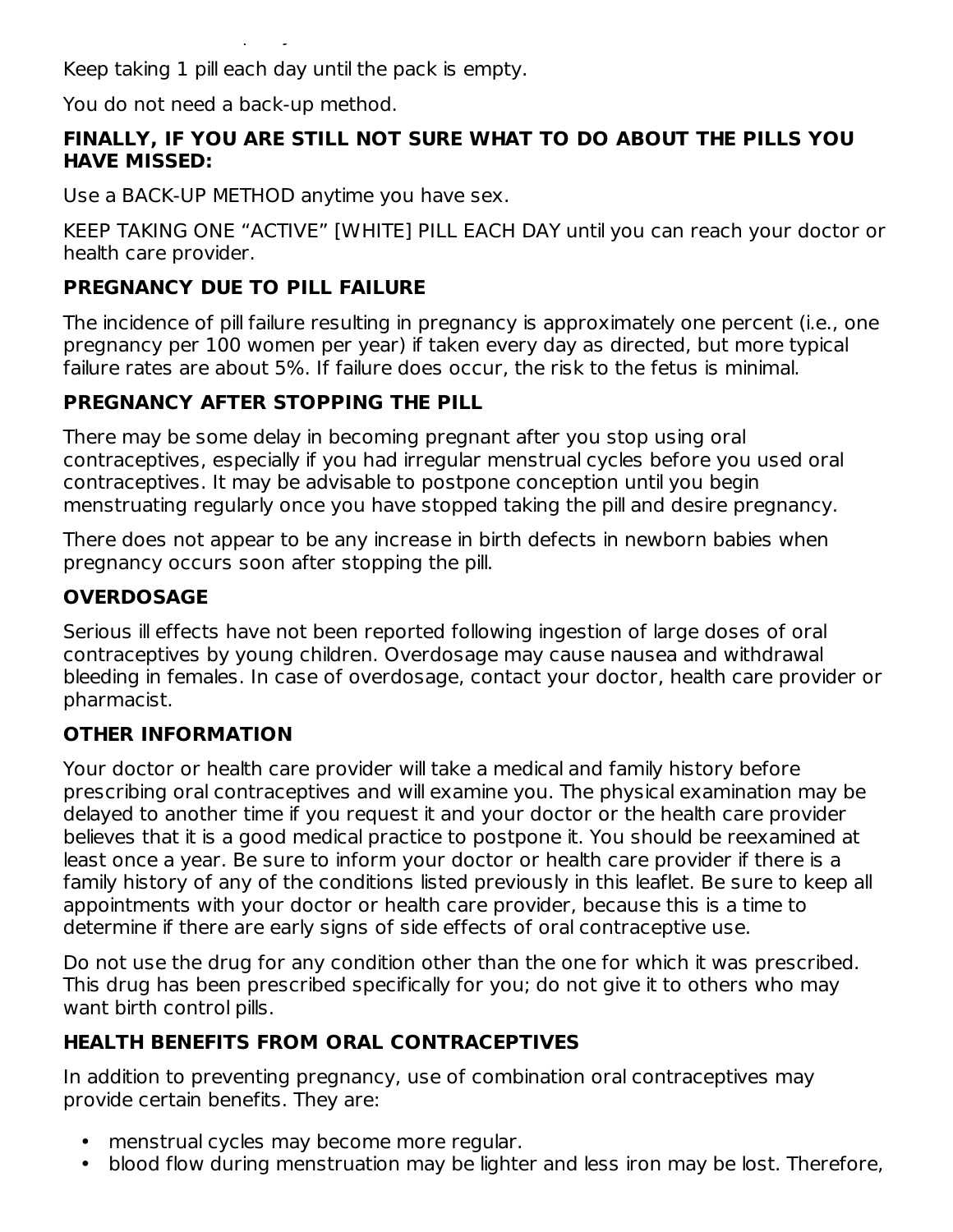Keep taking 1 pill each day until the pack is empty.

You do not need a back-up method.

**FINALLY, IF YOU ARE STILL NOT SURE WHAT TO DO ABOUT THE PILLS YOU HAVE MISSED:**

Use a BACK-UP METHOD anytime you have sex.

KEEP TAKING ONE "ACTIVE" [WHITE] PILL EACH DAY until you can reach your doctor or health care provider.

**PREGNANCY DUE TO PILL FAILURE**

The incidence of pill failure resulting in pregnancy is approximately one percent (i.e., one pregnancy per 100 women per year) if taken every day as directed, but more typical failure rates are about 5%. If failure does occur, the risk to the fetus is minimal.

**PREGNANCY AFTER STOPPING THE PILL**

There may be some delay in becoming pregnant after you stop using oral contraceptives, especially if you had irregular menstrual cycles before you used oral contraceptives. It may be advisable to postpone conception until you begin menstruating regularly once you have stopped taking the pill and desire pregnancy.

There does not appear to be any increase in birth defects in newborn babies when pregnancy occurs soon after stopping the pill.

**OVERDOSAGE**

Serious ill effects have not been reported following ingestion of large doses of oral contraceptives by young children. Overdosage may cause nausea and withdrawal bleeding in females. In case of overdosage, contact your doctor, health care provider or pharmacist.

**OTHER INFORMATION**

Your doctor or health care provider will take a medical and family history before prescribing oral contraceptives and will examine you. The physical examination may be delayed to another time if you request it and your doctor or the health care provider believes that it is a good medical practice to postpone it. You should be reexamined at least once a year. Be sure to inform your doctor or health care provider if there is a family history of any of the conditions listed previously in this leaflet. Be sure to keep all appointments with your doctor or health care provider, because this is a time to determine if there are early signs of side effects of oral contraceptive use.

Do not use the drug for any condition other than the one for which it was prescribed. This drug has been prescribed specifically for you; do not give it to others who may want birth control pills.

**HEALTH BENEFITS FROM ORAL CONTRACEPTIVES**

In addition to preventing pregnancy, use of combination oral contraceptives may provide certain benefits. They are:

- menstrual cycles may become more regular.
- blood flow during menstruation may be lighter and less iron may be lost. Therefore,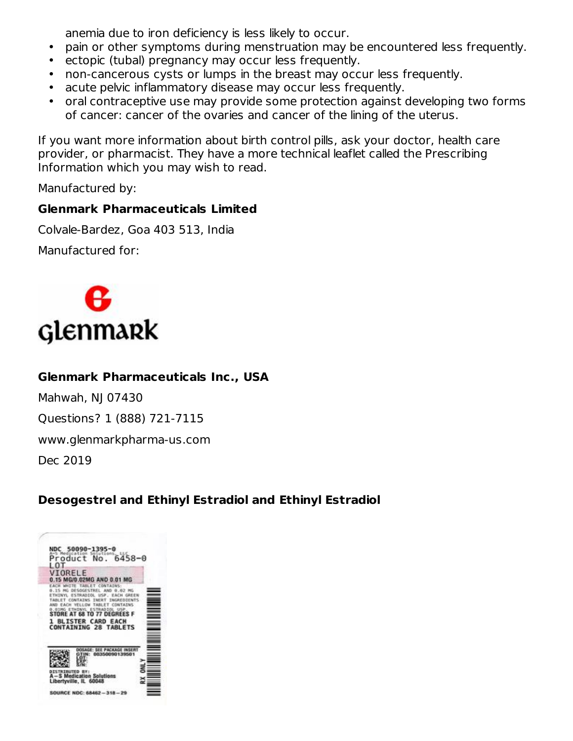anemia due to iron deficiency is less likely to occur.

- pain or other symptoms during menstruation may be encountered less frequently.
- ectopic (tubal) pregnancy may occur less frequently.
- non-cancerous cysts or lumps in the breast may occur less frequently.
- acute pelvic inflammatory disease may occur less frequently.
- oral contraceptive use may provide some protection against developing two forms of cancer: cancer of the ovaries and cancer of the lining of the uterus.

If you want more information about birth control pills, ask your doctor, health care provider, or pharmacist. They have a more technical leaflet called the Prescribing Information which you may wish to read.

Manufactured by:

**Glenmark Pharmaceuticals Limited**

Colvale-Bardez, Goa 403 513, India

Manufactured for:

glenmark

**Glenmark Pharmaceuticals Inc., USA**

Mahwah, NJ 07430

Questions? 1 (888) 721-7115

www.glenmarkpharma-us.com

Dec 2019

**Desogestrel and Ethinyl Estradiol and Ethinyl Estradiol**

NDC 50090-1395-0
A-S Medication Solutions, LLC
Product No. 6458-0
LOT
VIORELE
0.15 MG/0.02MG AND 0.01 MG
EACH WHITE TABLET CONTAINS: 0.15 MG DESOGESTREL AND 0.02 MG ETHINYL ESTRADIOL USP. EACH GREEN TABLET CONTAINS INERT INGREDIENTS AND EACH YELLOW TABLET CONTAINS 0.01MG ETHINYL ESTRADIOL USP.
STORE AT 68 TO 77 DEGREES F
1 BLISTER CARD EACH CONTAINING 28 TABLETS

DOSAGE: SEE PACKAGE INSERT
GTIN: 00350090139501
LOT:
EXP:
S/N:
DISTRIBUTED BY:
A-S Medication Solutions
Libertyville, IL 60048
RX ONLY
SOURCE NDC: 68462-318-29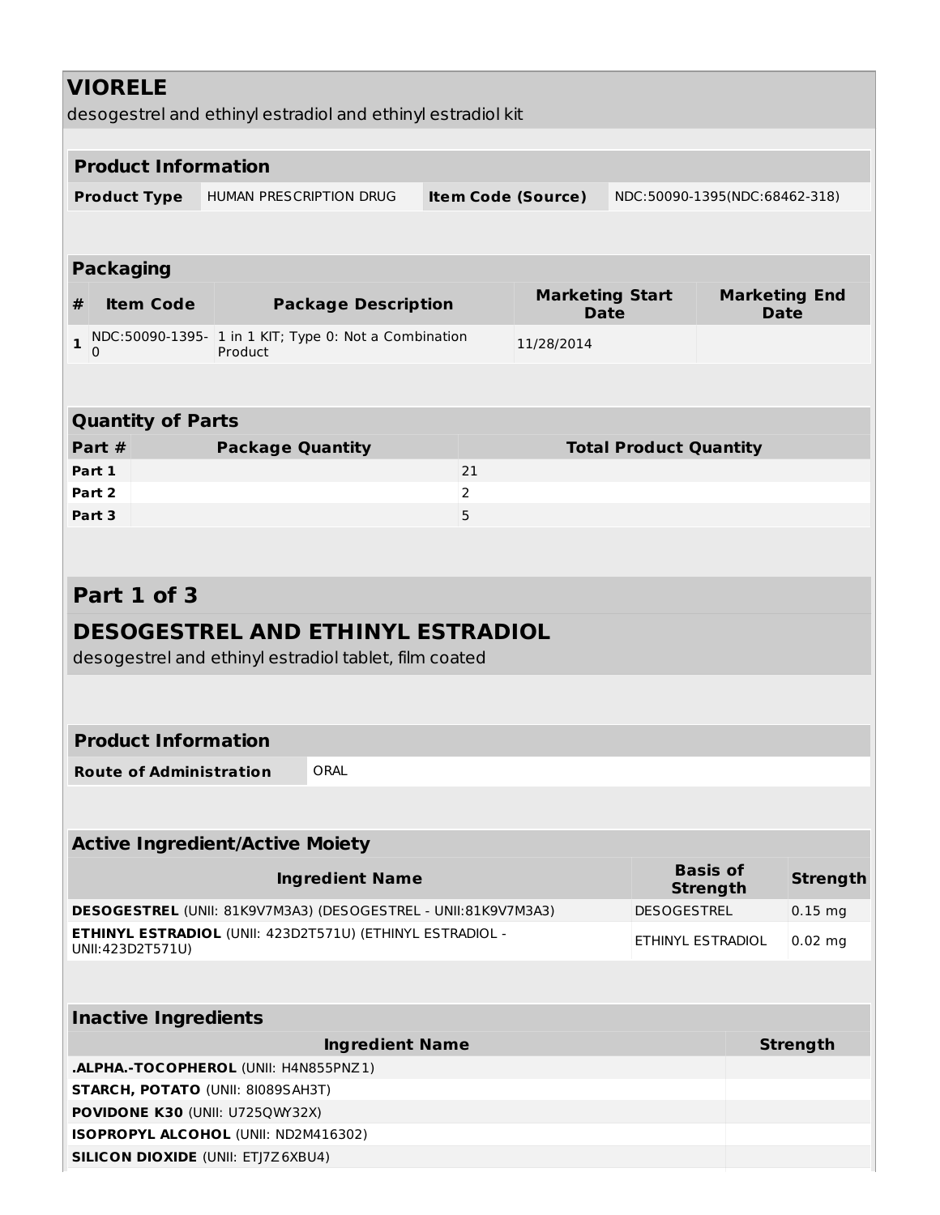# VIORELE

desogestrel and ethinyl estradiol and ethinyl estradiol kit

| Product Information | | | |
|---|---|---|---|
| **Product Type** | HUMAN PRESCRIPTION DRUG | **Item Code (Source)** | NDC:50090-1395(NDC:68462-318) |

| Packaging | | | | |
|---|---|---|---|---|
| **#** | **Item Code** | **Package Description** | **Marketing Start Date** | **Marketing End Date** |
| **1** | NDC:50090-1395-0 | 1 in 1 KIT; Type 0: Not a Combination Product | 11/28/2014 | |

| Quantity of Parts | | |
|---|---|---|
| **Part #** | **Package Quantity** | **Total Product Quantity** |
| **Part 1** | | 21 |
| **Part 2** | | 2 |
| **Part 3** | | 5 |

## Part 1 of 3

## DESOGESTREL AND ETHINYL ESTRADIOL

desogestrel and ethinyl estradiol tablet, film coated

| Product Information | |
|---|---|
| **Route of Administration** | ORAL |

| Active Ingredient/Active Moiety | | |
|---|---|---|
| **Ingredient Name** | **Basis of Strength** | **Strength** |
| **DESOGESTREL** (UNII: 81K9V7M3A3) (DESOGESTREL - UNII:81K9V7M3A3) | DESOGESTREL | 0.15 mg |
| **ETHINYL ESTRADIOL** (UNII: 423D2T571U) (ETHINYL ESTRADIOL - UNII:423D2T571U) | ETHINYL ESTRADIOL | 0.02 mg |

| Inactive Ingredients | |
|---|---|
| **Ingredient Name** | **Strength** |
| **.ALPHA.-TOCOPHEROL** (UNII: H4N855PNZ1) | |
| **STARCH, POTATO** (UNII: 8I089SAH3T) | |
| **POVIDONE K30** (UNII: U725QWY32X) | |
| **ISOPROPYL ALCOHOL** (UNII: ND2M416302) | |
| **SILICON DIOXIDE** (UNII: ETJ7Z6XBU4) | |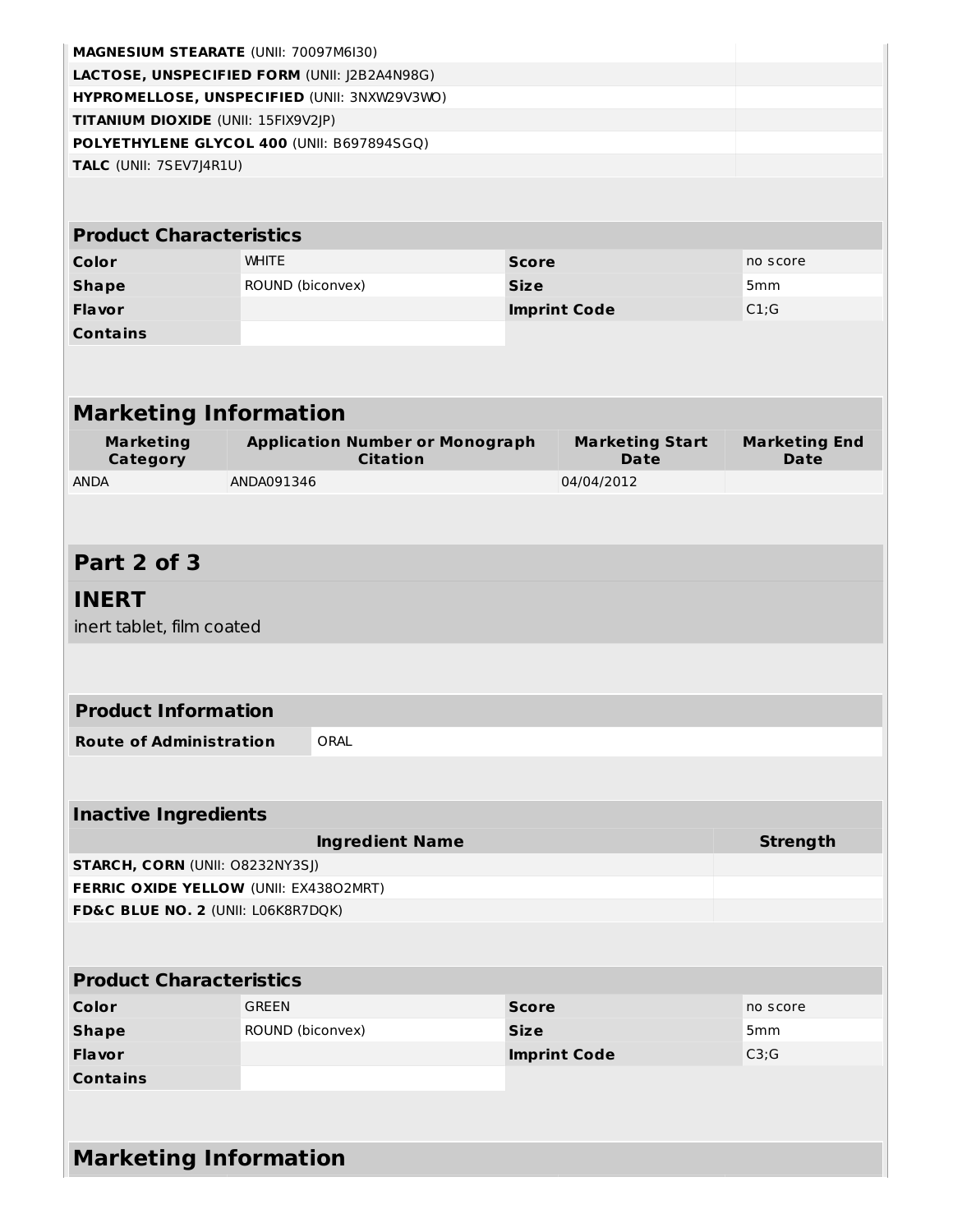| | |
|---|---|
| **MAGNESIUM STEARATE** (UNII: 70097M6I30) | |
| **LACTOSE, UNSPECIFIED FORM** (UNII: J2B2A4N98G) | |
| **HYPROMELLOSE, UNSPECIFIED** (UNII: 3NXW29V3WO) | |
| **TITANIUM DIOXIDE** (UNII: 15FIX9V2JP) | |
| **POLYETHYLENE GLYCOL 400** (UNII: B697894SGQ) | |
| **TALC** (UNII: 7SEV7J4R1U) | |

| Product Characteristics | | | |
|---|---|---|---|
| **Color** | WHITE | **Score** | no score |
| **Shape** | ROUND (biconvex) | **Size** | 5mm |
| **Flavor** | | **Imprint Code** | C1;G |
| **Contains** | | | |

## Marketing Information

| Marketing Category | Application Number or Monograph Citation | Marketing Start Date | Marketing End Date |
|---|---|---|---|
| ANDA | ANDA091346 | 04/04/2012 | |

## Part 2 of 3

## INERT

inert tablet, film coated

| Product Information | |
|---|---|
| **Route of Administration** | ORAL |

| Inactive Ingredients | |
|---|---|
| **Ingredient Name** | **Strength** |
| **STARCH, CORN** (UNII: O8232NY3SJ) | |
| **FERRIC OXIDE YELLOW** (UNII: EX438O2MRT) | |
| **FD&C BLUE NO. 2** (UNII: L06K8R7DQK) | |

| Product Characteristics | | | |
|---|---|---|---|
| **Color** | GREEN | **Score** | no score |
| **Shape** | ROUND (biconvex) | **Size** | 5mm |
| **Flavor** | | **Imprint Code** | C3;G |
| **Contains** | | | |

## Marketing Information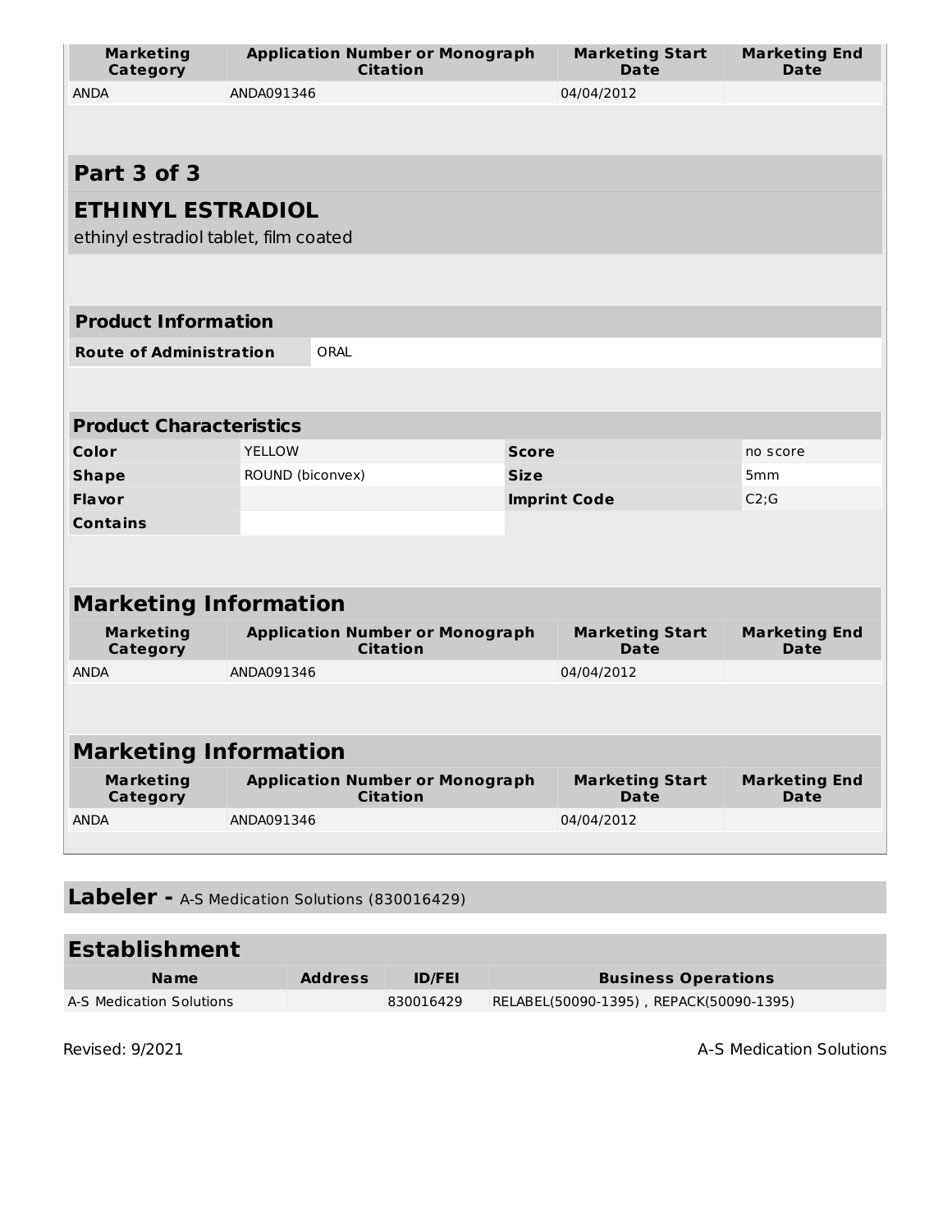| Marketing Category | Application Number or Monograph Citation | Marketing Start Date | Marketing End Date |
| --- | --- | --- | --- |
| ANDA | ANDA091346 | 04/04/2012 | |

## Part 3 of 3

## ETHINYL ESTRADIOL

ethinyl estradiol tablet, film coated

### Product Information

| | |
| --- | --- |
| **Route of Administration** | ORAL |

### Product Characteristics

| | | | |
| --- | --- | --- | --- |
| **Color** | YELLOW | **Score** | no score |
| **Shape** | ROUND (biconvex) | **Size** | 5mm |
| **Flavor** | | **Imprint Code** | C2;G |
| **Contains** | | | |

### Marketing Information

| Marketing Category | Application Number or Monograph Citation | Marketing Start Date | Marketing End Date |
| --- | --- | --- | --- |
| ANDA | ANDA091346 | 04/04/2012 | |

### Marketing Information

| Marketing Category | Application Number or Monograph Citation | Marketing Start Date | Marketing End Date |
| --- | --- | --- | --- |
| ANDA | ANDA091346 | 04/04/2012 | |

**Labeler -** A-S Medication Solutions (830016429)

### Establishment

| Name | Address | ID/FEI | Business Operations |
| --- | --- | --- | --- |
| A-S Medication Solutions | | 830016429 | RELABEL(50090-1395) , REPACK(50090-1395) |

Revised: 9/2021

A-S Medication Solutions